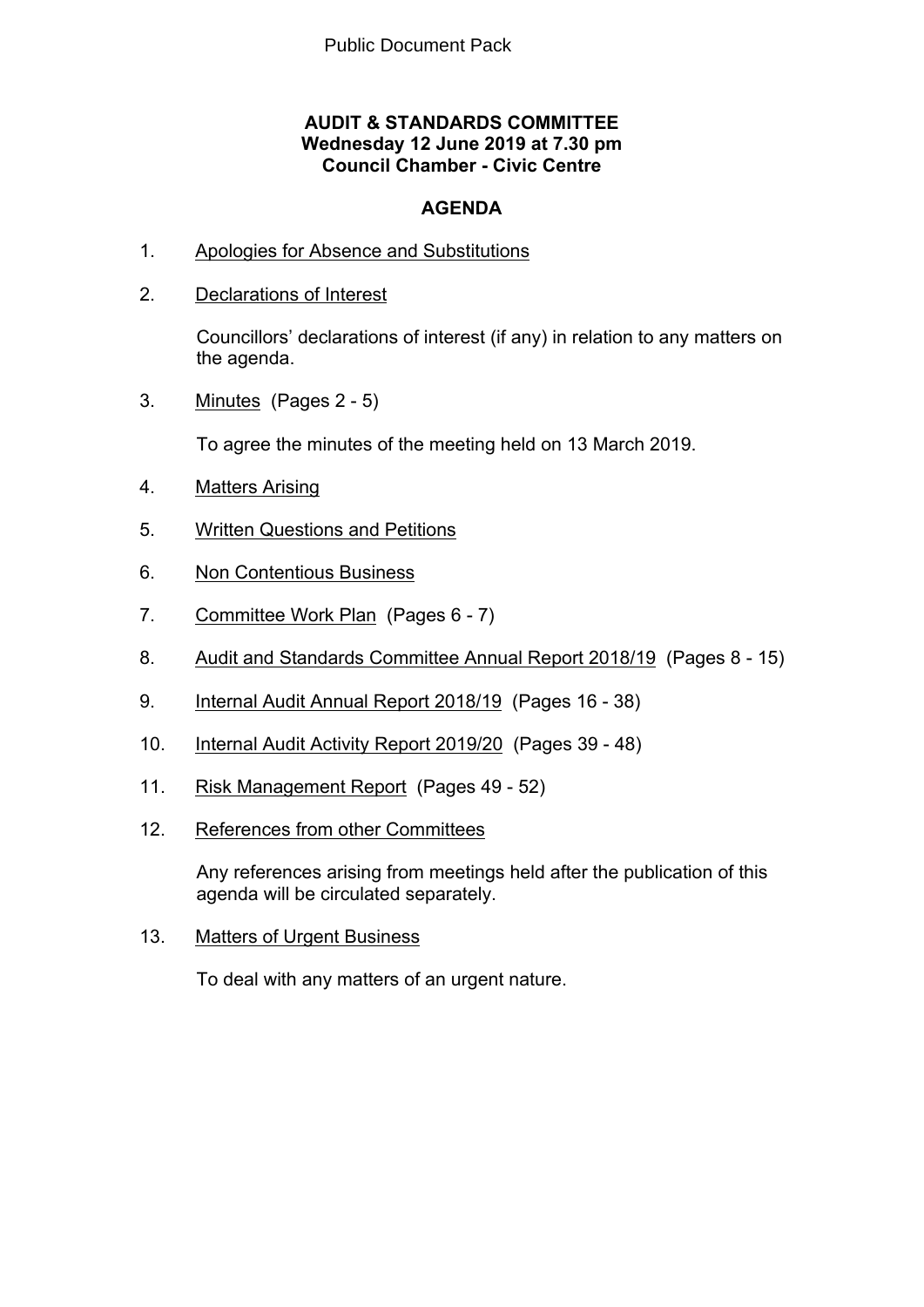Public Document Pack

**AUDIT & STANDARDS COMMITTEE**
**Wednesday 12 June 2019 at 7.30 pm**
**Council Chamber - Civic Centre**

## AGENDA

1. Apologies for Absence and Substitutions

2. Declarations of Interest

   Councillors' declarations of interest (if any) in relation to any matters on the agenda.

3. Minutes (Pages 2 - 5)

   To agree the minutes of the meeting held on 13 March 2019.

4. Matters Arising

5. Written Questions and Petitions

6. Non Contentious Business

7. Committee Work Plan (Pages 6 - 7)

8. Audit and Standards Committee Annual Report 2018/19 (Pages 8 - 15)

9. Internal Audit Annual Report 2018/19 (Pages 16 - 38)

10. Internal Audit Activity Report 2019/20 (Pages 39 - 48)

11. Risk Management Report (Pages 49 - 52)

12. References from other Committees

    Any references arising from meetings held after the publication of this agenda will be circulated separately.

13. Matters of Urgent Business

    To deal with any matters of an urgent nature.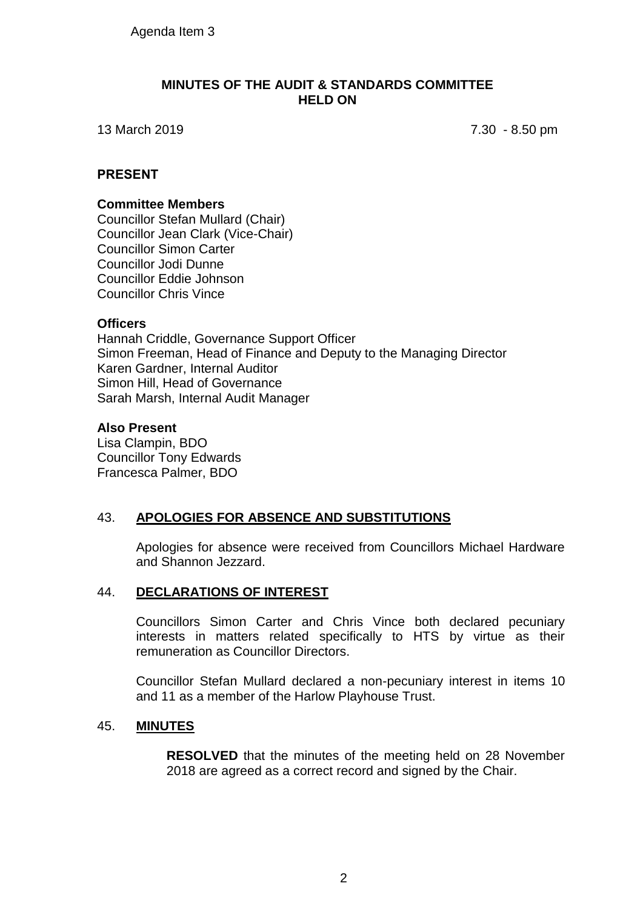Agenda Item 3

# MINUTES OF THE AUDIT & STANDARDS COMMITTEE HELD ON

13 March 2019 7.30 - 8.50 pm

## PRESENT

### Committee Members

Councillor Stefan Mullard (Chair)
Councillor Jean Clark (Vice-Chair)
Councillor Simon Carter
Councillor Jodi Dunne
Councillor Eddie Johnson
Councillor Chris Vince

### Officers

Hannah Criddle, Governance Support Officer
Simon Freeman, Head of Finance and Deputy to the Managing Director
Karen Gardner, Internal Auditor
Simon Hill, Head of Governance
Sarah Marsh, Internal Audit Manager

### Also Present

Lisa Clampin, BDO
Councillor Tony Edwards
Francesca Palmer, BDO

## 43. APOLOGIES FOR ABSENCE AND SUBSTITUTIONS

Apologies for absence were received from Councillors Michael Hardware and Shannon Jezzard.

## 44. DECLARATIONS OF INTEREST

Councillors Simon Carter and Chris Vince both declared pecuniary interests in matters related specifically to HTS by virtue as their remuneration as Councillor Directors.

Councillor Stefan Mullard declared a non-pecuniary interest in items 10 and 11 as a member of the Harlow Playhouse Trust.

## 45. MINUTES

**RESOLVED** that the minutes of the meeting held on 28 November 2018 are agreed as a correct record and signed by the Chair.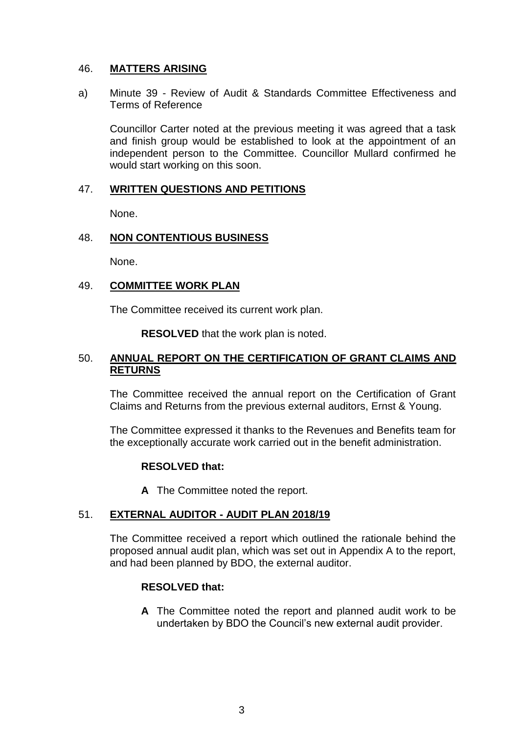## 46. **MATTERS ARISING**

a) Minute 39 - Review of Audit & Standards Committee Effectiveness and Terms of Reference

Councillor Carter noted at the previous meeting it was agreed that a task and finish group would be established to look at the appointment of an independent person to the Committee. Councillor Mullard confirmed he would start working on this soon.

## 47. **WRITTEN QUESTIONS AND PETITIONS**

None.

## 48. **NON CONTENTIOUS BUSINESS**

None.

## 49. **COMMITTEE WORK PLAN**

The Committee received its current work plan.

**RESOLVED** that the work plan is noted.

## 50. **ANNUAL REPORT ON THE CERTIFICATION OF GRANT CLAIMS AND RETURNS**

The Committee received the annual report on the Certification of Grant Claims and Returns from the previous external auditors, Ernst & Young.

The Committee expressed it thanks to the Revenues and Benefits team for the exceptionally accurate work carried out in the benefit administration.

**RESOLVED that:**

**A** The Committee noted the report.

## 51. **EXTERNAL AUDITOR - AUDIT PLAN 2018/19**

The Committee received a report which outlined the rationale behind the proposed annual audit plan, which was set out in Appendix A to the report, and had been planned by BDO, the external auditor.

**RESOLVED that:**

**A** The Committee noted the report and planned audit work to be undertaken by BDO the Council's new external audit provider.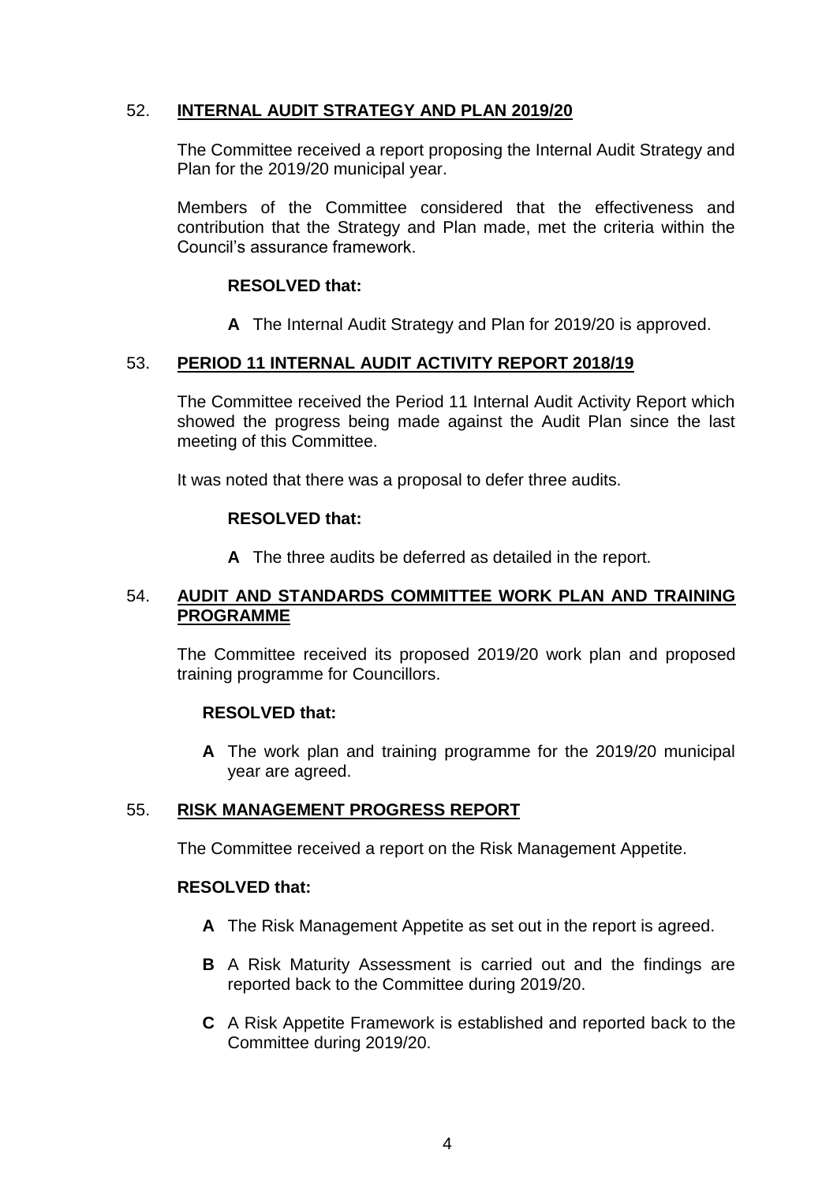## 52. **INTERNAL AUDIT STRATEGY AND PLAN 2019/20**

The Committee received a report proposing the Internal Audit Strategy and Plan for the 2019/20 municipal year.

Members of the Committee considered that the effectiveness and contribution that the Strategy and Plan made, met the criteria within the Council's assurance framework.

**RESOLVED that:**

**A** The Internal Audit Strategy and Plan for 2019/20 is approved.

## 53. **PERIOD 11 INTERNAL AUDIT ACTIVITY REPORT 2018/19**

The Committee received the Period 11 Internal Audit Activity Report which showed the progress being made against the Audit Plan since the last meeting of this Committee.

It was noted that there was a proposal to defer three audits.

**RESOLVED that:**

**A** The three audits be deferred as detailed in the report.

## 54. **AUDIT AND STANDARDS COMMITTEE WORK PLAN AND TRAINING PROGRAMME**

The Committee received its proposed 2019/20 work plan and proposed training programme for Councillors.

**RESOLVED that:**

**A** The work plan and training programme for the 2019/20 municipal year are agreed.

## 55. **RISK MANAGEMENT PROGRESS REPORT**

The Committee received a report on the Risk Management Appetite.

**RESOLVED that:**

**A** The Risk Management Appetite as set out in the report is agreed.

**B** A Risk Maturity Assessment is carried out and the findings are reported back to the Committee during 2019/20.

**C** A Risk Appetite Framework is established and reported back to the Committee during 2019/20.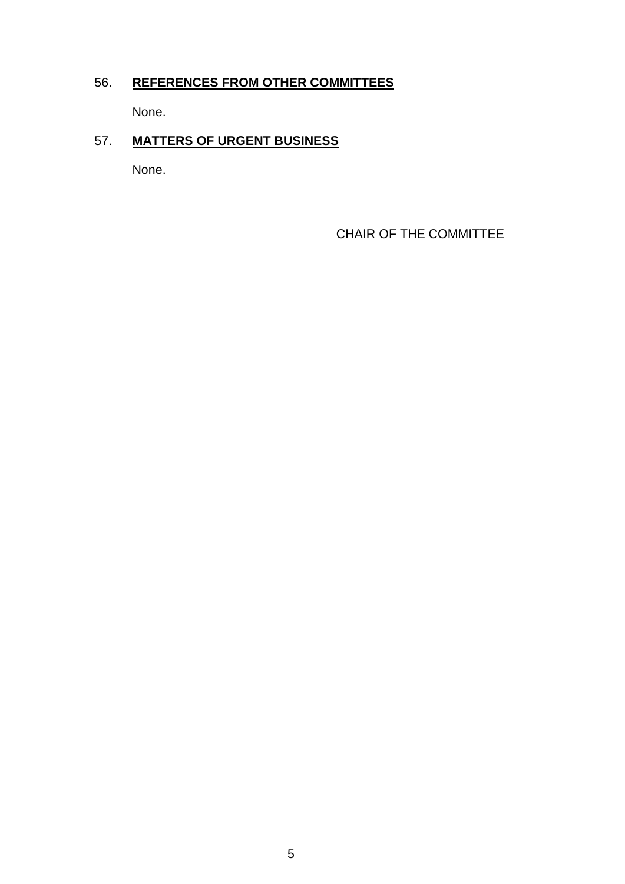## 56. **REFERENCES FROM OTHER COMMITTEES**

None.

## 57. **MATTERS OF URGENT BUSINESS**

None.

CHAIR OF THE COMMITTEE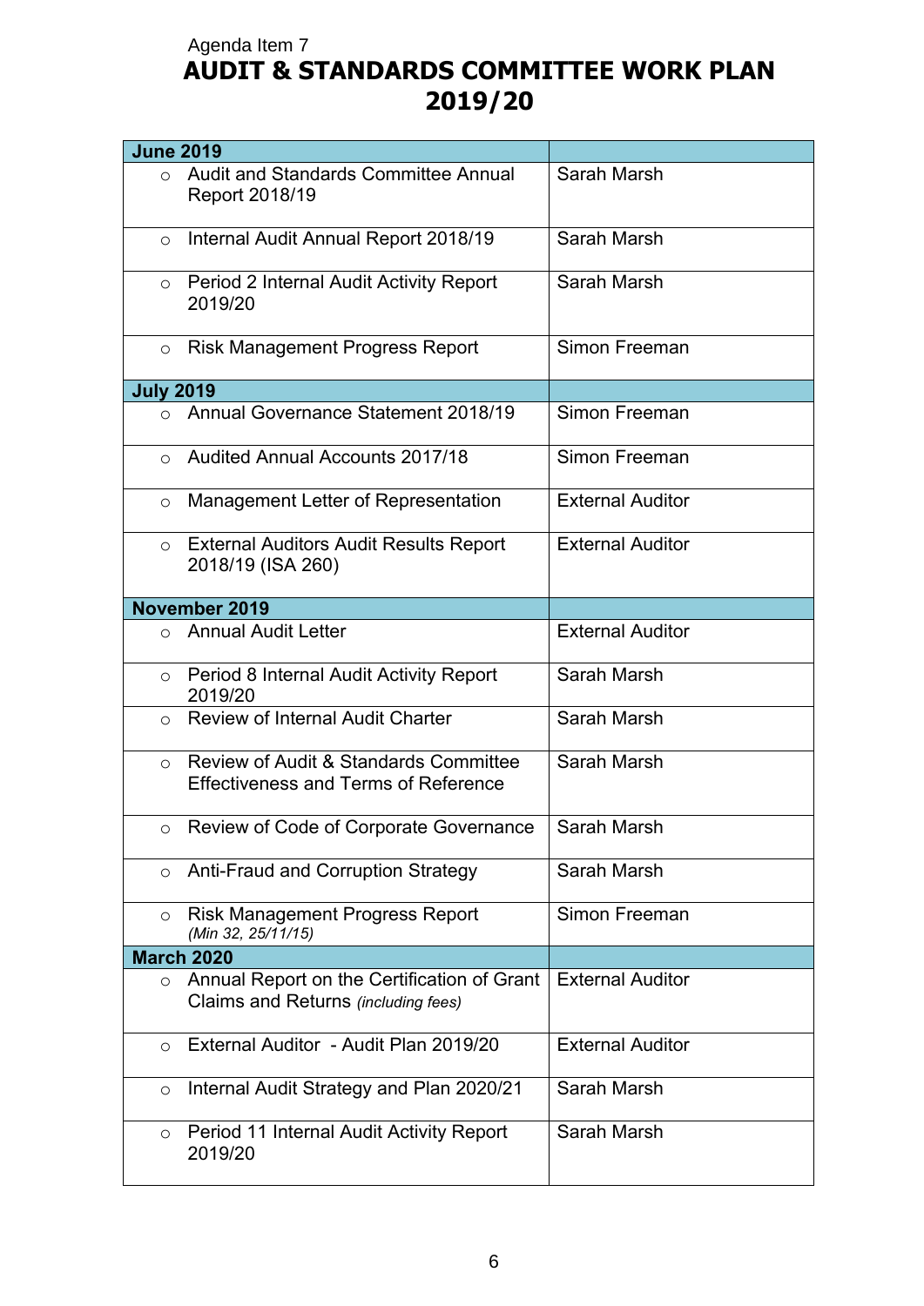Agenda Item 7

# AUDIT & STANDARDS COMMITTEE WORK PLAN 2019/20

| **June 2019** | |
|---|---|
| ○ Audit and Standards Committee Annual Report 2018/19 | Sarah Marsh |
| ○ Internal Audit Annual Report 2018/19 | Sarah Marsh |
| ○ Period 2 Internal Audit Activity Report 2019/20 | Sarah Marsh |
| ○ Risk Management Progress Report | Simon Freeman |
| **July 2019** | |
| ○ Annual Governance Statement 2018/19 | Simon Freeman |
| ○ Audited Annual Accounts 2017/18 | Simon Freeman |
| ○ Management Letter of Representation | External Auditor |
| ○ External Auditors Audit Results Report 2018/19 (ISA 260) | External Auditor |
| **November 2019** | |
| ○ Annual Audit Letter | External Auditor |
| ○ Period 8 Internal Audit Activity Report 2019/20 | Sarah Marsh |
| ○ Review of Internal Audit Charter | Sarah Marsh |
| ○ Review of Audit & Standards Committee Effectiveness and Terms of Reference | Sarah Marsh |
| ○ Review of Code of Corporate Governance | Sarah Marsh |
| ○ Anti-Fraud and Corruption Strategy | Sarah Marsh |
| ○ Risk Management Progress Report *(Min 32, 25/11/15)* | Simon Freeman |
| **March 2020** | |
| ○ Annual Report on the Certification of Grant Claims and Returns *(including fees)* | External Auditor |
| ○ External Auditor - Audit Plan 2019/20 | External Auditor |
| ○ Internal Audit Strategy and Plan 2020/21 | Sarah Marsh |
| ○ Period 11 Internal Audit Activity Report 2019/20 | Sarah Marsh |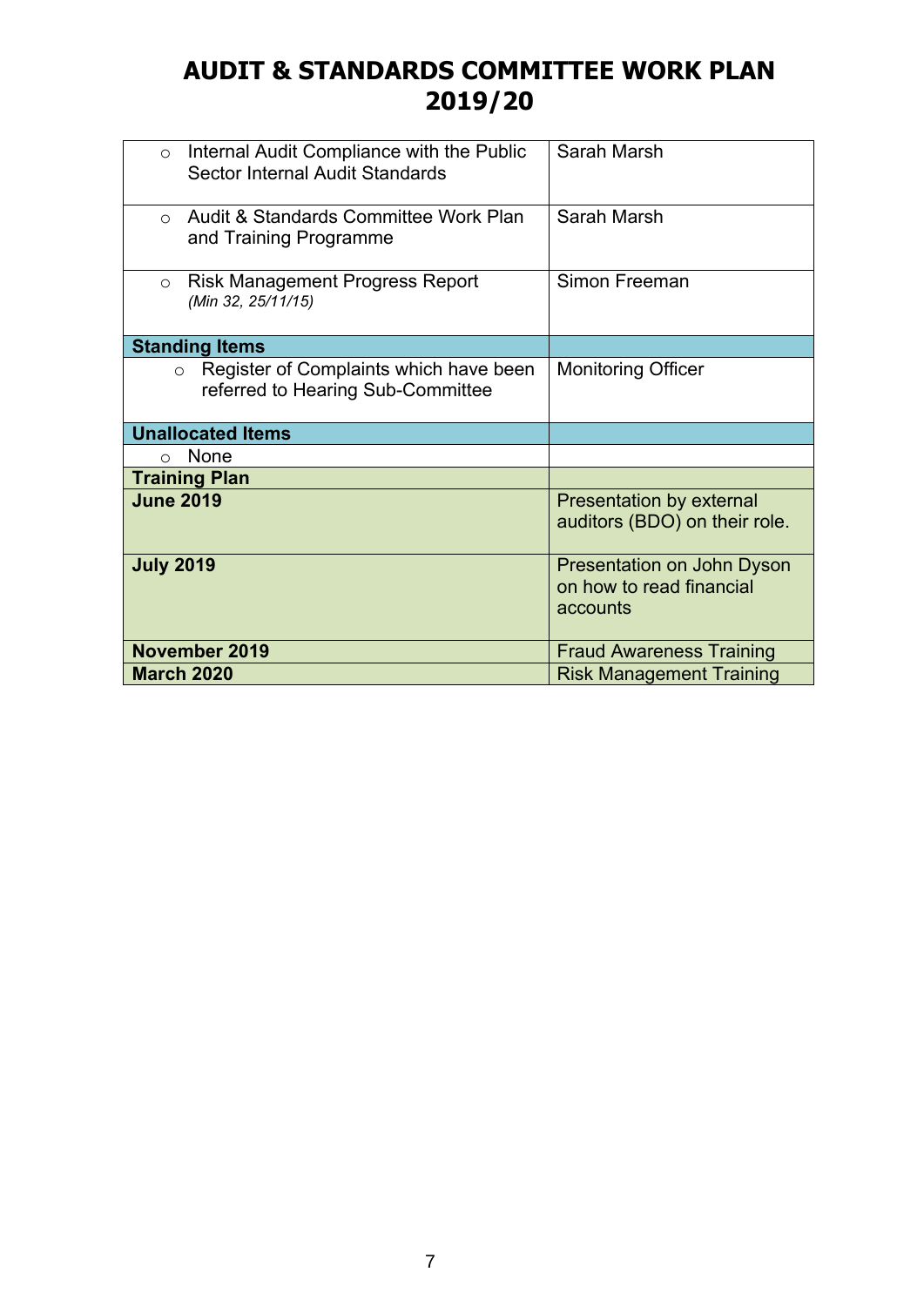# AUDIT & STANDARDS COMMITTEE WORK PLAN 2019/20

| | |
|---|---|
| ○ Internal Audit Compliance with the Public Sector Internal Audit Standards | Sarah Marsh |
| ○ Audit & Standards Committee Work Plan and Training Programme | Sarah Marsh |
| ○ Risk Management Progress Report *(Min 32, 25/11/15)* | Simon Freeman |
| **Standing Items** | |
| ○ Register of Complaints which have been referred to Hearing Sub-Committee | Monitoring Officer |
| **Unallocated Items** | |
| ○ None | |
| **Training Plan** | |
| **June 2019** | Presentation by external auditors (BDO) on their role. |
| **July 2019** | Presentation on John Dyson on how to read financial accounts |
| **November 2019** | Fraud Awareness Training |
| **March 2020** | Risk Management Training |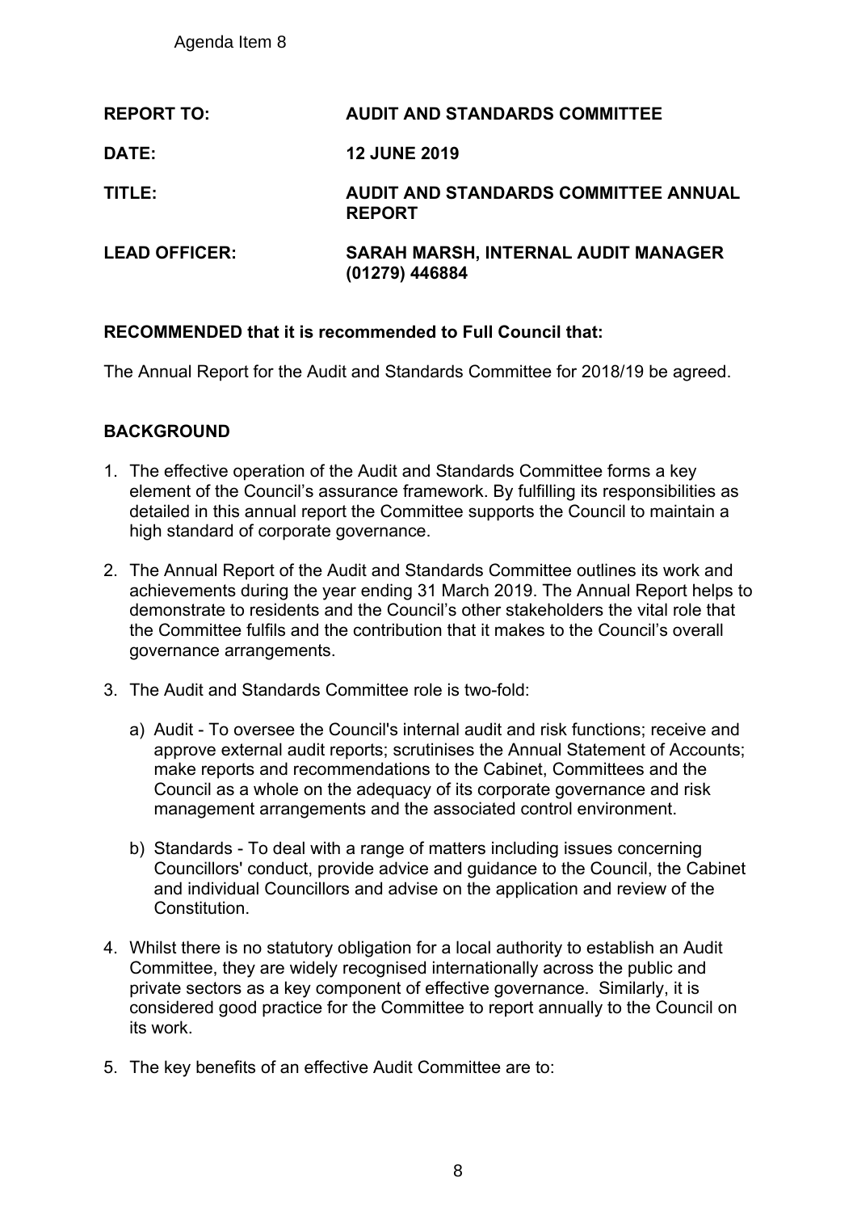Agenda Item 8

| | |
|---|---|
| **REPORT TO:** | **AUDIT AND STANDARDS COMMITTEE** |
| **DATE:** | **12 JUNE 2019** |
| **TITLE:** | **AUDIT AND STANDARDS COMMITTEE ANNUAL REPORT** |
| **LEAD OFFICER:** | **SARAH MARSH, INTERNAL AUDIT MANAGER (01279) 446884** |

**RECOMMENDED that it is recommended to Full Council that:**

The Annual Report for the Audit and Standards Committee for 2018/19 be agreed.

## BACKGROUND

1. The effective operation of the Audit and Standards Committee forms a key element of the Council's assurance framework. By fulfilling its responsibilities as detailed in this annual report the Committee supports the Council to maintain a high standard of corporate governance.

2. The Annual Report of the Audit and Standards Committee outlines its work and achievements during the year ending 31 March 2019. The Annual Report helps to demonstrate to residents and the Council's other stakeholders the vital role that the Committee fulfils and the contribution that it makes to the Council's overall governance arrangements.

3. The Audit and Standards Committee role is two-fold:

   a) Audit - To oversee the Council's internal audit and risk functions; receive and approve external audit reports; scrutinises the Annual Statement of Accounts; make reports and recommendations to the Cabinet, Committees and the Council as a whole on the adequacy of its corporate governance and risk management arrangements and the associated control environment.

   b) Standards - To deal with a range of matters including issues concerning Councillors' conduct, provide advice and guidance to the Council, the Cabinet and individual Councillors and advise on the application and review of the Constitution.

4. Whilst there is no statutory obligation for a local authority to establish an Audit Committee, they are widely recognised internationally across the public and private sectors as a key component of effective governance. Similarly, it is considered good practice for the Committee to report annually to the Council on its work.

5. The key benefits of an effective Audit Committee are to: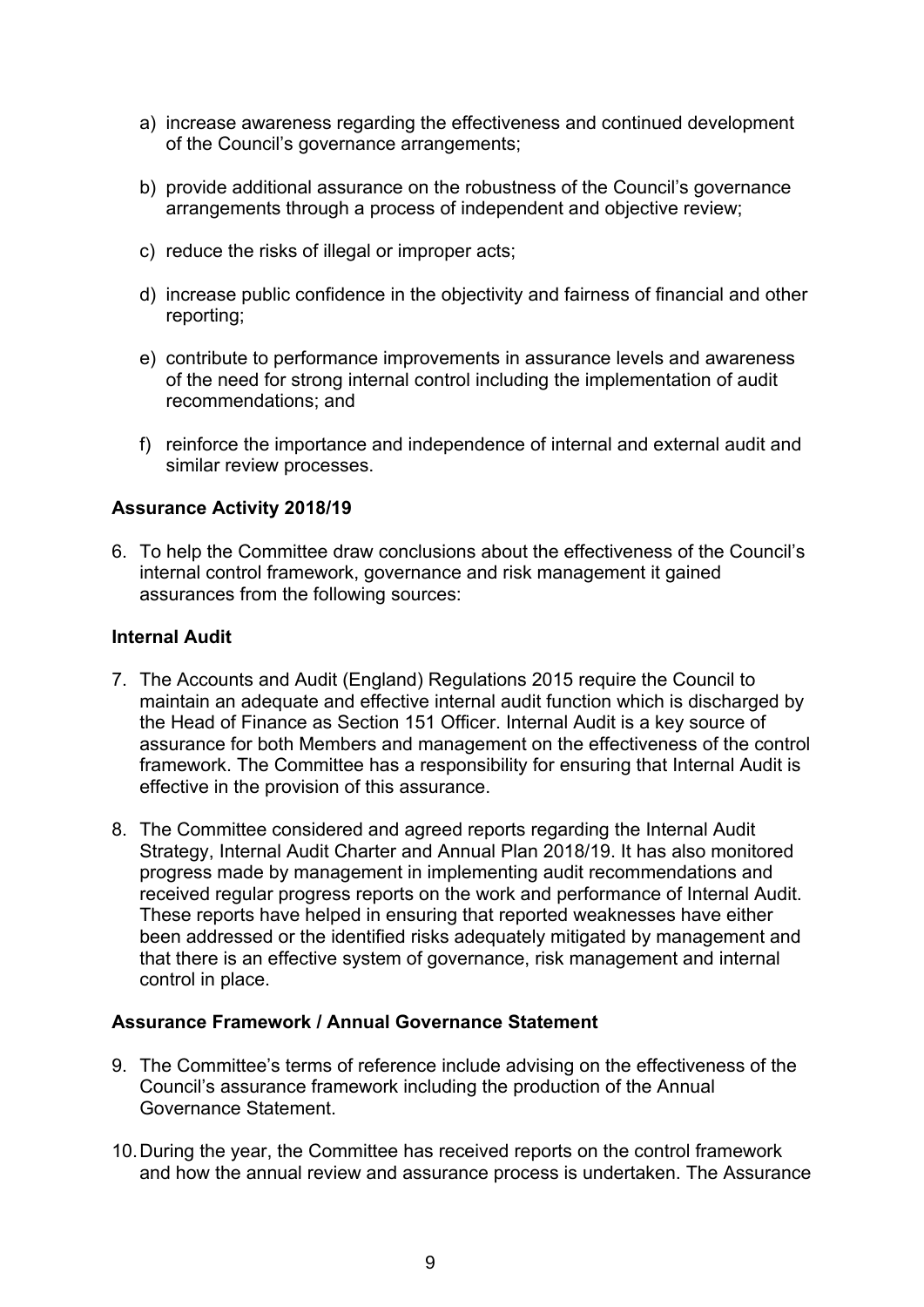a) increase awareness regarding the effectiveness and continued development of the Council's governance arrangements;

b) provide additional assurance on the robustness of the Council's governance arrangements through a process of independent and objective review;

c) reduce the risks of illegal or improper acts;

d) increase public confidence in the objectivity and fairness of financial and other reporting;

e) contribute to performance improvements in assurance levels and awareness of the need for strong internal control including the implementation of audit recommendations; and

f) reinforce the importance and independence of internal and external audit and similar review processes.

**Assurance Activity 2018/19**

6. To help the Committee draw conclusions about the effectiveness of the Council's internal control framework, governance and risk management it gained assurances from the following sources:

**Internal Audit**

7. The Accounts and Audit (England) Regulations 2015 require the Council to maintain an adequate and effective internal audit function which is discharged by the Head of Finance as Section 151 Officer. Internal Audit is a key source of assurance for both Members and management on the effectiveness of the control framework. The Committee has a responsibility for ensuring that Internal Audit is effective in the provision of this assurance.

8. The Committee considered and agreed reports regarding the Internal Audit Strategy, Internal Audit Charter and Annual Plan 2018/19. It has also monitored progress made by management in implementing audit recommendations and received regular progress reports on the work and performance of Internal Audit. These reports have helped in ensuring that reported weaknesses have either been addressed or the identified risks adequately mitigated by management and that there is an effective system of governance, risk management and internal control in place.

**Assurance Framework / Annual Governance Statement**

9. The Committee's terms of reference include advising on the effectiveness of the Council's assurance framework including the production of the Annual Governance Statement.

10. During the year, the Committee has received reports on the control framework and how the annual review and assurance process is undertaken. The Assurance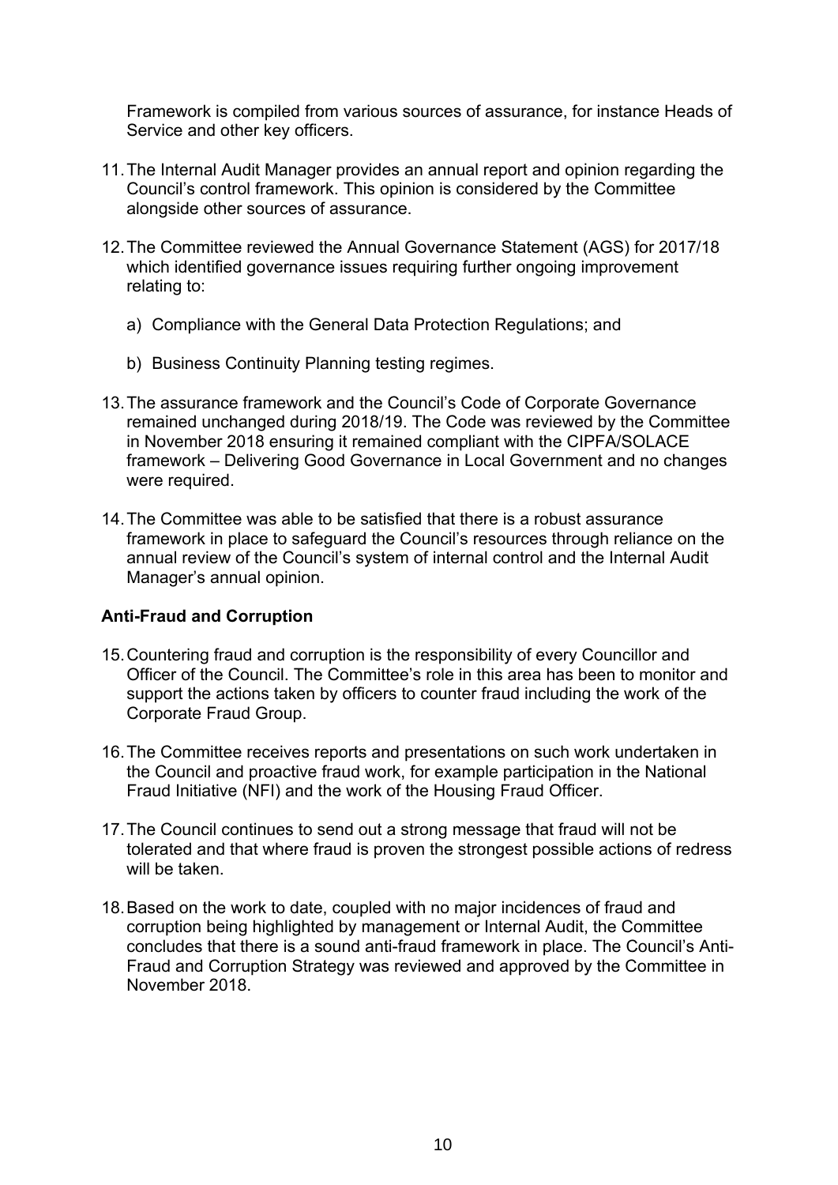Framework is compiled from various sources of assurance, for instance Heads of Service and other key officers.

11. The Internal Audit Manager provides an annual report and opinion regarding the Council's control framework. This opinion is considered by the Committee alongside other sources of assurance.

12. The Committee reviewed the Annual Governance Statement (AGS) for 2017/18 which identified governance issues requiring further ongoing improvement relating to:

    a) Compliance with the General Data Protection Regulations; and

    b) Business Continuity Planning testing regimes.

13. The assurance framework and the Council's Code of Corporate Governance remained unchanged during 2018/19. The Code was reviewed by the Committee in November 2018 ensuring it remained compliant with the CIPFA/SOLACE framework – Delivering Good Governance in Local Government and no changes were required.

14. The Committee was able to be satisfied that there is a robust assurance framework in place to safeguard the Council's resources through reliance on the annual review of the Council's system of internal control and the Internal Audit Manager's annual opinion.

**Anti-Fraud and Corruption**

15. Countering fraud and corruption is the responsibility of every Councillor and Officer of the Council. The Committee's role in this area has been to monitor and support the actions taken by officers to counter fraud including the work of the Corporate Fraud Group.

16. The Committee receives reports and presentations on such work undertaken in the Council and proactive fraud work, for example participation in the National Fraud Initiative (NFI) and the work of the Housing Fraud Officer.

17. The Council continues to send out a strong message that fraud will not be tolerated and that where fraud is proven the strongest possible actions of redress will be taken.

18. Based on the work to date, coupled with no major incidences of fraud and corruption being highlighted by management or Internal Audit, the Committee concludes that there is a sound anti-fraud framework in place. The Council's Anti-Fraud and Corruption Strategy was reviewed and approved by the Committee in November 2018.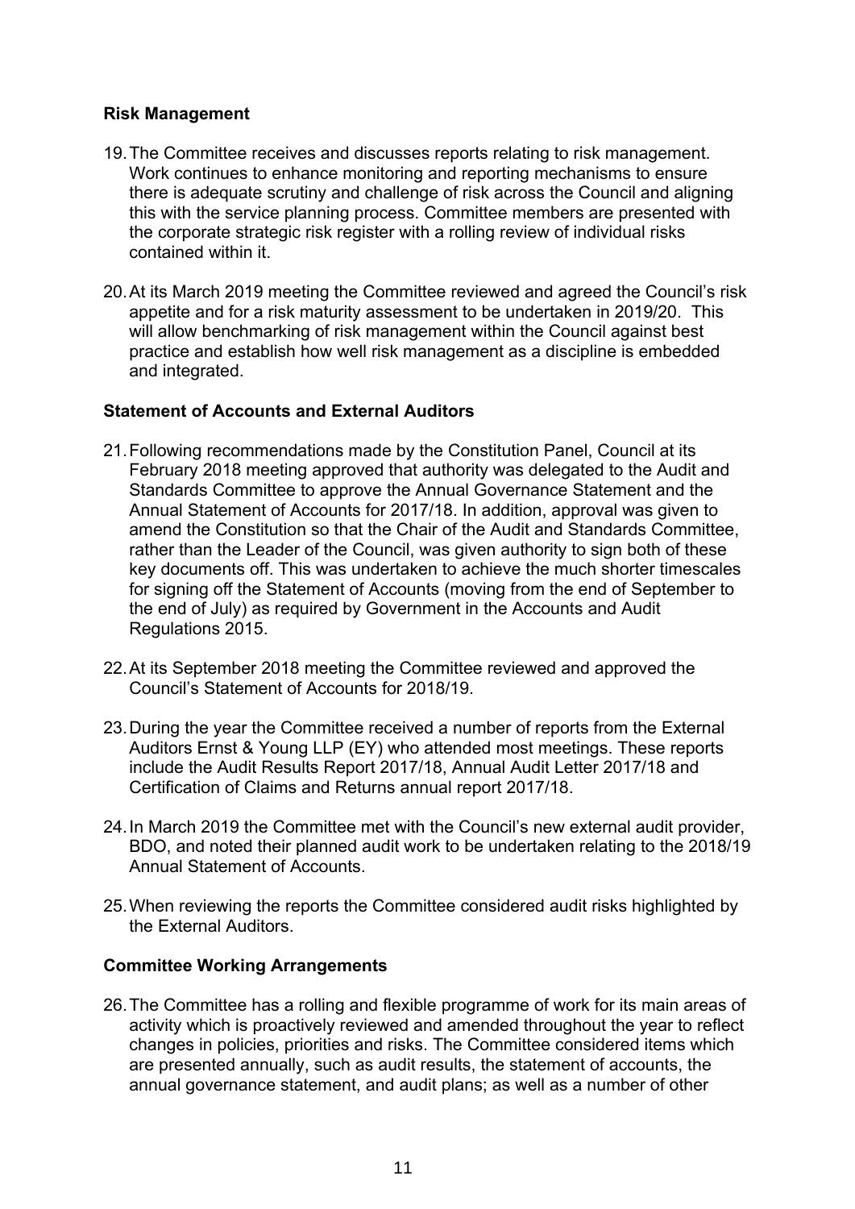**Risk Management**

19. The Committee receives and discusses reports relating to risk management. Work continues to enhance monitoring and reporting mechanisms to ensure there is adequate scrutiny and challenge of risk across the Council and aligning this with the service planning process. Committee members are presented with the corporate strategic risk register with a rolling review of individual risks contained within it.

20. At its March 2019 meeting the Committee reviewed and agreed the Council's risk appetite and for a risk maturity assessment to be undertaken in 2019/20. This will allow benchmarking of risk management within the Council against best practice and establish how well risk management as a discipline is embedded and integrated.

**Statement of Accounts and External Auditors**

21. Following recommendations made by the Constitution Panel, Council at its February 2018 meeting approved that authority was delegated to the Audit and Standards Committee to approve the Annual Governance Statement and the Annual Statement of Accounts for 2017/18. In addition, approval was given to amend the Constitution so that the Chair of the Audit and Standards Committee, rather than the Leader of the Council, was given authority to sign both of these key documents off. This was undertaken to achieve the much shorter timescales for signing off the Statement of Accounts (moving from the end of September to the end of July) as required by Government in the Accounts and Audit Regulations 2015.

22. At its September 2018 meeting the Committee reviewed and approved the Council's Statement of Accounts for 2018/19.

23. During the year the Committee received a number of reports from the External Auditors Ernst & Young LLP (EY) who attended most meetings. These reports include the Audit Results Report 2017/18, Annual Audit Letter 2017/18 and Certification of Claims and Returns annual report 2017/18.

24. In March 2019 the Committee met with the Council's new external audit provider, BDO, and noted their planned audit work to be undertaken relating to the 2018/19 Annual Statement of Accounts.

25. When reviewing the reports the Committee considered audit risks highlighted by the External Auditors.

**Committee Working Arrangements**

26. The Committee has a rolling and flexible programme of work for its main areas of activity which is proactively reviewed and amended throughout the year to reflect changes in policies, priorities and risks. The Committee considered items which are presented annually, such as audit results, the statement of accounts, the annual governance statement, and audit plans; as well as a number of other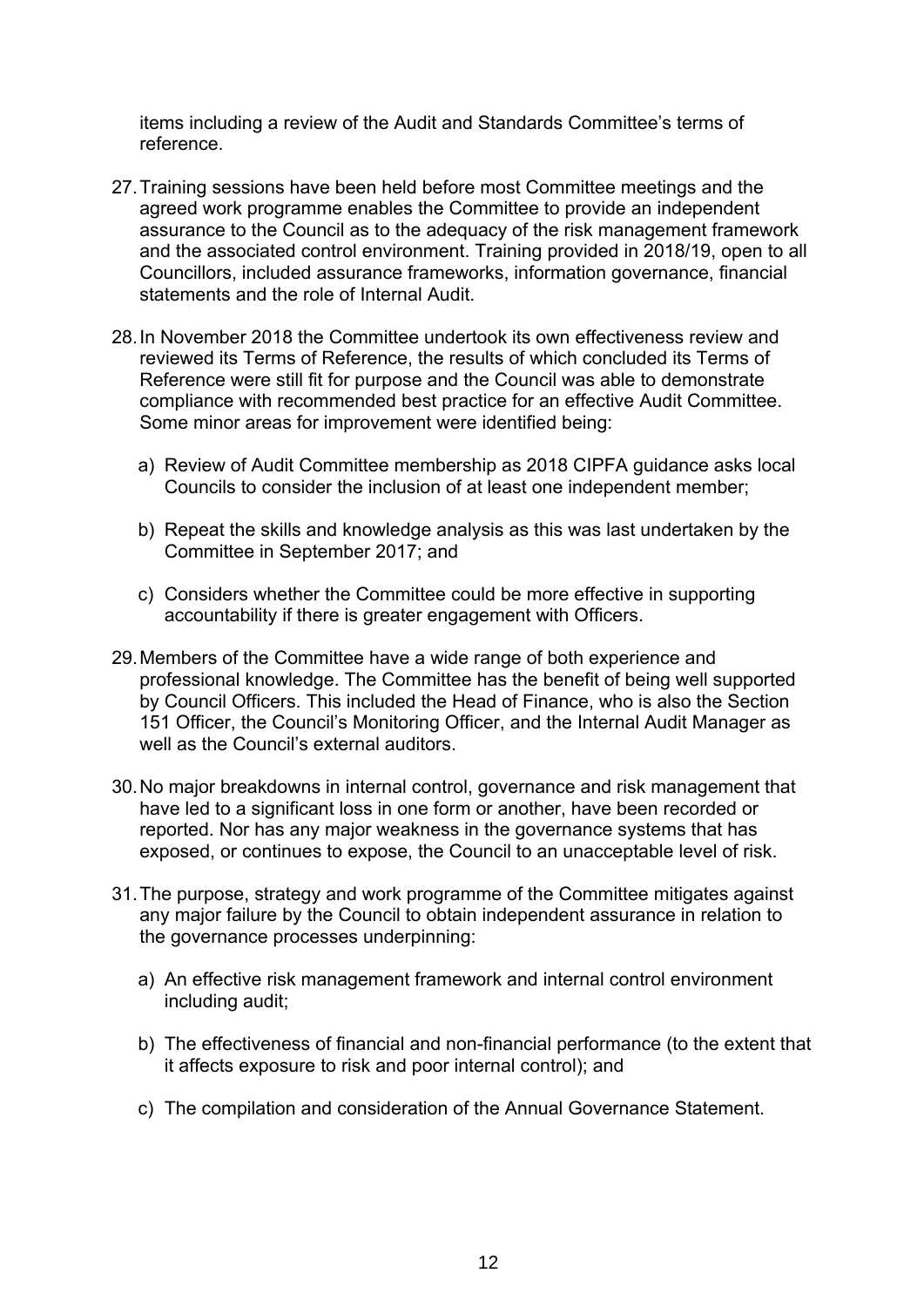items including a review of the Audit and Standards Committee's terms of reference.

27. Training sessions have been held before most Committee meetings and the agreed work programme enables the Committee to provide an independent assurance to the Council as to the adequacy of the risk management framework and the associated control environment. Training provided in 2018/19, open to all Councillors, included assurance frameworks, information governance, financial statements and the role of Internal Audit.

28. In November 2018 the Committee undertook its own effectiveness review and reviewed its Terms of Reference, the results of which concluded its Terms of Reference were still fit for purpose and the Council was able to demonstrate compliance with recommended best practice for an effective Audit Committee. Some minor areas for improvement were identified being:

    a) Review of Audit Committee membership as 2018 CIPFA guidance asks local Councils to consider the inclusion of at least one independent member;

    b) Repeat the skills and knowledge analysis as this was last undertaken by the Committee in September 2017; and

    c) Considers whether the Committee could be more effective in supporting accountability if there is greater engagement with Officers.

29. Members of the Committee have a wide range of both experience and professional knowledge. The Committee has the benefit of being well supported by Council Officers. This included the Head of Finance, who is also the Section 151 Officer, the Council's Monitoring Officer, and the Internal Audit Manager as well as the Council's external auditors.

30. No major breakdowns in internal control, governance and risk management that have led to a significant loss in one form or another, have been recorded or reported. Nor has any major weakness in the governance systems that has exposed, or continues to expose, the Council to an unacceptable level of risk.

31. The purpose, strategy and work programme of the Committee mitigates against any major failure by the Council to obtain independent assurance in relation to the governance processes underpinning:

    a) An effective risk management framework and internal control environment including audit;

    b) The effectiveness of financial and non-financial performance (to the extent that it affects exposure to risk and poor internal control); and

    c) The compilation and consideration of the Annual Governance Statement.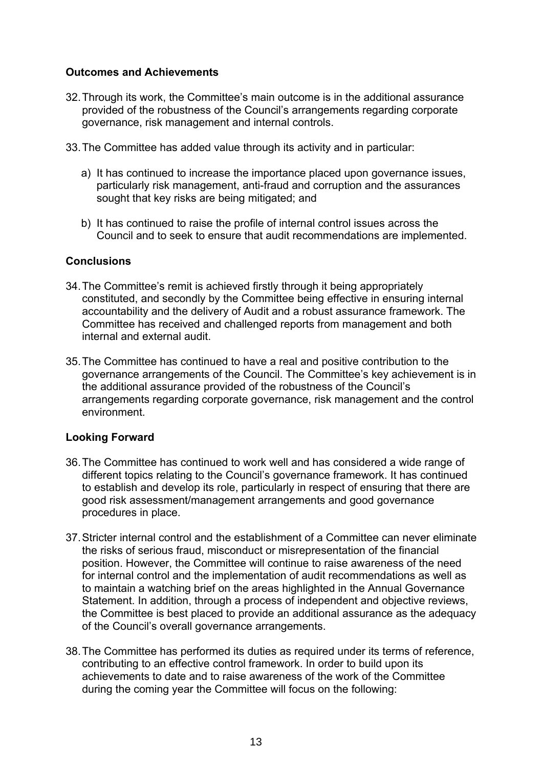**Outcomes and Achievements**

32. Through its work, the Committee's main outcome is in the additional assurance provided of the robustness of the Council's arrangements regarding corporate governance, risk management and internal controls.

33. The Committee has added value through its activity and in particular:

   a) It has continued to increase the importance placed upon governance issues, particularly risk management, anti-fraud and corruption and the assurances sought that key risks are being mitigated; and

   b) It has continued to raise the profile of internal control issues across the Council and to seek to ensure that audit recommendations are implemented.

**Conclusions**

34. The Committee's remit is achieved firstly through it being appropriately constituted, and secondly by the Committee being effective in ensuring internal accountability and the delivery of Audit and a robust assurance framework. The Committee has received and challenged reports from management and both internal and external audit.

35. The Committee has continued to have a real and positive contribution to the governance arrangements of the Council. The Committee's key achievement is in the additional assurance provided of the robustness of the Council's arrangements regarding corporate governance, risk management and the control environment.

**Looking Forward**

36. The Committee has continued to work well and has considered a wide range of different topics relating to the Council's governance framework. It has continued to establish and develop its role, particularly in respect of ensuring that there are good risk assessment/management arrangements and good governance procedures in place.

37. Stricter internal control and the establishment of a Committee can never eliminate the risks of serious fraud, misconduct or misrepresentation of the financial position. However, the Committee will continue to raise awareness of the need for internal control and the implementation of audit recommendations as well as to maintain a watching brief on the areas highlighted in the Annual Governance Statement. In addition, through a process of independent and objective reviews, the Committee is best placed to provide an additional assurance as the adequacy of the Council's overall governance arrangements.

38. The Committee has performed its duties as required under its terms of reference, contributing to an effective control framework. In order to build upon its achievements to date and to raise awareness of the work of the Committee during the coming year the Committee will focus on the following: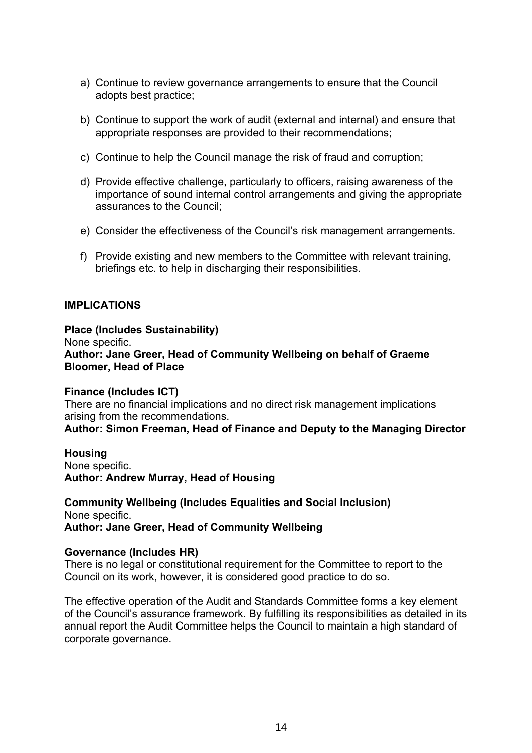a) Continue to review governance arrangements to ensure that the Council adopts best practice;

b) Continue to support the work of audit (external and internal) and ensure that appropriate responses are provided to their recommendations;

c) Continue to help the Council manage the risk of fraud and corruption;

d) Provide effective challenge, particularly to officers, raising awareness of the importance of sound internal control arrangements and giving the appropriate assurances to the Council;

e) Consider the effectiveness of the Council's risk management arrangements.

f) Provide existing and new members to the Committee with relevant training, briefings etc. to help in discharging their responsibilities.

**IMPLICATIONS**

**Place (Includes Sustainability)**
None specific.
**Author: Jane Greer, Head of Community Wellbeing on behalf of Graeme Bloomer, Head of Place**

**Finance (Includes ICT)**
There are no financial implications and no direct risk management implications arising from the recommendations.
**Author: Simon Freeman, Head of Finance and Deputy to the Managing Director**

**Housing**
None specific.
**Author: Andrew Murray, Head of Housing**

**Community Wellbeing (Includes Equalities and Social Inclusion)**
None specific.
**Author: Jane Greer, Head of Community Wellbeing**

**Governance (Includes HR)**
There is no legal or constitutional requirement for the Committee to report to the Council on its work, however, it is considered good practice to do so.

The effective operation of the Audit and Standards Committee forms a key element of the Council's assurance framework. By fulfilling its responsibilities as detailed in its annual report the Audit Committee helps the Council to maintain a high standard of corporate governance.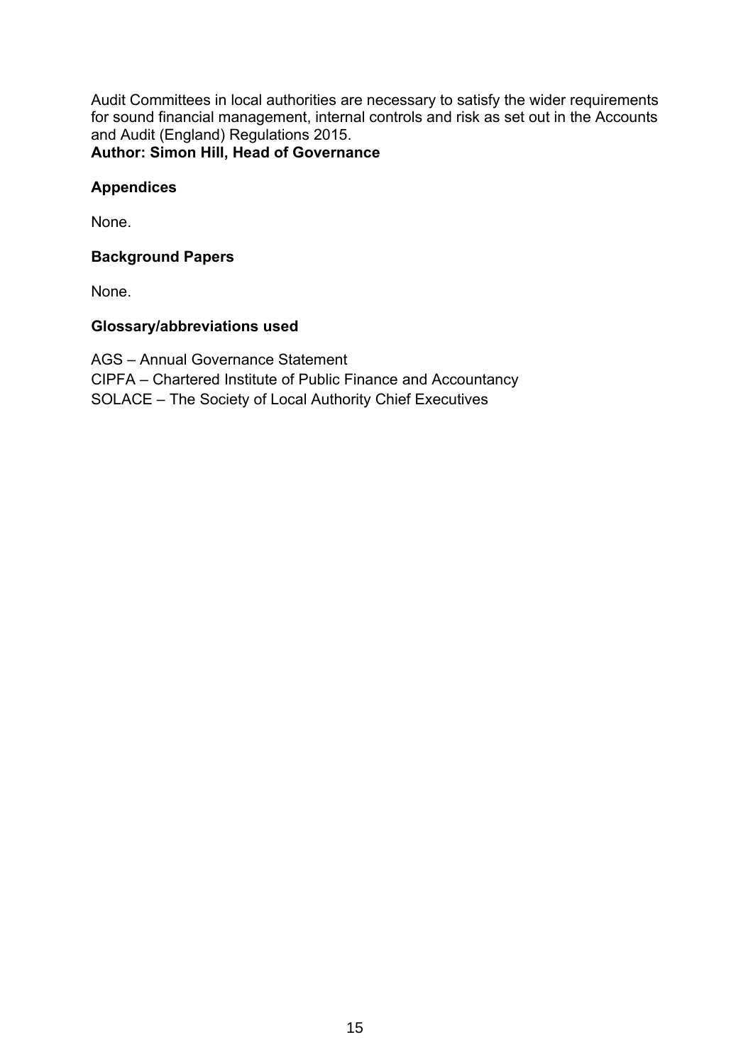Audit Committees in local authorities are necessary to satisfy the wider requirements for sound financial management, internal controls and risk as set out in the Accounts and Audit (England) Regulations 2015.

**Author: Simon Hill, Head of Governance**

**Appendices**

None.

**Background Papers**

None.

**Glossary/abbreviations used**

AGS – Annual Governance Statement
CIPFA – Chartered Institute of Public Finance and Accountancy
SOLACE – The Society of Local Authority Chief Executives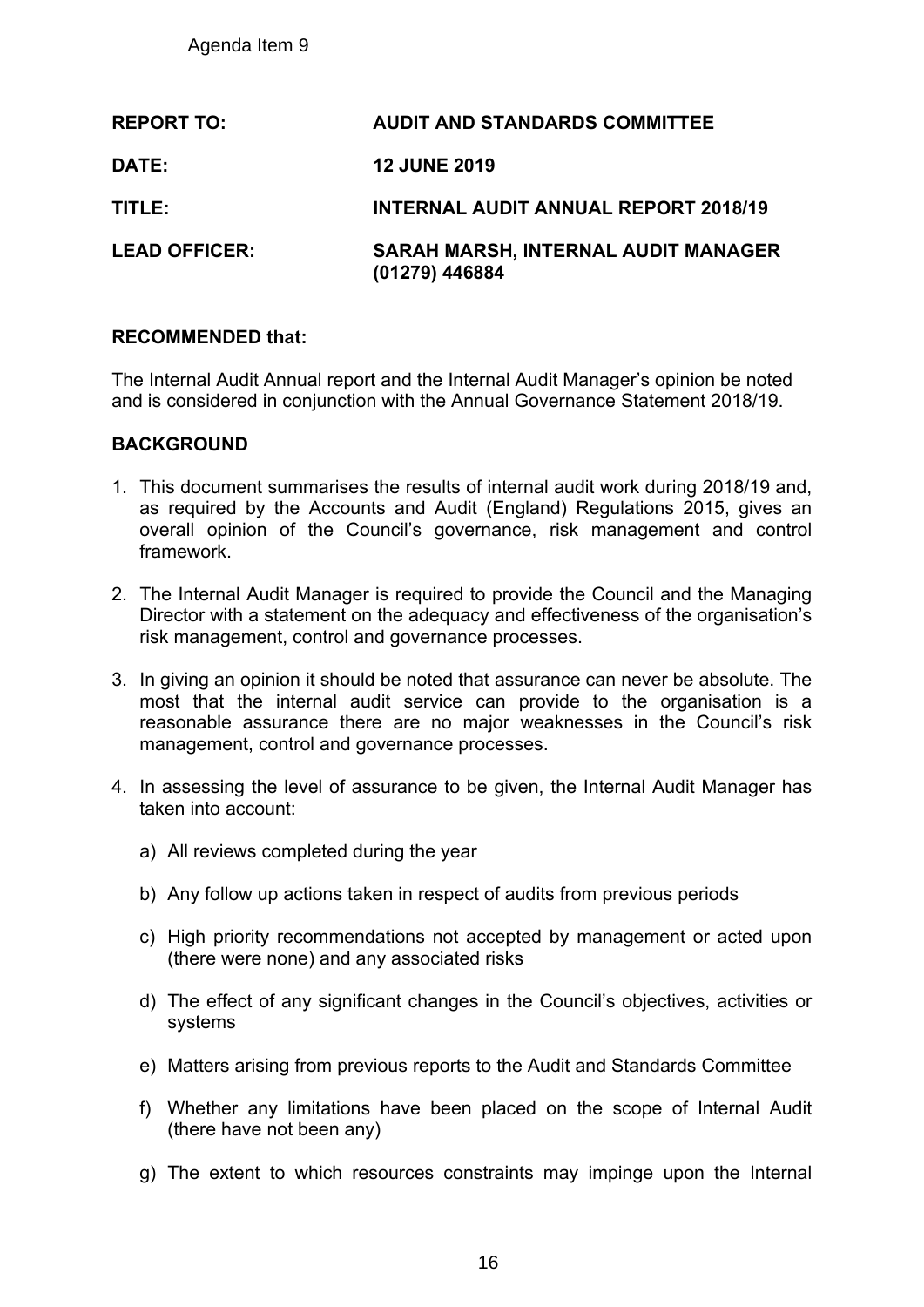Agenda Item 9

| | |
|---|---|
| **REPORT TO:** | **AUDIT AND STANDARDS COMMITTEE** |
| **DATE:** | **12 JUNE 2019** |
| **TITLE:** | **INTERNAL AUDIT ANNUAL REPORT 2018/19** |
| **LEAD OFFICER:** | **SARAH MARSH, INTERNAL AUDIT MANAGER (01279) 446884** |

**RECOMMENDED that:**

The Internal Audit Annual report and the Internal Audit Manager's opinion be noted and is considered in conjunction with the Annual Governance Statement 2018/19.

**BACKGROUND**

1. This document summarises the results of internal audit work during 2018/19 and, as required by the Accounts and Audit (England) Regulations 2015, gives an overall opinion of the Council's governance, risk management and control framework.

2. The Internal Audit Manager is required to provide the Council and the Managing Director with a statement on the adequacy and effectiveness of the organisation's risk management, control and governance processes.

3. In giving an opinion it should be noted that assurance can never be absolute. The most that the internal audit service can provide to the organisation is a reasonable assurance there are no major weaknesses in the Council's risk management, control and governance processes.

4. In assessing the level of assurance to be given, the Internal Audit Manager has taken into account:

   a) All reviews completed during the year

   b) Any follow up actions taken in respect of audits from previous periods

   c) High priority recommendations not accepted by management or acted upon (there were none) and any associated risks

   d) The effect of any significant changes in the Council's objectives, activities or systems

   e) Matters arising from previous reports to the Audit and Standards Committee

   f) Whether any limitations have been placed on the scope of Internal Audit (there have not been any)

   g) The extent to which resources constraints may impinge upon the Internal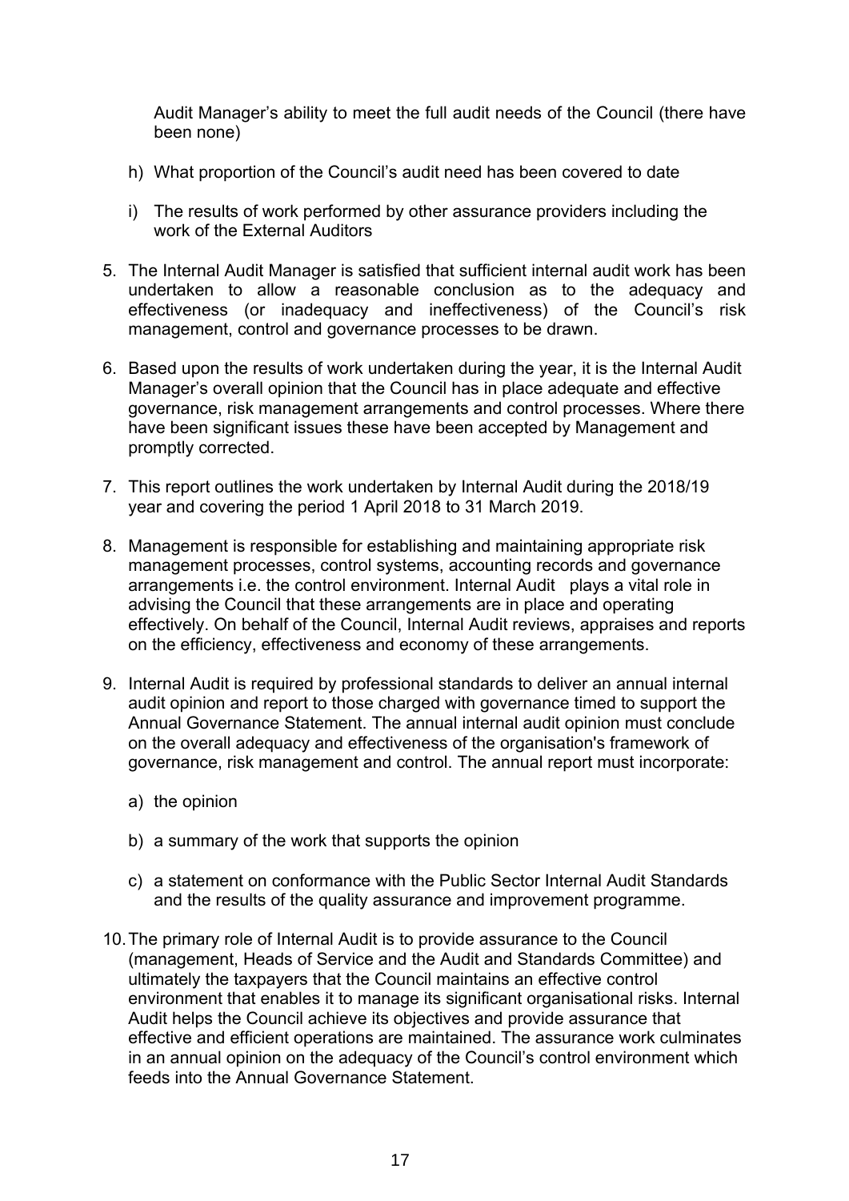Audit Manager's ability to meet the full audit needs of the Council (there have been none)

h) What proportion of the Council's audit need has been covered to date

i) The results of work performed by other assurance providers including the work of the External Auditors

5. The Internal Audit Manager is satisfied that sufficient internal audit work has been undertaken to allow a reasonable conclusion as to the adequacy and effectiveness (or inadequacy and ineffectiveness) of the Council's risk management, control and governance processes to be drawn.

6. Based upon the results of work undertaken during the year, it is the Internal Audit Manager's overall opinion that the Council has in place adequate and effective governance, risk management arrangements and control processes. Where there have been significant issues these have been accepted by Management and promptly corrected.

7. This report outlines the work undertaken by Internal Audit during the 2018/19 year and covering the period 1 April 2018 to 31 March 2019.

8. Management is responsible for establishing and maintaining appropriate risk management processes, control systems, accounting records and governance arrangements i.e. the control environment. Internal Audit plays a vital role in advising the Council that these arrangements are in place and operating effectively. On behalf of the Council, Internal Audit reviews, appraises and reports on the efficiency, effectiveness and economy of these arrangements.

9. Internal Audit is required by professional standards to deliver an annual internal audit opinion and report to those charged with governance timed to support the Annual Governance Statement. The annual internal audit opinion must conclude on the overall adequacy and effectiveness of the organisation's framework of governance, risk management and control. The annual report must incorporate:

   a) the opinion

   b) a summary of the work that supports the opinion

   c) a statement on conformance with the Public Sector Internal Audit Standards and the results of the quality assurance and improvement programme.

10. The primary role of Internal Audit is to provide assurance to the Council (management, Heads of Service and the Audit and Standards Committee) and ultimately the taxpayers that the Council maintains an effective control environment that enables it to manage its significant organisational risks. Internal Audit helps the Council achieve its objectives and provide assurance that effective and efficient operations are maintained. The assurance work culminates in an annual opinion on the adequacy of the Council's control environment which feeds into the Annual Governance Statement.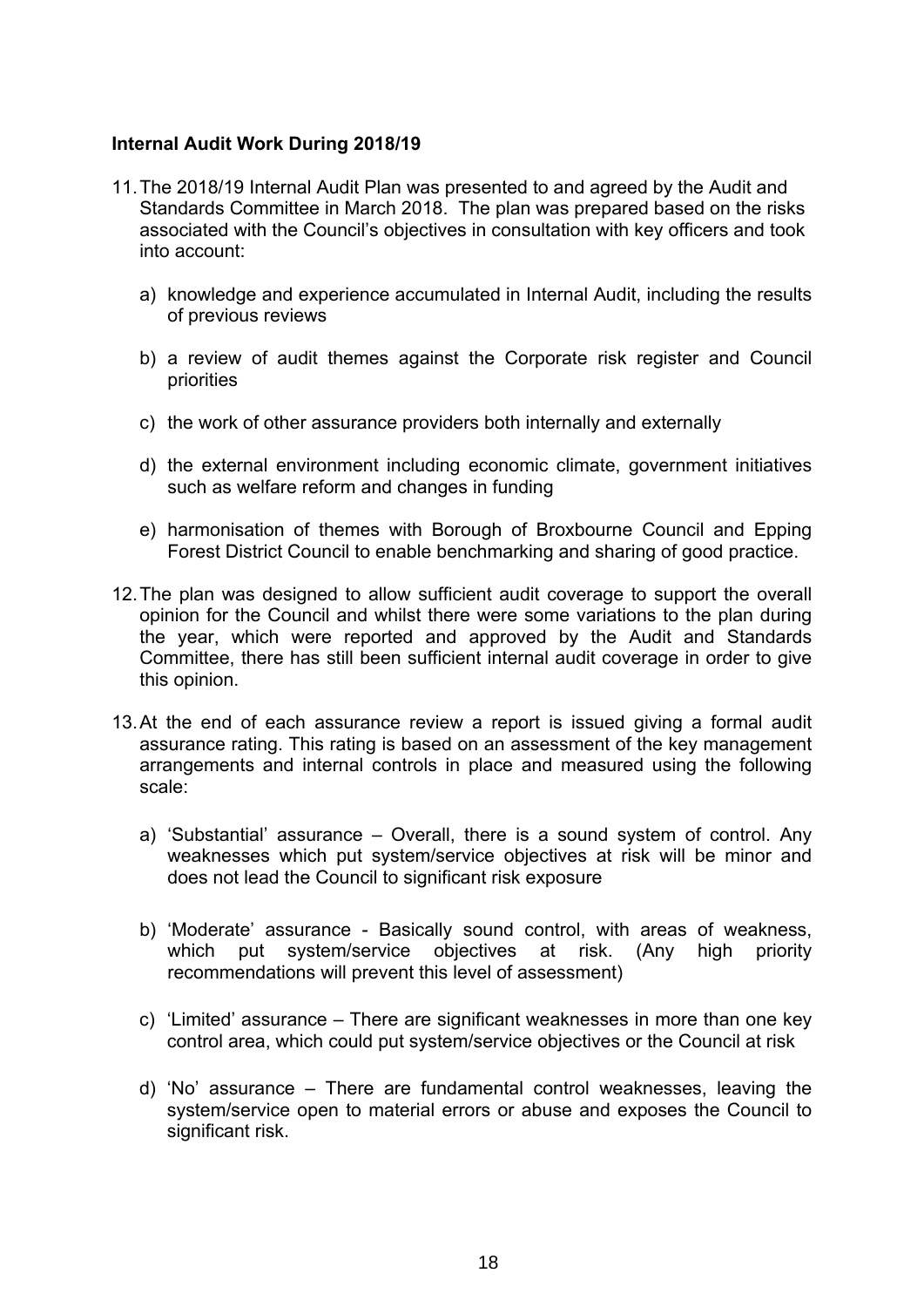**Internal Audit Work During 2018/19**

11. The 2018/19 Internal Audit Plan was presented to and agreed by the Audit and Standards Committee in March 2018. The plan was prepared based on the risks associated with the Council's objectives in consultation with key officers and took into account:

    a) knowledge and experience accumulated in Internal Audit, including the results of previous reviews

    b) a review of audit themes against the Corporate risk register and Council priorities

    c) the work of other assurance providers both internally and externally

    d) the external environment including economic climate, government initiatives such as welfare reform and changes in funding

    e) harmonisation of themes with Borough of Broxbourne Council and Epping Forest District Council to enable benchmarking and sharing of good practice.

12. The plan was designed to allow sufficient audit coverage to support the overall opinion for the Council and whilst there were some variations to the plan during the year, which were reported and approved by the Audit and Standards Committee, there has still been sufficient internal audit coverage in order to give this opinion.

13. At the end of each assurance review a report is issued giving a formal audit assurance rating. This rating is based on an assessment of the key management arrangements and internal controls in place and measured using the following scale:

    a) 'Substantial' assurance – Overall, there is a sound system of control. Any weaknesses which put system/service objectives at risk will be minor and does not lead the Council to significant risk exposure

    b) 'Moderate' assurance - Basically sound control, with areas of weakness, which put system/service objectives at risk. (Any high priority recommendations will prevent this level of assessment)

    c) 'Limited' assurance – There are significant weaknesses in more than one key control area, which could put system/service objectives or the Council at risk

    d) 'No' assurance – There are fundamental control weaknesses, leaving the system/service open to material errors or abuse and exposes the Council to significant risk.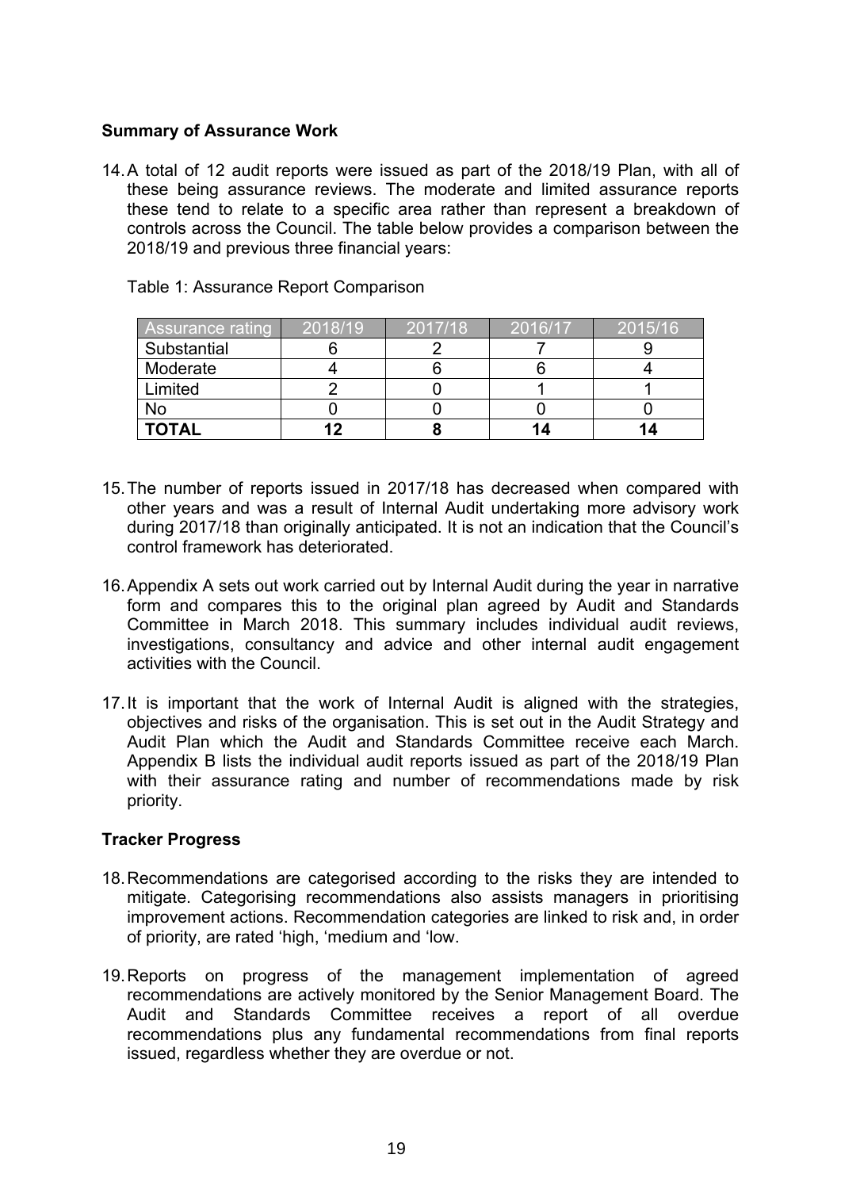**Summary of Assurance Work**

14. A total of 12 audit reports were issued as part of the 2018/19 Plan, with all of these being assurance reviews. The moderate and limited assurance reports these tend to relate to a specific area rather than represent a breakdown of controls across the Council. The table below provides a comparison between the 2018/19 and previous three financial years:

Table 1: Assurance Report Comparison

| Assurance rating | 2018/19 | 2017/18 | 2016/17 | 2015/16 |
|---|---|---|---|---|
| Substantial | 6 | 2 | 7 | 9 |
| Moderate | 4 | 6 | 6 | 4 |
| Limited | 2 | 0 | 1 | 1 |
| No | 0 | 0 | 0 | 0 |
| **TOTAL** | **12** | **8** | **14** | **14** |

15. The number of reports issued in 2017/18 has decreased when compared with other years and was a result of Internal Audit undertaking more advisory work during 2017/18 than originally anticipated. It is not an indication that the Council's control framework has deteriorated.

16. Appendix A sets out work carried out by Internal Audit during the year in narrative form and compares this to the original plan agreed by Audit and Standards Committee in March 2018. This summary includes individual audit reviews, investigations, consultancy and advice and other internal audit engagement activities with the Council.

17. It is important that the work of Internal Audit is aligned with the strategies, objectives and risks of the organisation. This is set out in the Audit Strategy and Audit Plan which the Audit and Standards Committee receive each March. Appendix B lists the individual audit reports issued as part of the 2018/19 Plan with their assurance rating and number of recommendations made by risk priority.

**Tracker Progress**

18. Recommendations are categorised according to the risks they are intended to mitigate. Categorising recommendations also assists managers in prioritising improvement actions. Recommendation categories are linked to risk and, in order of priority, are rated 'high, 'medium and 'low.

19. Reports on progress of the management implementation of agreed recommendations are actively monitored by the Senior Management Board. The Audit and Standards Committee receives a report of all overdue recommendations plus any fundamental recommendations from final reports issued, regardless whether they are overdue or not.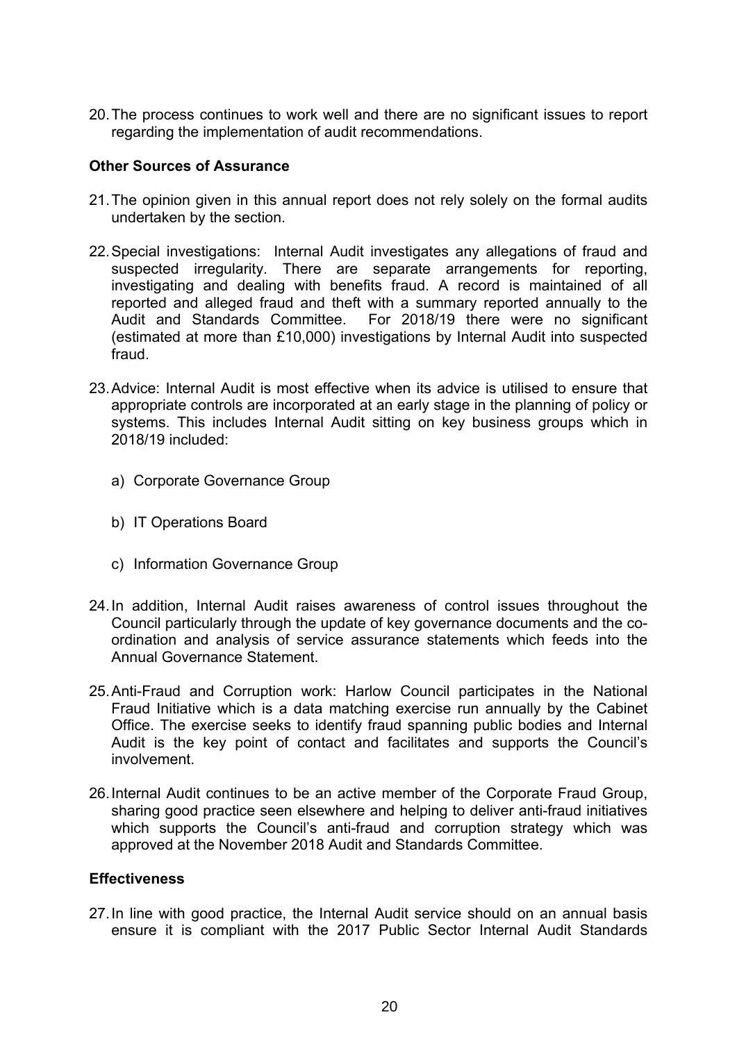20. The process continues to work well and there are no significant issues to report regarding the implementation of audit recommendations.

**Other Sources of Assurance**

21. The opinion given in this annual report does not rely solely on the formal audits undertaken by the section.

22. Special investigations: Internal Audit investigates any allegations of fraud and suspected irregularity. There are separate arrangements for reporting, investigating and dealing with benefits fraud. A record is maintained of all reported and alleged fraud and theft with a summary reported annually to the Audit and Standards Committee. For 2018/19 there were no significant (estimated at more than £10,000) investigations by Internal Audit into suspected fraud.

23. Advice: Internal Audit is most effective when its advice is utilised to ensure that appropriate controls are incorporated at an early stage in the planning of policy or systems. This includes Internal Audit sitting on key business groups which in 2018/19 included:

    a) Corporate Governance Group

    b) IT Operations Board

    c) Information Governance Group

24. In addition, Internal Audit raises awareness of control issues throughout the Council particularly through the update of key governance documents and the co-ordination and analysis of service assurance statements which feeds into the Annual Governance Statement.

25. Anti-Fraud and Corruption work: Harlow Council participates in the National Fraud Initiative which is a data matching exercise run annually by the Cabinet Office. The exercise seeks to identify fraud spanning public bodies and Internal Audit is the key point of contact and facilitates and supports the Council's involvement.

26. Internal Audit continues to be an active member of the Corporate Fraud Group, sharing good practice seen elsewhere and helping to deliver anti-fraud initiatives which supports the Council's anti-fraud and corruption strategy which was approved at the November 2018 Audit and Standards Committee.

**Effectiveness**

27. In line with good practice, the Internal Audit service should on an annual basis ensure it is compliant with the 2017 Public Sector Internal Audit Standards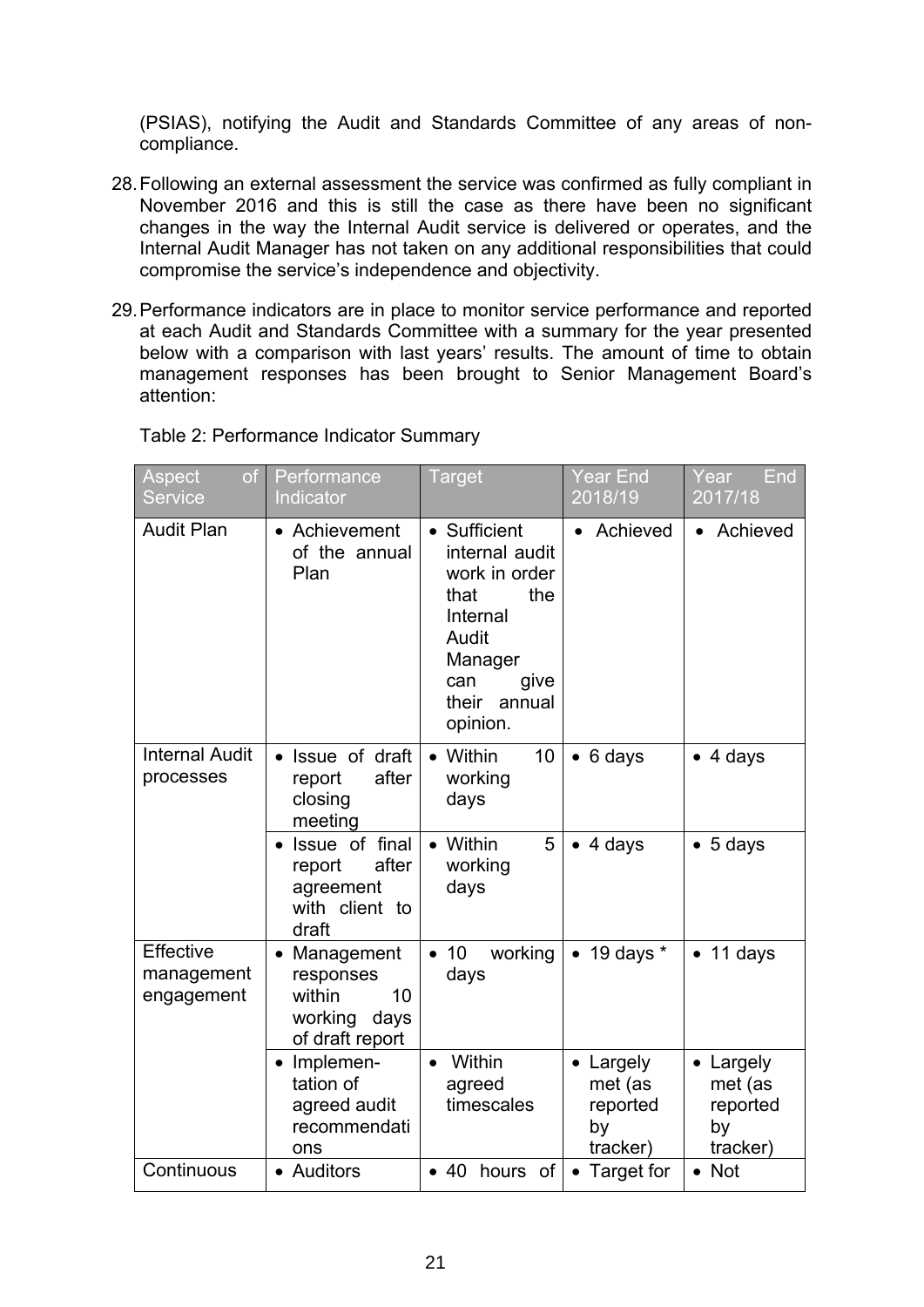(PSIAS), notifying the Audit and Standards Committee of any areas of non-compliance.

28. Following an external assessment the service was confirmed as fully compliant in November 2016 and this is still the case as there have been no significant changes in the way the Internal Audit service is delivered or operates, and the Internal Audit Manager has not taken on any additional responsibilities that could compromise the service's independence and objectivity.

29. Performance indicators are in place to monitor service performance and reported at each Audit and Standards Committee with a summary for the year presented below with a comparison with last years' results. The amount of time to obtain management responses has been brought to Senior Management Board's attention:

Table 2: Performance Indicator Summary

| Aspect of Service | Performance Indicator | Target | Year End 2018/19 | Year End 2017/18 |
|---|---|---|---|---|
| Audit Plan | • Achievement of the annual Plan | • Sufficient internal audit work in order that the Internal Audit Manager can give their annual opinion. | • Achieved | • Achieved |
| Internal Audit processes | • Issue of draft report after closing meeting | • Within 10 working days | • 6 days | • 4 days |
| | • Issue of final report after agreement with client to draft | • Within 5 working days | • 4 days | • 5 days |
| Effective management engagement | • Management responses within 10 working days of draft report | • 10 working days | • 19 days * | • 11 days |
| | • Implementation of agreed audit recommendations | • Within agreed timescales | • Largely met (as reported by tracker) | • Largely met (as reported by tracker) |
| Continuous | • Auditors | • 40 hours of | • Target for | • Not |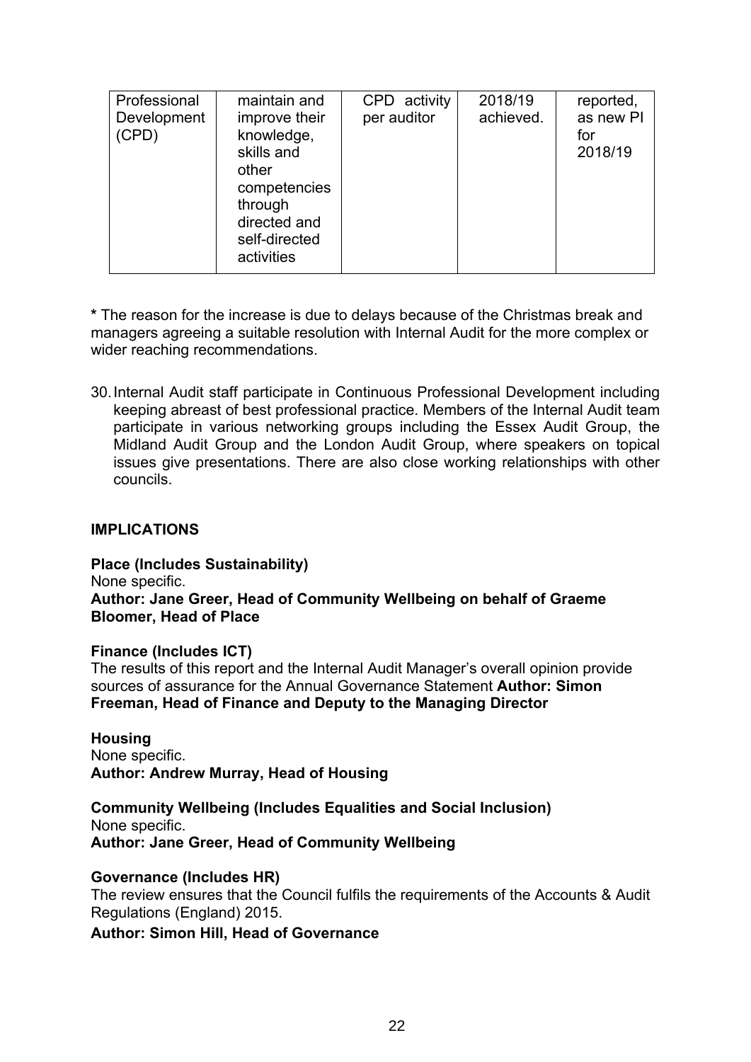| Professional Development (CPD) | maintain and improve their knowledge, skills and other competencies through directed and self-directed activities | CPD activity per auditor | 2018/19 achieved. | reported, as new PI for 2018/19 |
|---|---|---|---|---|

**\*** The reason for the increase is due to delays because of the Christmas break and managers agreeing a suitable resolution with Internal Audit for the more complex or wider reaching recommendations.

30. Internal Audit staff participate in Continuous Professional Development including keeping abreast of best professional practice. Members of the Internal Audit team participate in various networking groups including the Essex Audit Group, the Midland Audit Group and the London Audit Group, where speakers on topical issues give presentations. There are also close working relationships with other councils.

**IMPLICATIONS**

**Place (Includes Sustainability)**
None specific.
**Author: Jane Greer, Head of Community Wellbeing on behalf of Graeme Bloomer, Head of Place**

**Finance (Includes ICT)**
The results of this report and the Internal Audit Manager's overall opinion provide sources of assurance for the Annual Governance Statement **Author: Simon Freeman, Head of Finance and Deputy to the Managing Director**

**Housing**
None specific.
**Author: Andrew Murray, Head of Housing**

**Community Wellbeing (Includes Equalities and Social Inclusion)**
None specific.
**Author: Jane Greer, Head of Community Wellbeing**

**Governance (Includes HR)**
The review ensures that the Council fulfils the requirements of the Accounts & Audit Regulations (England) 2015.
**Author: Simon Hill, Head of Governance**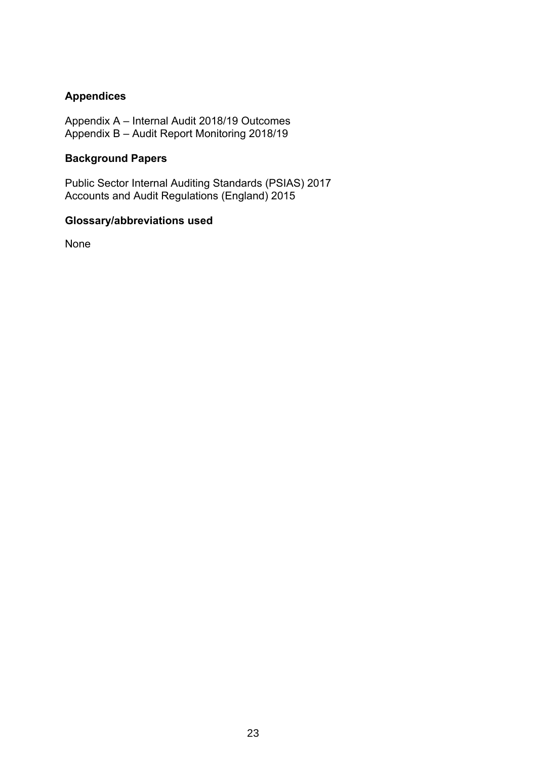**Appendices**

Appendix A – Internal Audit 2018/19 Outcomes
Appendix B – Audit Report Monitoring 2018/19

**Background Papers**

Public Sector Internal Auditing Standards (PSIAS) 2017
Accounts and Audit Regulations (England) 2015

**Glossary/abbreviations used**

None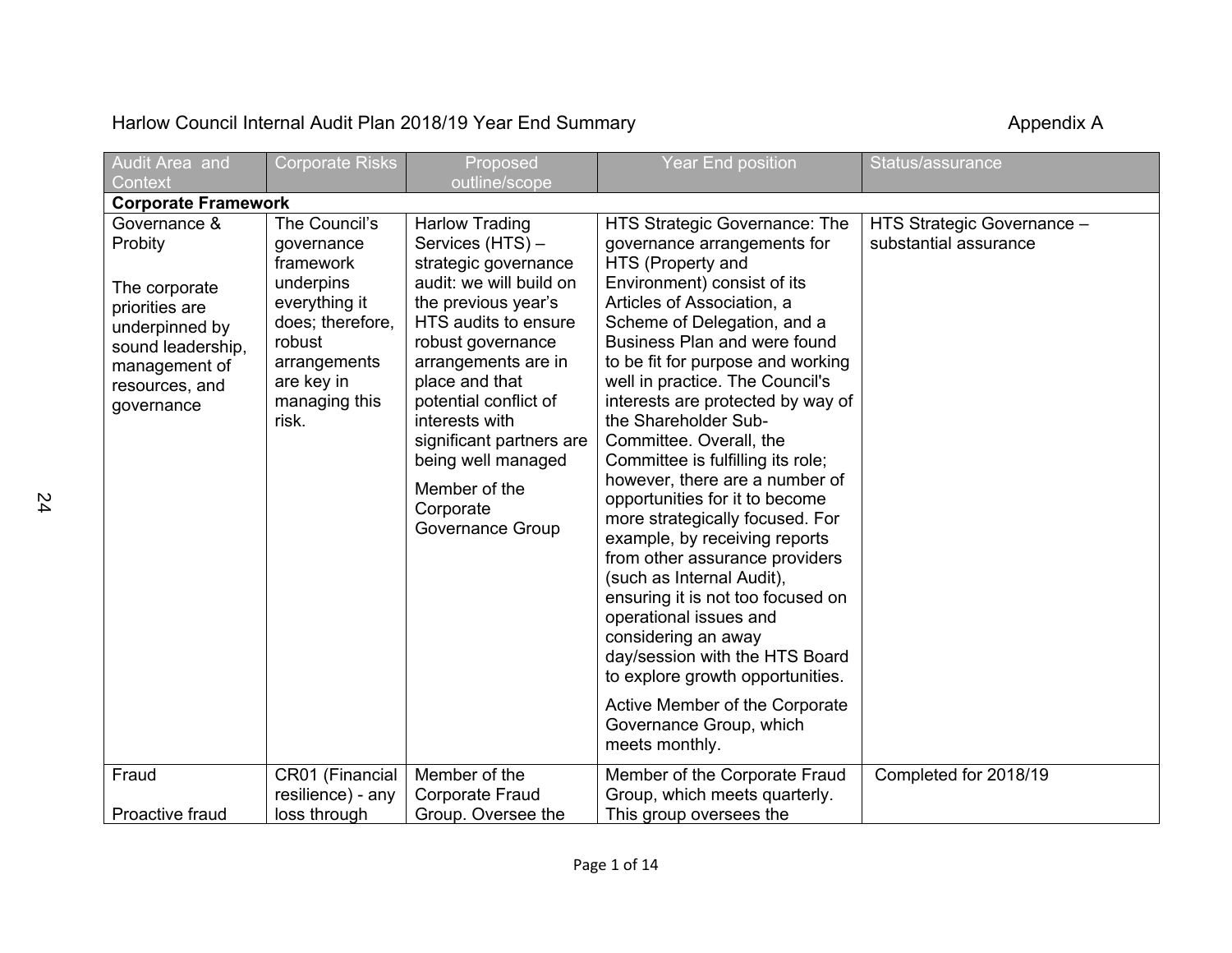Harlow Council Internal Audit Plan 2018/19 Year End Summary

Appendix A

| Audit Area and Context | Corporate Risks | Proposed outline/scope | Year End position | Status/assurance |
|---|---|---|---|---|
| **Corporate Framework** | | | | |
| Governance & Probity<br><br>The corporate priorities are underpinned by sound leadership, management of resources, and governance | The Council's governance framework underpins everything it does; therefore, robust arrangements are key in managing this risk. | Harlow Trading Services (HTS) – strategic governance audit: we will build on the previous year's HTS audits to ensure robust governance arrangements are in place and that potential conflict of interests with significant partners are being well managed<br><br>Member of the Corporate Governance Group | HTS Strategic Governance: The governance arrangements for HTS (Property and Environment) consist of its Articles of Association, a Scheme of Delegation, and a Business Plan and were found to be fit for purpose and working well in practice. The Council's interests are protected by way of the Shareholder Sub-Committee. Overall, the Committee is fulfilling its role; however, there are a number of opportunities for it to become more strategically focused. For example, by receiving reports from other assurance providers (such as Internal Audit), ensuring it is not too focused on operational issues and considering an away day/session with the HTS Board to explore growth opportunities.<br><br>Active Member of the Corporate Governance Group, which meets monthly. | HTS Strategic Governance – substantial assurance |
| Fraud<br><br>Proactive fraud | CR01 (Financial resilience) - any loss through | Member of the Corporate Fraud Group. Oversee the | Member of the Corporate Fraud Group, which meets quarterly. This group oversees the | Completed for 2018/19 |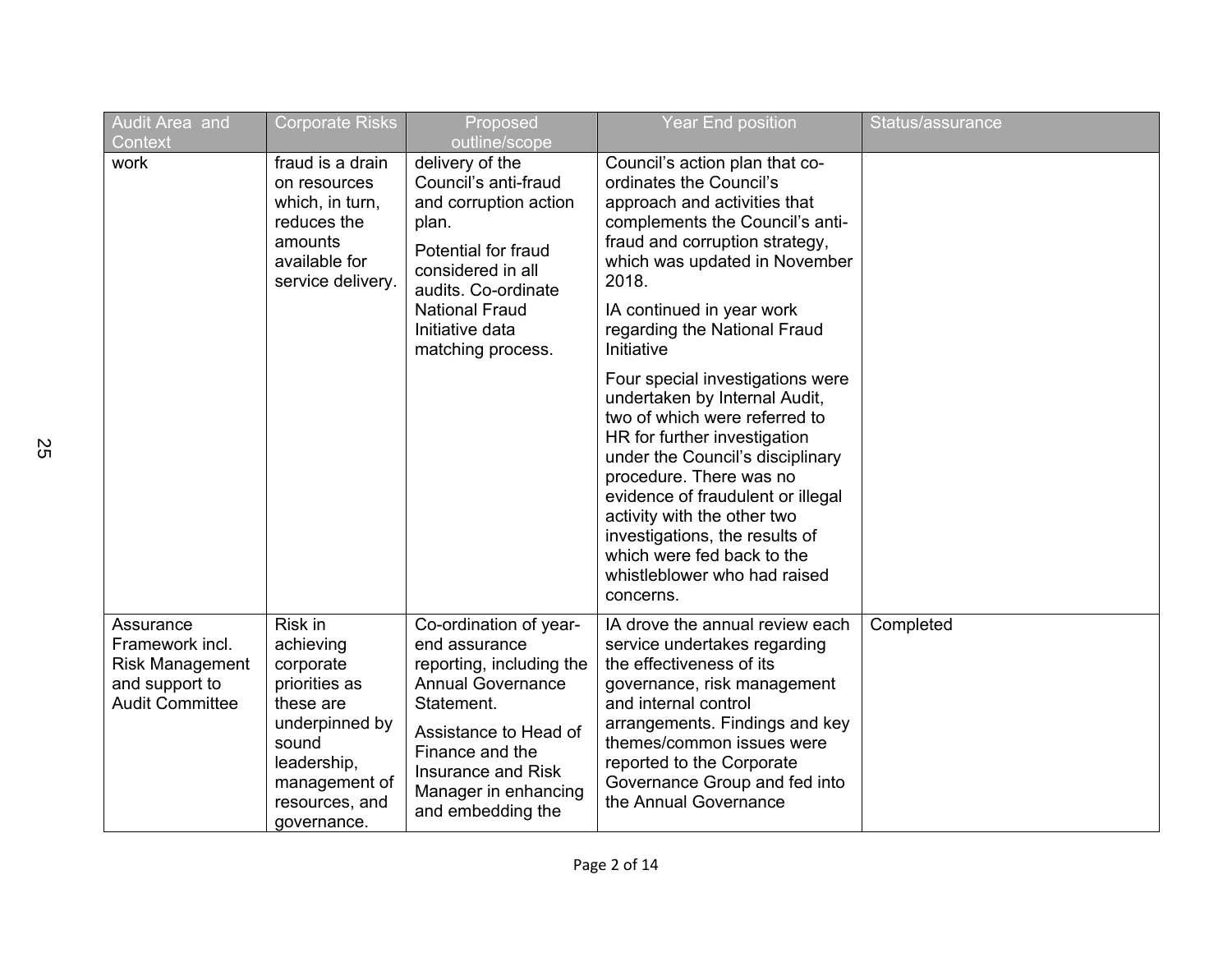| Audit Area and Context | Corporate Risks | Proposed outline/scope | Year End position | Status/assurance |
|---|---|---|---|---|
| work | fraud is a drain on resources which, in turn, reduces the amounts available for service delivery. | delivery of the Council's anti-fraud and corruption action plan.<br><br>Potential for fraud considered in all audits. Co-ordinate National Fraud Initiative data matching process. | Council's action plan that co-ordinates the Council's approach and activities that complements the Council's anti-fraud and corruption strategy, which was updated in November 2018.<br><br>IA continued in year work regarding the National Fraud Initiative<br><br>Four special investigations were undertaken by Internal Audit, two of which were referred to HR for further investigation under the Council's disciplinary procedure. There was no evidence of fraudulent or illegal activity with the other two investigations, the results of which were fed back to the whistleblower who had raised concerns. | |
| Assurance Framework incl. Risk Management and support to Audit Committee | Risk in achieving corporate priorities as these are underpinned by sound leadership, management of resources, and governance. | Co-ordination of year-end assurance reporting, including the Annual Governance Statement.<br><br>Assistance to Head of Finance and the Insurance and Risk Manager in enhancing and embedding the | IA drove the annual review each service undertakes regarding the effectiveness of its governance, risk management and internal control arrangements. Findings and key themes/common issues were reported to the Corporate Governance Group and fed into the Annual Governance | Completed |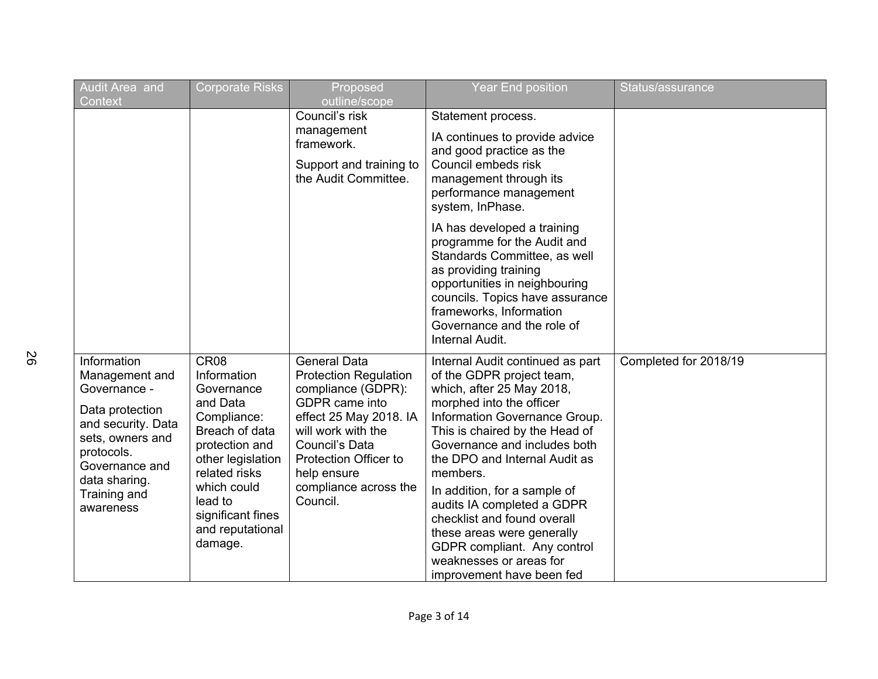| Audit Area and Context | Corporate Risks | Proposed outline/scope | Year End position | Status/assurance |
|---|---|---|---|---|
| | | Council's risk management framework.<br><br>Support and training to the Audit Committee. | Statement process.<br><br>IA continues to provide advice and good practice as the Council embeds risk management through its performance management system, InPhase.<br><br>IA has developed a training programme for the Audit and Standards Committee, as well as providing training opportunities in neighbouring councils. Topics have assurance frameworks, Information Governance and the role of Internal Audit. | |
| Information Management and Governance -<br><br>Data protection and security. Data sets, owners and protocols. Governance and data sharing. Training and awareness | CR08 Information Governance and Data Compliance: Breach of data protection and other legislation related risks which could lead to significant fines and reputational damage. | General Data Protection Regulation compliance (GDPR): GDPR came into effect 25 May 2018. IA will work with the Council's Data Protection Officer to help ensure compliance across the Council. | Internal Audit continued as part of the GDPR project team, which, after 25 May 2018, morphed into the officer Information Governance Group. This is chaired by the Head of Governance and includes both the DPO and Internal Audit as members.<br><br>In addition, for a sample of audits IA completed a GDPR checklist and found overall these areas were generally GDPR compliant. Any control weaknesses or areas for improvement have been fed | Completed for 2018/19 |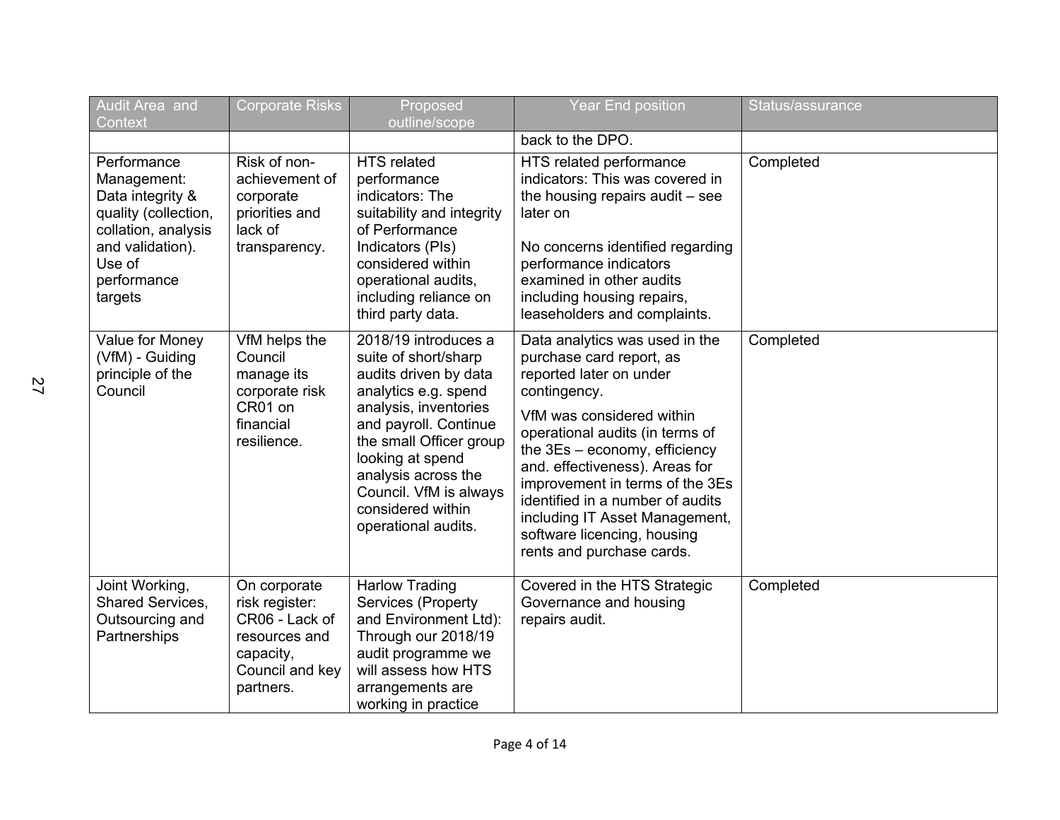| Audit Area and Context | Corporate Risks | Proposed outline/scope | Year End position | Status/assurance |
|---|---|---|---|---|
| | | | back to the DPO. | |
| Performance Management: Data integrity & quality (collection, collation, analysis and validation). Use of performance targets | Risk of non-achievement of corporate priorities and lack of transparency. | HTS related performance indicators: The suitability and integrity of Performance Indicators (PIs) considered within operational audits, including reliance on third party data. | HTS related performance indicators: This was covered in the housing repairs audit – see later on<br><br>No concerns identified regarding performance indicators examined in other audits including housing repairs, leaseholders and complaints. | Completed |
| Value for Money (VfM) - Guiding principle of the Council | VfM helps the Council manage its corporate risk CR01 on financial resilience. | 2018/19 introduces a suite of short/sharp audits driven by data analytics e.g. spend analysis, inventories and payroll. Continue the small Officer group looking at spend analysis across the Council. VfM is always considered within operational audits. | Data analytics was used in the purchase card report, as reported later on under contingency.<br><br>VfM was considered within operational audits (in terms of the 3Es – economy, efficiency and. effectiveness). Areas for improvement in terms of the 3Es identified in a number of audits including IT Asset Management, software licencing, housing rents and purchase cards. | Completed |
| Joint Working, Shared Services, Outsourcing and Partnerships | On corporate risk register: CR06 - Lack of resources and capacity, Council and key partners. | Harlow Trading Services (Property and Environment Ltd): Through our 2018/19 audit programme we will assess how HTS arrangements are working in practice | Covered in the HTS Strategic Governance and housing repairs audit. | Completed |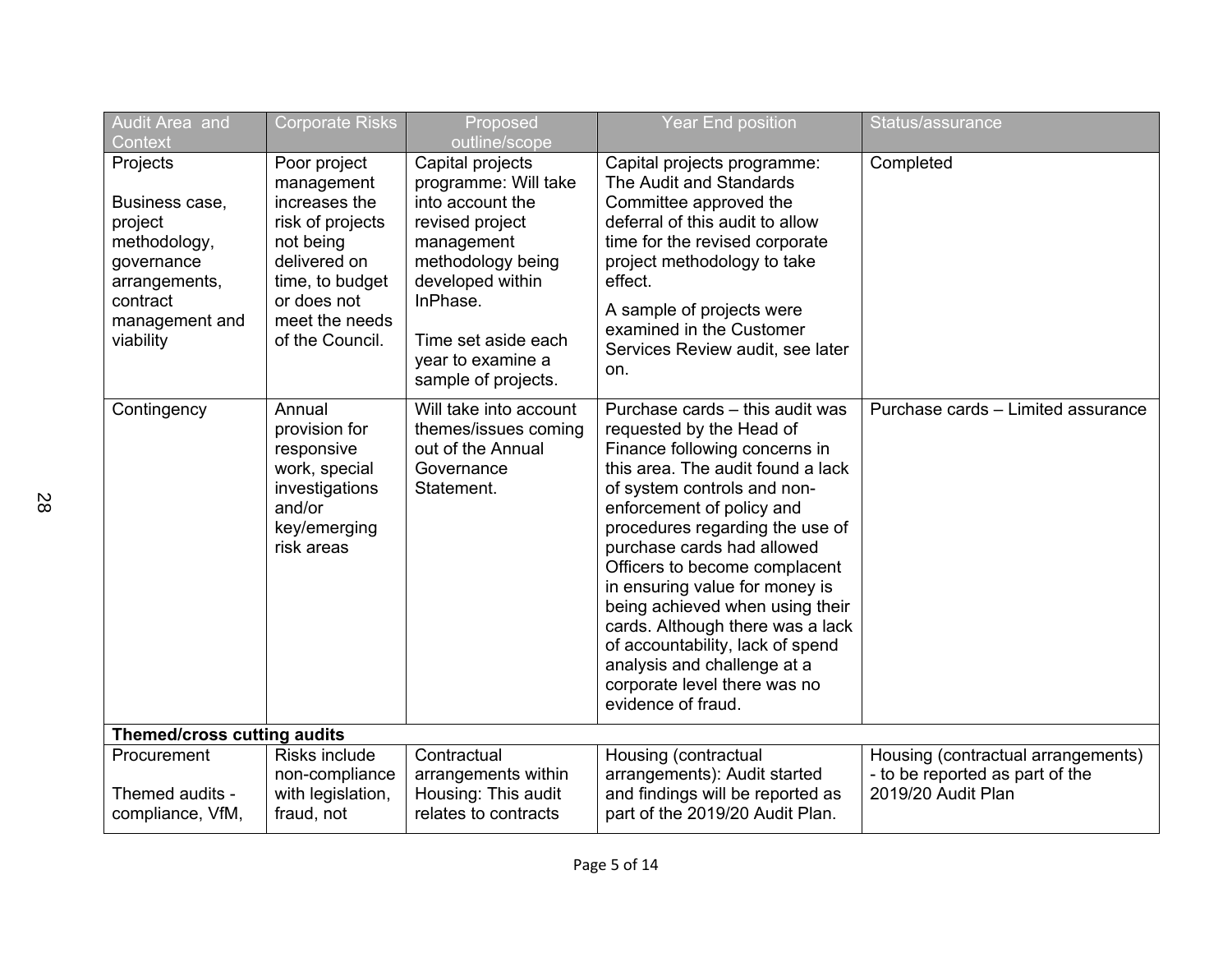| Audit Area and Context | Corporate Risks | Proposed outline/scope | Year End position | Status/assurance |
|---|---|---|---|---|
| Projects<br><br>Business case, project methodology, governance arrangements, contract management and viability | Poor project management increases the risk of projects not being delivered on time, to budget or does not meet the needs of the Council. | Capital projects programme: Will take into account the revised project management methodology being developed within InPhase.<br><br>Time set aside each year to examine a sample of projects. | Capital projects programme: The Audit and Standards Committee approved the deferral of this audit to allow time for the revised corporate project methodology to take effect.<br><br>A sample of projects were examined in the Customer Services Review audit, see later on. | Completed |
| Contingency | Annual provision for responsive work, special investigations and/or key/emerging risk areas | Will take into account themes/issues coming out of the Annual Governance Statement. | Purchase cards – this audit was requested by the Head of Finance following concerns in this area. The audit found a lack of system controls and non-enforcement of policy and procedures regarding the use of purchase cards had allowed Officers to become complacent in ensuring value for money is being achieved when using their cards. Although there was a lack of accountability, lack of spend analysis and challenge at a corporate level there was no evidence of fraud. | Purchase cards – Limited assurance |
| **Themed/cross cutting audits** | | | | |
| Procurement<br><br>Themed audits - compliance, VfM, | Risks include non-compliance with legislation, fraud, not | Contractual arrangements within Housing: This audit relates to contracts | Housing (contractual arrangements): Audit started and findings will be reported as part of the 2019/20 Audit Plan. | Housing (contractual arrangements) - to be reported as part of the 2019/20 Audit Plan |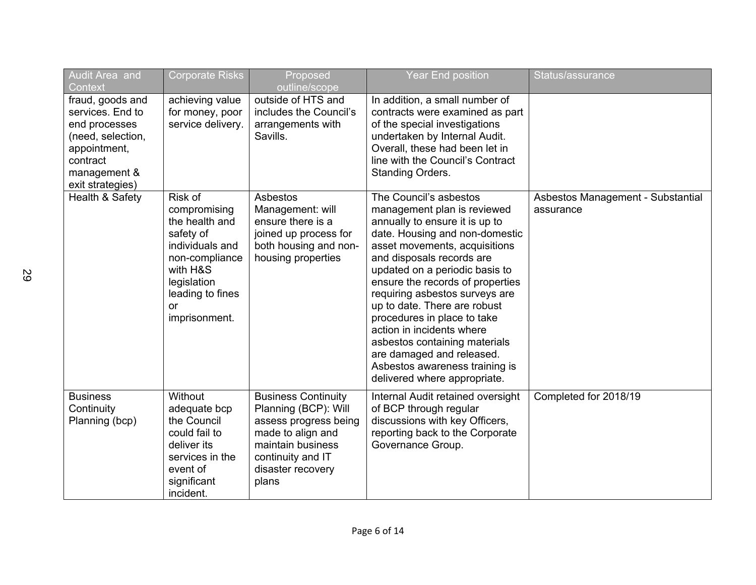| Audit Area and Context | Corporate Risks | Proposed outline/scope | Year End position | Status/assurance |
|---|---|---|---|---|
| fraud, goods and services. End to end processes (need, selection, appointment, contract management & exit strategies) | achieving value for money, poor service delivery. | outside of HTS and includes the Council's arrangements with Savills. | In addition, a small number of contracts were examined as part of the special investigations undertaken by Internal Audit. Overall, these had been let in line with the Council's Contract Standing Orders. | |
| Health & Safety | Risk of compromising the health and safety of individuals and non-compliance with H&S legislation leading to fines or imprisonment. | Asbestos Management: will ensure there is a joined up process for both housing and non-housing properties | The Council's asbestos management plan is reviewed annually to ensure it is up to date. Housing and non-domestic asset movements, acquisitions and disposals records are updated on a periodic basis to ensure the records of properties requiring asbestos surveys are up to date. There are robust procedures in place to take action in incidents where asbestos containing materials are damaged and released. Asbestos awareness training is delivered where appropriate. | Asbestos Management - Substantial assurance |
| Business Continuity Planning (bcp) | Without adequate bcp the Council could fail to deliver its services in the event of significant incident. | Business Continuity Planning (BCP): Will assess progress being made to align and maintain business continuity and IT disaster recovery plans | Internal Audit retained oversight of BCP through regular discussions with key Officers, reporting back to the Corporate Governance Group. | Completed for 2018/19 |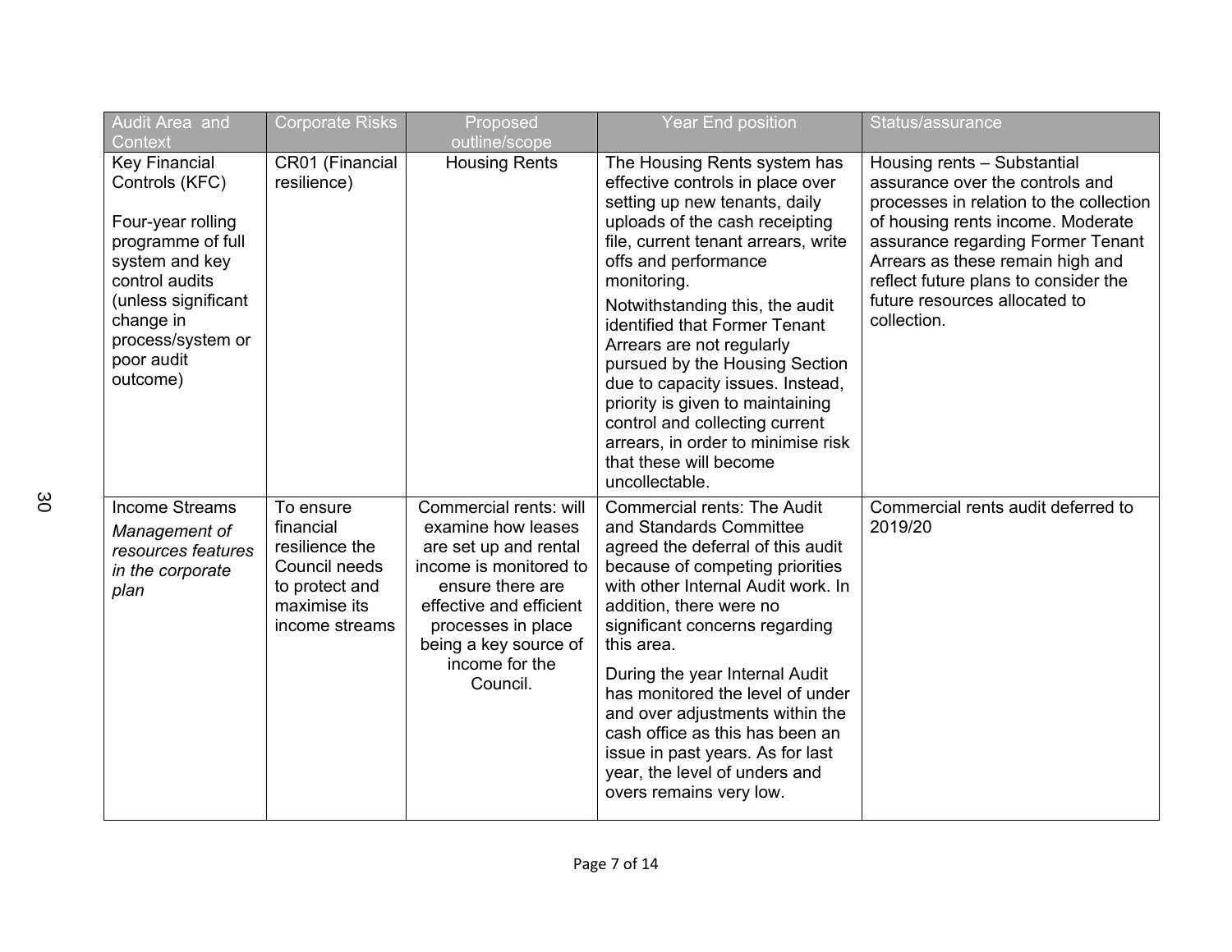| Audit Area and Context | Corporate Risks | Proposed outline/scope | Year End position | Status/assurance |
|---|---|---|---|---|
| Key Financial Controls (KFC)<br><br>Four-year rolling programme of full system and key control audits (unless significant change in process/system or poor audit outcome) | CR01 (Financial resilience) | Housing Rents | The Housing Rents system has effective controls in place over setting up new tenants, daily uploads of the cash receipting file, current tenant arrears, write offs and performance monitoring.<br><br>Notwithstanding this, the audit identified that Former Tenant Arrears are not regularly pursued by the Housing Section due to capacity issues. Instead, priority is given to maintaining control and collecting current arrears, in order to minimise risk that these will become uncollectable. | Housing rents – Substantial assurance over the controls and processes in relation to the collection of housing rents income. Moderate assurance regarding Former Tenant Arrears as these remain high and reflect future plans to consider the future resources allocated to collection. |
| Income Streams<br>*Management of resources features in the corporate plan* | To ensure financial resilience the Council needs to protect and maximise its income streams | Commercial rents: will examine how leases are set up and rental income is monitored to ensure there are effective and efficient processes in place being a key source of income for the Council. | Commercial rents: The Audit and Standards Committee agreed the deferral of this audit because of competing priorities with other Internal Audit work. In addition, there were no significant concerns regarding this area.<br><br>During the year Internal Audit has monitored the level of under and over adjustments within the cash office as this has been an issue in past years. As for last year, the level of unders and overs remains very low. | Commercial rents audit deferred to 2019/20 |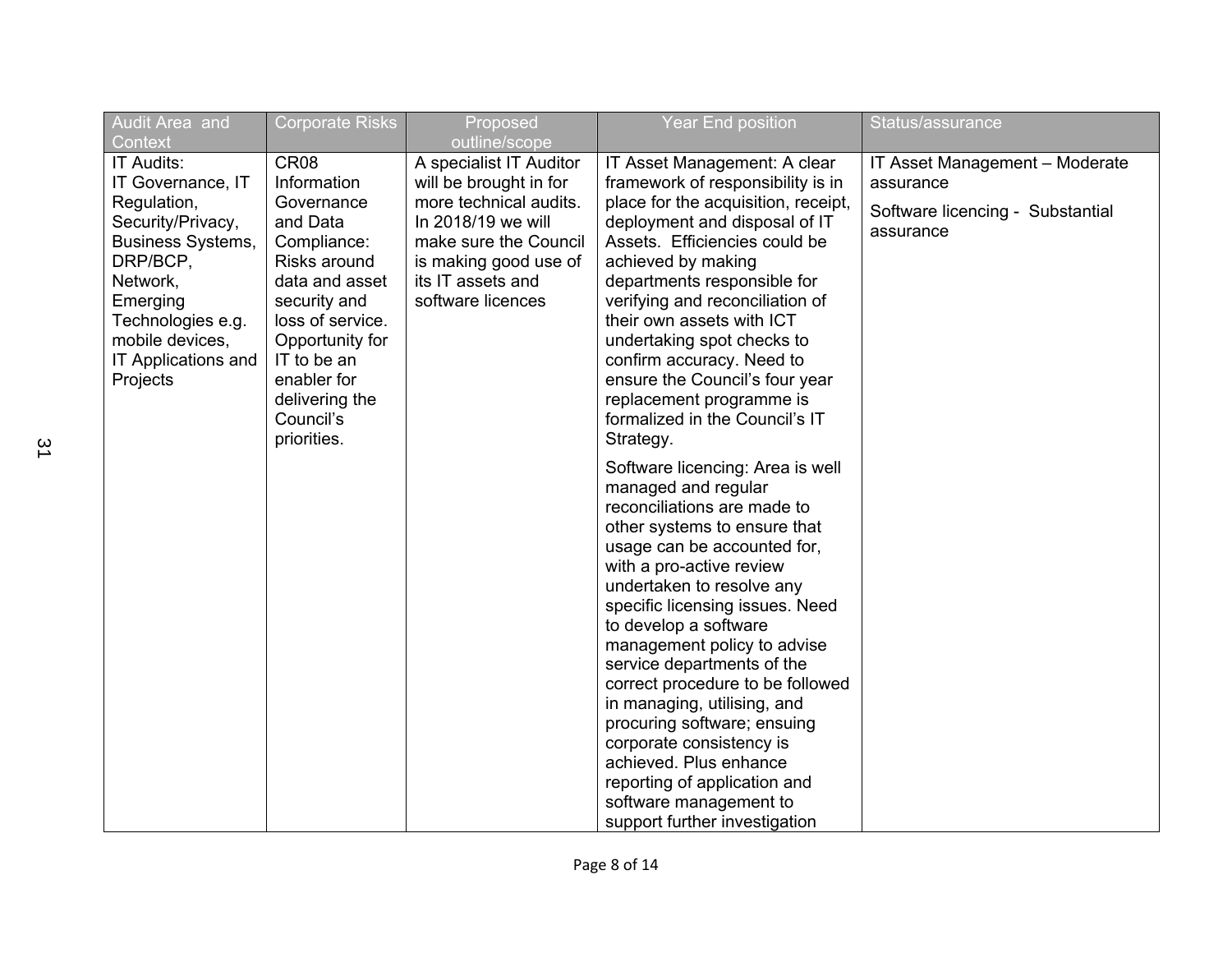| Audit Area and Context | Corporate Risks | Proposed outline/scope | Year End position | Status/assurance |
|---|---|---|---|---|
| IT Audits:<br>IT Governance, IT Regulation, Security/Privacy, Business Systems, DRP/BCP, Network, Emerging Technologies e.g. mobile devices, IT Applications and Projects | CR08 Information Governance and Data Compliance: Risks around data and asset security and loss of service. Opportunity for IT to be an enabler for delivering the Council's priorities. | A specialist IT Auditor will be brought in for more technical audits. In 2018/19 we will make sure the Council is making good use of its IT assets and software licences | IT Asset Management: A clear framework of responsibility is in place for the acquisition, receipt, deployment and disposal of IT Assets. Efficiencies could be achieved by making departments responsible for verifying and reconciliation of their own assets with ICT undertaking spot checks to confirm accuracy. Need to ensure the Council's four year replacement programme is formalized in the Council's IT Strategy.<br><br>Software licencing: Area is well managed and regular reconciliations are made to other systems to ensure that usage can be accounted for, with a pro-active review undertaken to resolve any specific licensing issues. Need to develop a software management policy to advise service departments of the correct procedure to be followed in managing, utilising, and procuring software; ensuing corporate consistency is achieved. Plus enhance reporting of application and software management to support further investigation | IT Asset Management – Moderate assurance<br><br>Software licencing - Substantial assurance |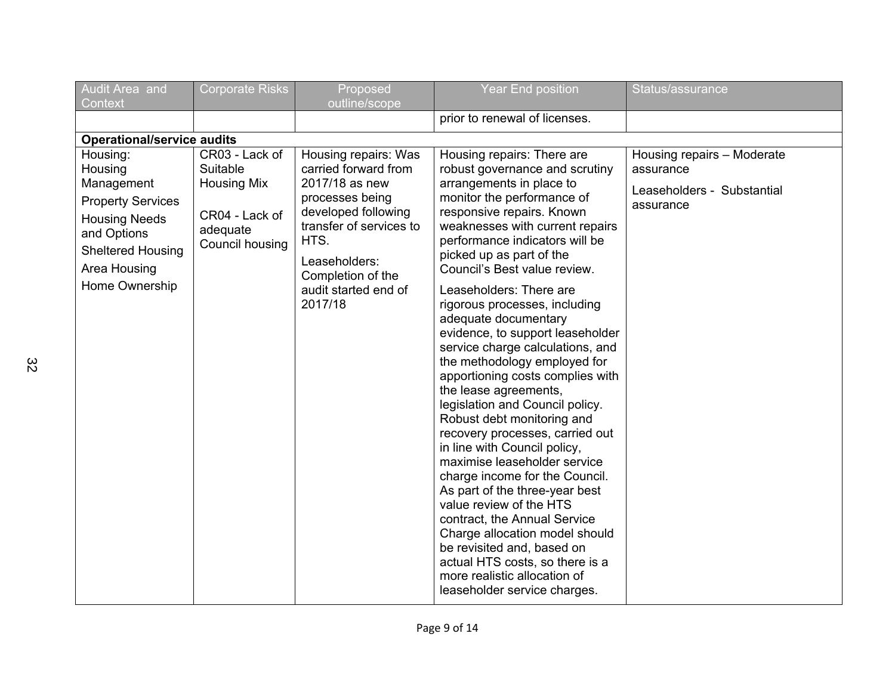| Audit Area and Context | Corporate Risks | Proposed outline/scope | Year End position | Status/assurance |
|---|---|---|---|---|
| | | | prior to renewal of licenses. | |
| **Operational/service audits** | | | | |
| Housing: Housing Management<br>Property Services<br>Housing Needs and Options<br>Sheltered Housing<br>Area Housing<br>Home Ownership | CR03 - Lack of Suitable Housing Mix<br><br>CR04 - Lack of adequate Council housing | Housing repairs: Was carried forward from 2017/18 as new processes being developed following transfer of services to HTS.<br>Leaseholders: Completion of the audit started end of 2017/18 | Housing repairs: There are robust governance and scrutiny arrangements in place to monitor the performance of responsive repairs. Known weaknesses with current repairs performance indicators will be picked up as part of the Council's Best value review.<br>Leaseholders: There are rigorous processes, including adequate documentary evidence, to support leaseholder service charge calculations, and the methodology employed for apportioning costs complies with the lease agreements, legislation and Council policy. Robust debt monitoring and recovery processes, carried out in line with Council policy, maximise leaseholder service charge income for the Council. As part of the three-year best value review of the HTS contract, the Annual Service Charge allocation model should be revisited and, based on actual HTS costs, so there is a more realistic allocation of leaseholder service charges. | Housing repairs – Moderate assurance<br>Leaseholders - Substantial assurance |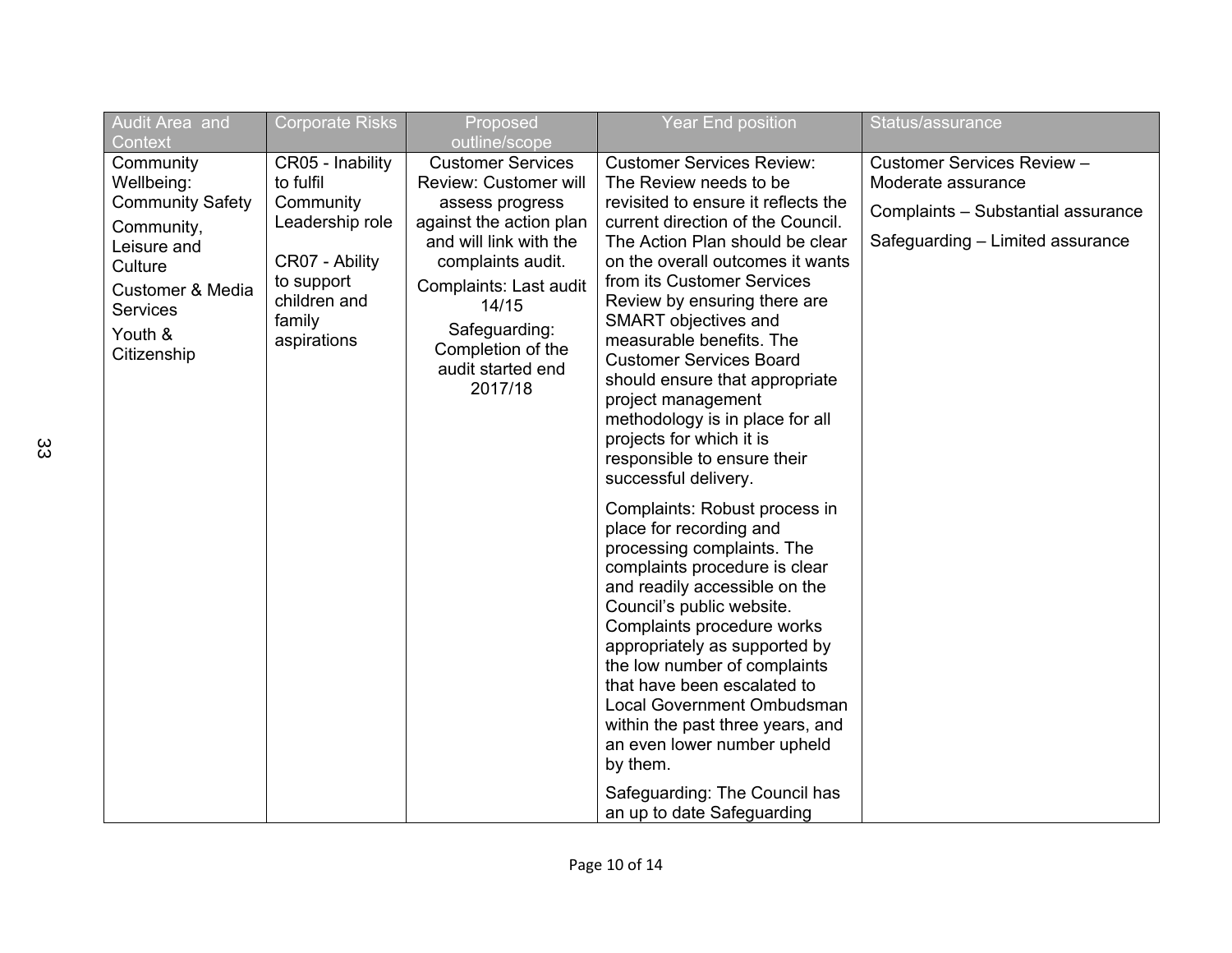| Audit Area and Context | Corporate Risks | Proposed outline/scope | Year End position | Status/assurance |
| --- | --- | --- | --- | --- |
| Community Wellbeing: Community Safety<br><br>Community, Leisure and Culture<br><br>Customer & Media Services<br><br>Youth & Citizenship | CR05 - Inability to fulfil Community Leadership role<br><br>CR07 - Ability to support children and family aspirations | Customer Services Review: Customer will assess progress against the action plan and will link with the complaints audit.<br><br>Complaints: Last audit 14/15<br><br>Safeguarding: Completion of the audit started end 2017/18 | Customer Services Review: The Review needs to be revisited to ensure it reflects the current direction of the Council. The Action Plan should be clear on the overall outcomes it wants from its Customer Services Review by ensuring there are SMART objectives and measurable benefits. The Customer Services Board should ensure that appropriate project management methodology is in place for all projects for which it is responsible to ensure their successful delivery.<br><br>Complaints: Robust process in place for recording and processing complaints. The complaints procedure is clear and readily accessible on the Council's public website. Complaints procedure works appropriately as supported by the low number of complaints that have been escalated to Local Government Ombudsman within the past three years, and an even lower number upheld by them.<br><br>Safeguarding: The Council has an up to date Safeguarding | Customer Services Review – Moderate assurance<br><br>Complaints – Substantial assurance<br><br>Safeguarding – Limited assurance |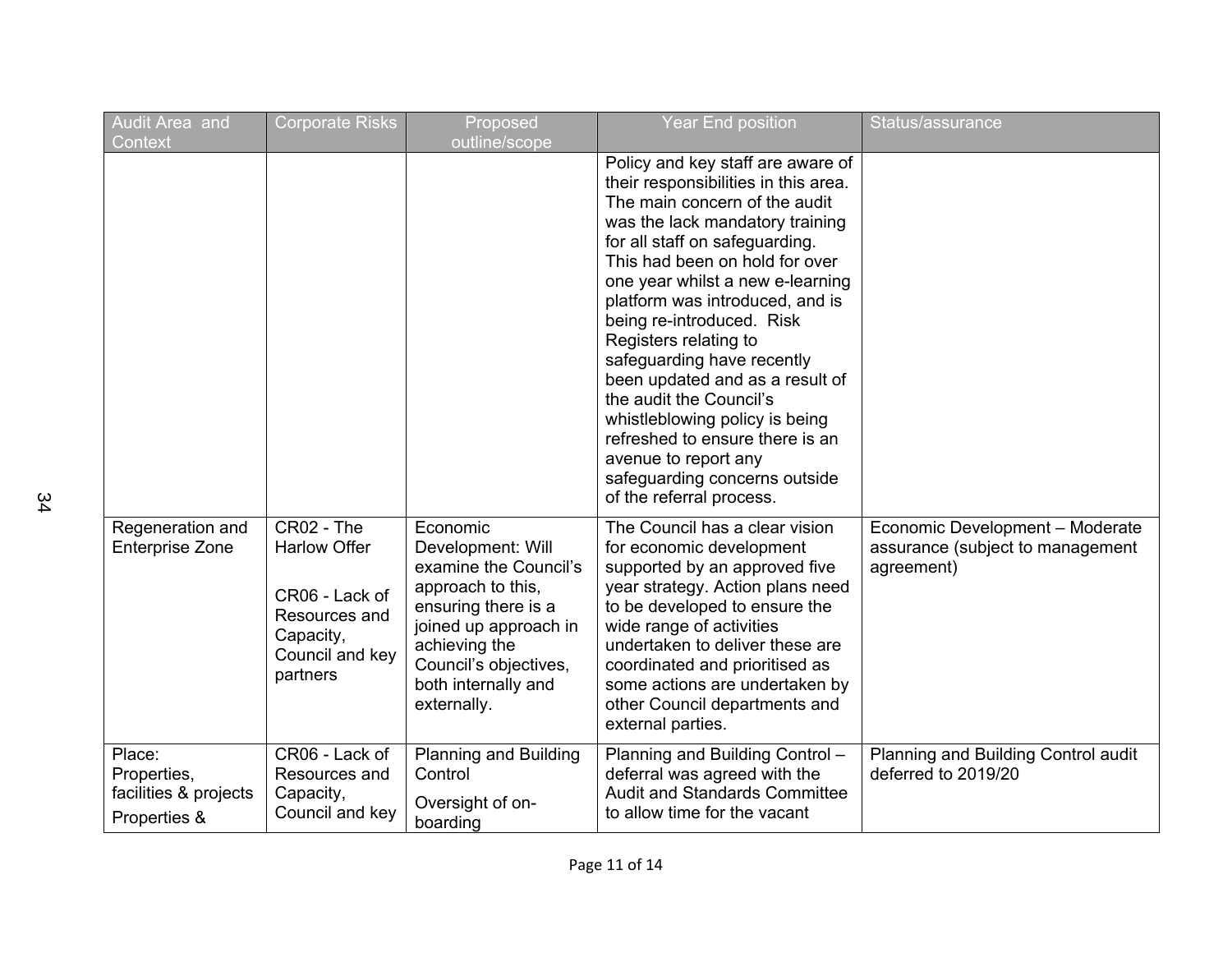| Audit Area and Context | Corporate Risks | Proposed outline/scope | Year End position | Status/assurance |
|---|---|---|---|---|
| | | | Policy and key staff are aware of their responsibilities in this area. The main concern of the audit was the lack mandatory training for all staff on safeguarding. This had been on hold for over one year whilst a new e-learning platform was introduced, and is being re-introduced. Risk Registers relating to safeguarding have recently been updated and as a result of the audit the Council's whistleblowing policy is being refreshed to ensure there is an avenue to report any safeguarding concerns outside of the referral process. | |
| Regeneration and Enterprise Zone | CR02 - The Harlow Offer<br><br>CR06 - Lack of Resources and Capacity, Council and key partners | Economic Development: Will examine the Council's approach to this, ensuring there is a joined up approach in achieving the Council's objectives, both internally and externally. | The Council has a clear vision for economic development supported by an approved five year strategy. Action plans need to be developed to ensure the wide range of activities undertaken to deliver these are coordinated and prioritised as some actions are undertaken by other Council departments and external parties. | Economic Development – Moderate assurance (subject to management agreement) |
| Place: Properties, facilities & projects<br><br>Properties & | CR06 - Lack of Resources and Capacity, Council and key | Planning and Building Control<br><br>Oversight of on-boarding | Planning and Building Control – deferral was agreed with the Audit and Standards Committee to allow time for the vacant | Planning and Building Control audit deferred to 2019/20 |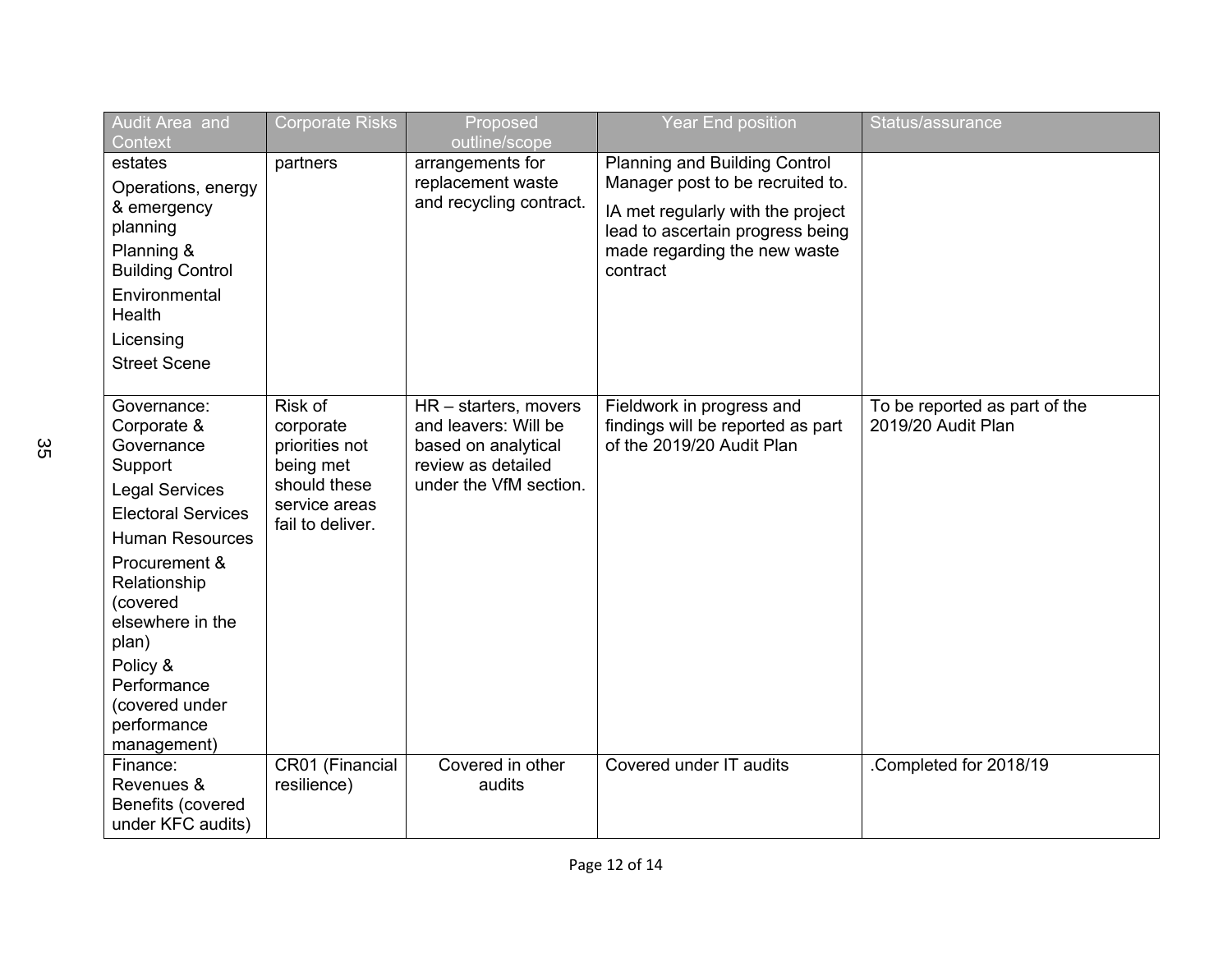| Audit Area and Context | Corporate Risks | Proposed outline/scope | Year End position | Status/assurance |
|---|---|---|---|---|
| estates<br>Operations, energy & emergency planning<br>Planning & Building Control<br>Environmental Health<br>Licensing<br>Street Scene | partners | arrangements for replacement waste and recycling contract. | Planning and Building Control Manager post to be recruited to.<br>IA met regularly with the project lead to ascertain progress being made regarding the new waste contract | |
| Governance: Corporate & Governance Support<br>Legal Services<br>Electoral Services<br>Human Resources<br>Procurement & Relationship (covered elsewhere in the plan)<br>Policy & Performance (covered under performance management) | Risk of corporate priorities not being met should these service areas fail to deliver. | HR – starters, movers and leavers: Will be based on analytical review as detailed under the VfM section. | Fieldwork in progress and findings will be reported as part of the 2019/20 Audit Plan | To be reported as part of the 2019/20 Audit Plan |
| Finance: Revenues & Benefits (covered under KFC audits) | CR01 (Financial resilience) | Covered in other audits | Covered under IT audits | .Completed for 2018/19 |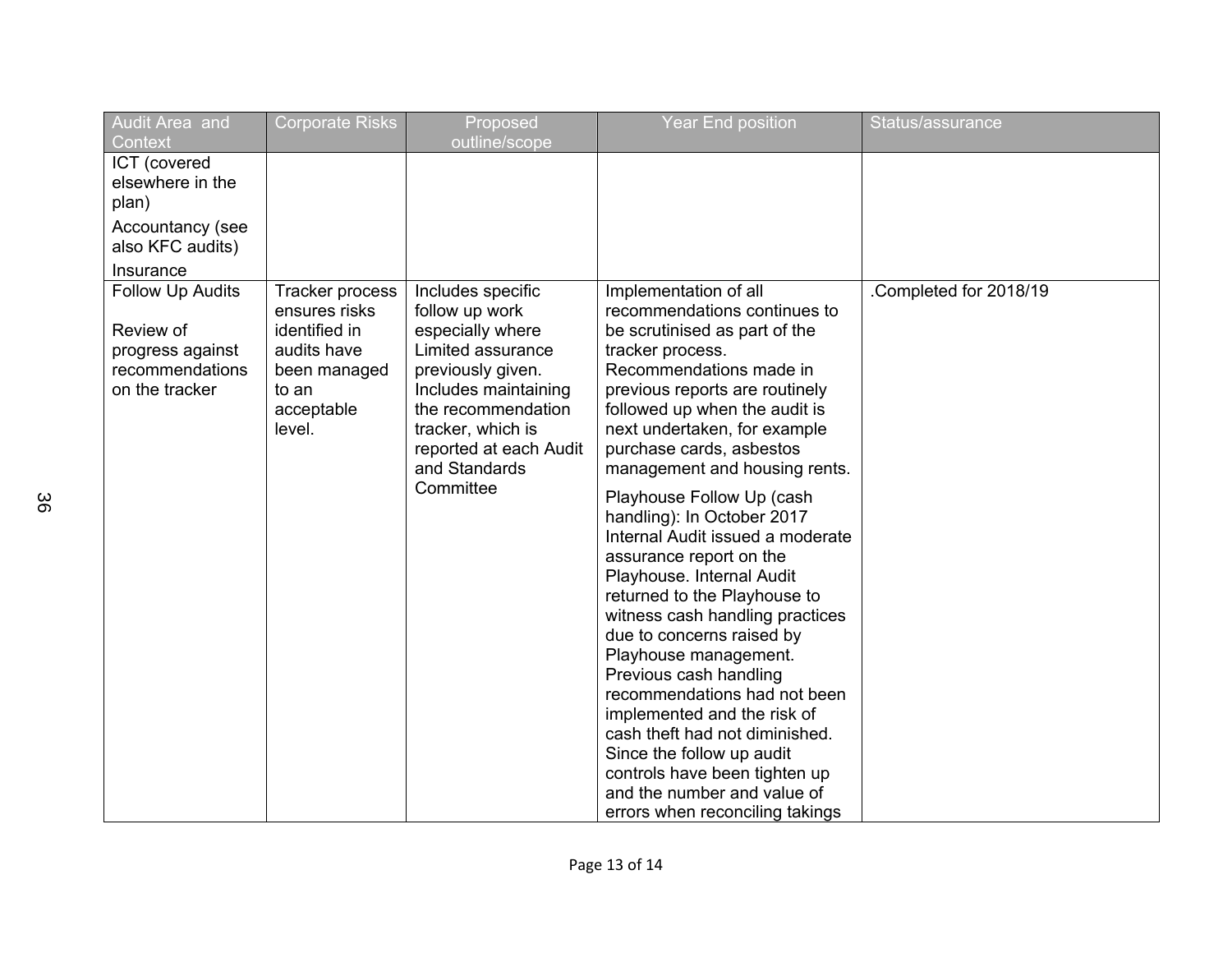| Audit Area and Context | Corporate Risks | Proposed outline/scope | Year End position | Status/assurance |
|---|---|---|---|---|
| ICT (covered elsewhere in the plan)<br>Accountancy (see also KFC audits)<br>Insurance | | | | |
| Follow Up Audits<br><br>Review of progress against recommendations on the tracker | Tracker process ensures risks identified in audits have been managed to an acceptable level. | Includes specific follow up work especially where Limited assurance previously given. Includes maintaining the recommendation tracker, which is reported at each Audit and Standards Committee | Implementation of all recommendations continues to be scrutinised as part of the tracker process. Recommendations made in previous reports are routinely followed up when the audit is next undertaken, for example purchase cards, asbestos management and housing rents.<br><br>Playhouse Follow Up (cash handling): In October 2017 Internal Audit issued a moderate assurance report on the Playhouse. Internal Audit returned to the Playhouse to witness cash handling practices due to concerns raised by Playhouse management. Previous cash handling recommendations had not been implemented and the risk of cash theft had not diminished. Since the follow up audit controls have been tighten up and the number and value of errors when reconciling takings | .Completed for 2018/19 |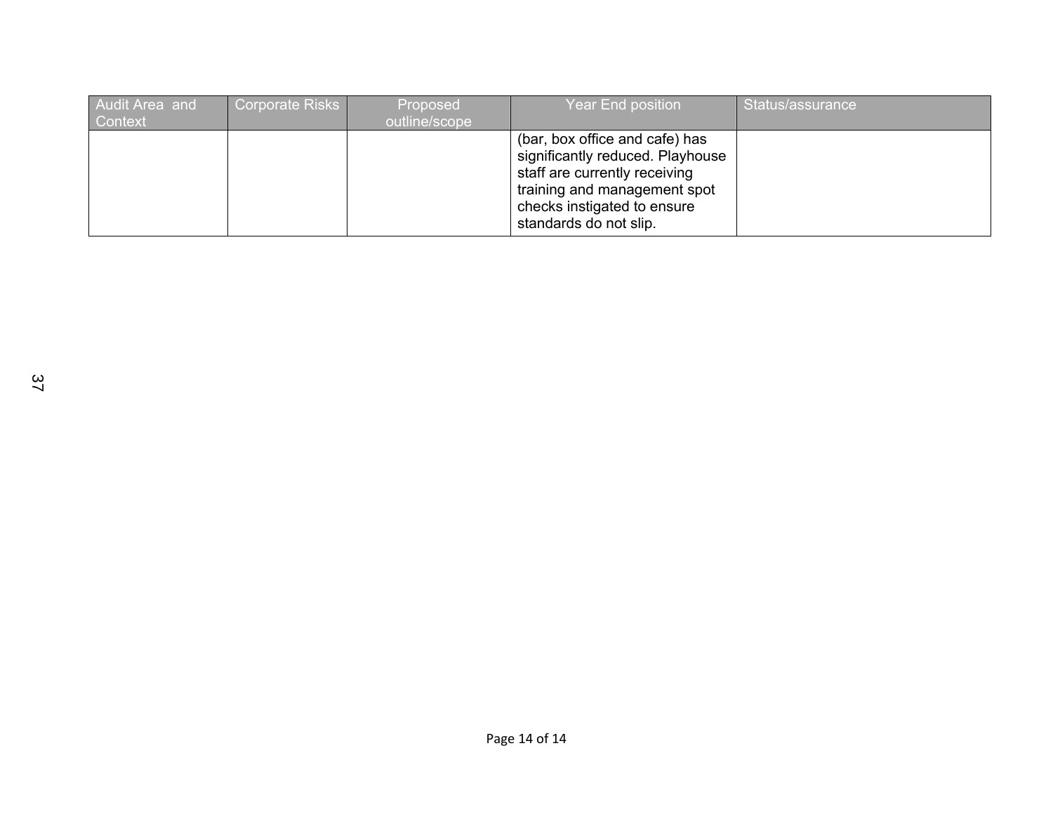| Audit Area and Context | Corporate Risks | Proposed outline/scope | Year End position | Status/assurance |
|---|---|---|---|---|
| | | | (bar, box office and cafe) has significantly reduced. Playhouse staff are currently receiving training and management spot checks instigated to ensure standards do not slip. | |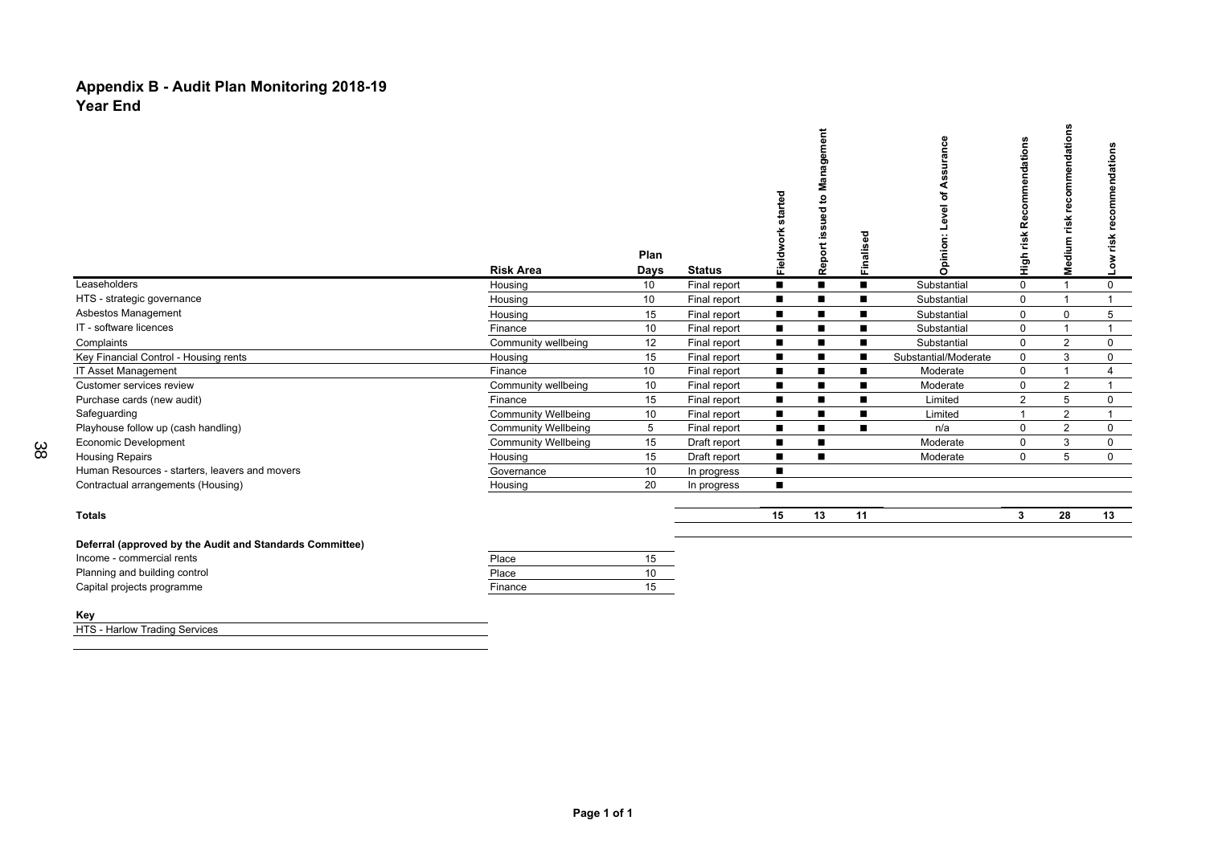# Appendix B - Audit Plan Monitoring 2018-19

## Year End

| | Risk Area | Plan Days | Status | Fieldwork started | Report issued to Management | Finalised | Opinion: Level of Assurance | High risk Recommendations | Medium risk recommendations | Low risk recommendations |
|---|---|---|---|---|---|---|---|---|---|---|
| Leaseholders | Housing | 10 | Final report | ■ | ■ | ■ | Substantial | 0 | 1 | 0 |
| HTS - strategic governance | Housing | 10 | Final report | ■ | ■ | ■ | Substantial | 0 | 1 | 1 |
| Asbestos Management | Housing | 15 | Final report | ■ | ■ | ■ | Substantial | 0 | 0 | 5 |
| IT - software licences | Finance | 10 | Final report | ■ | ■ | ■ | Substantial | 0 | 1 | 1 |
| Complaints | Community wellbeing | 12 | Final report | ■ | ■ | ■ | Substantial | 0 | 2 | 0 |
| Key Financial Control - Housing rents | Housing | 15 | Final report | ■ | ■ | ■ | Substantial/Moderate | 0 | 3 | 0 |
| IT Asset Management | Finance | 10 | Final report | ■ | ■ | ■ | Moderate | 0 | 1 | 4 |
| Customer services review | Community wellbeing | 10 | Final report | ■ | ■ | ■ | Moderate | 0 | 2 | 1 |
| Purchase cards (new audit) | Finance | 15 | Final report | ■ | ■ | ■ | Limited | 2 | 5 | 0 |
| Safeguarding | Community Wellbeing | 10 | Final report | ■ | ■ | ■ | Limited | 1 | 2 | 1 |
| Playhouse follow up (cash handling) | Community Wellbeing | 5 | Final report | ■ | ■ | ■ | n/a | 0 | 2 | 0 |
| Economic Development | Community Wellbeing | 15 | Draft report | ■ | ■ | | Moderate | 0 | 3 | 0 |
| Housing Repairs | Housing | 15 | Draft report | ■ | ■ | | Moderate | 0 | 5 | 0 |
| Human Resources - starters, leavers and movers | Governance | 10 | In progress | ■ | | | | | | |
| Contractual arrangements (Housing) | Housing | 20 | In progress | ■ | | | | | | |
| **Totals** | | | | **15** | **13** | **11** | | **3** | **28** | **13** |

**Deferral (approved by the Audit and Standards Committee)**

| | | |
|---|---|---|
| Income - commercial rents | Place | 15 |
| Planning and building control | Place | 10 |
| Capital projects programme | Finance | 15 |

**Key**

HTS - Harlow Trading Services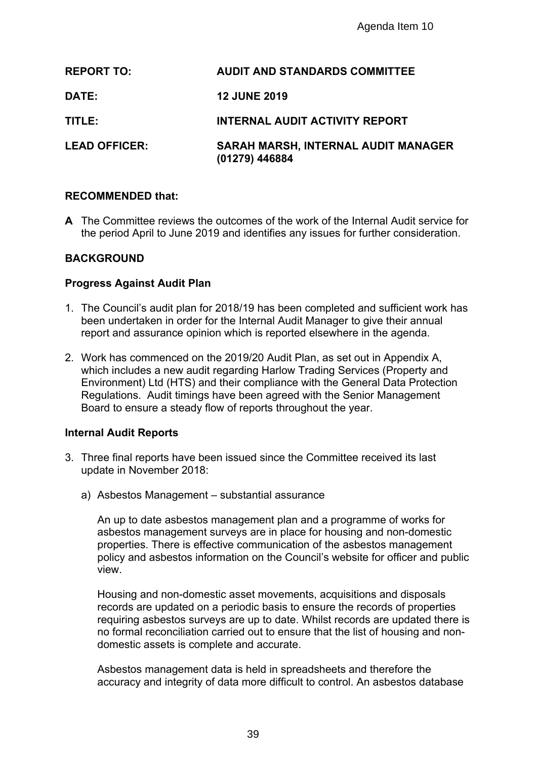Agenda Item 10

**REPORT TO:** **AUDIT AND STANDARDS COMMITTEE**

**DATE:** **12 JUNE 2019**

**TITLE:** **INTERNAL AUDIT ACTIVITY REPORT**

**LEAD OFFICER:** **SARAH MARSH, INTERNAL AUDIT MANAGER (01279) 446884**

**RECOMMENDED that:**

**A** The Committee reviews the outcomes of the work of the Internal Audit service for the period April to June 2019 and identifies any issues for further consideration.

**BACKGROUND**

**Progress Against Audit Plan**

1. The Council's audit plan for 2018/19 has been completed and sufficient work has been undertaken in order for the Internal Audit Manager to give their annual report and assurance opinion which is reported elsewhere in the agenda.

2. Work has commenced on the 2019/20 Audit Plan, as set out in Appendix A, which includes a new audit regarding Harlow Trading Services (Property and Environment) Ltd (HTS) and their compliance with the General Data Protection Regulations. Audit timings have been agreed with the Senior Management Board to ensure a steady flow of reports throughout the year.

**Internal Audit Reports**

3. Three final reports have been issued since the Committee received its last update in November 2018:

   a) Asbestos Management – substantial assurance

      An up to date asbestos management plan and a programme of works for asbestos management surveys are in place for housing and non-domestic properties. There is effective communication of the asbestos management policy and asbestos information on the Council's website for officer and public view.

      Housing and non-domestic asset movements, acquisitions and disposals records are updated on a periodic basis to ensure the records of properties requiring asbestos surveys are up to date. Whilst records are updated there is no formal reconciliation carried out to ensure that the list of housing and non-domestic assets is complete and accurate.

      Asbestos management data is held in spreadsheets and therefore the accuracy and integrity of data more difficult to control. An asbestos database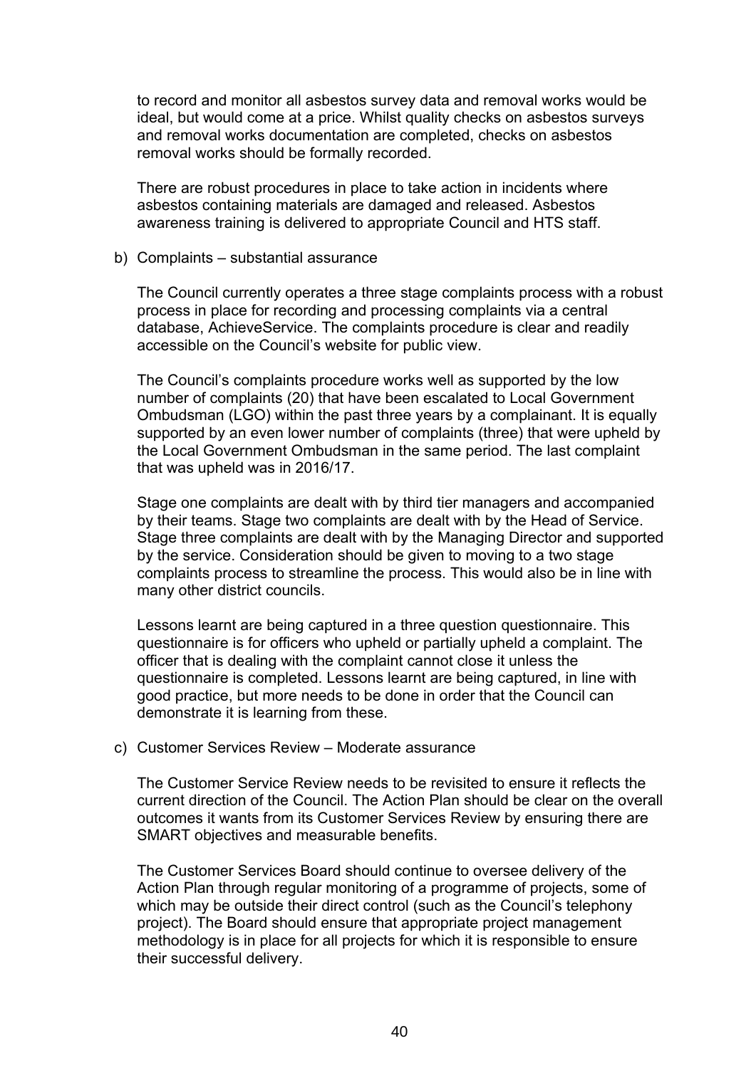to record and monitor all asbestos survey data and removal works would be ideal, but would come at a price. Whilst quality checks on asbestos surveys and removal works documentation are completed, checks on asbestos removal works should be formally recorded.

There are robust procedures in place to take action in incidents where asbestos containing materials are damaged and released. Asbestos awareness training is delivered to appropriate Council and HTS staff.

b) Complaints – substantial assurance

The Council currently operates a three stage complaints process with a robust process in place for recording and processing complaints via a central database, AchieveService. The complaints procedure is clear and readily accessible on the Council's website for public view.

The Council's complaints procedure works well as supported by the low number of complaints (20) that have been escalated to Local Government Ombudsman (LGO) within the past three years by a complainant. It is equally supported by an even lower number of complaints (three) that were upheld by the Local Government Ombudsman in the same period. The last complaint that was upheld was in 2016/17.

Stage one complaints are dealt with by third tier managers and accompanied by their teams. Stage two complaints are dealt with by the Head of Service. Stage three complaints are dealt with by the Managing Director and supported by the service. Consideration should be given to moving to a two stage complaints process to streamline the process. This would also be in line with many other district councils.

Lessons learnt are being captured in a three question questionnaire. This questionnaire is for officers who upheld or partially upheld a complaint. The officer that is dealing with the complaint cannot close it unless the questionnaire is completed. Lessons learnt are being captured, in line with good practice, but more needs to be done in order that the Council can demonstrate it is learning from these.

c) Customer Services Review – Moderate assurance

The Customer Service Review needs to be revisited to ensure it reflects the current direction of the Council. The Action Plan should be clear on the overall outcomes it wants from its Customer Services Review by ensuring there are SMART objectives and measurable benefits.

The Customer Services Board should continue to oversee delivery of the Action Plan through regular monitoring of a programme of projects, some of which may be outside their direct control (such as the Council's telephony project). The Board should ensure that appropriate project management methodology is in place for all projects for which it is responsible to ensure their successful delivery.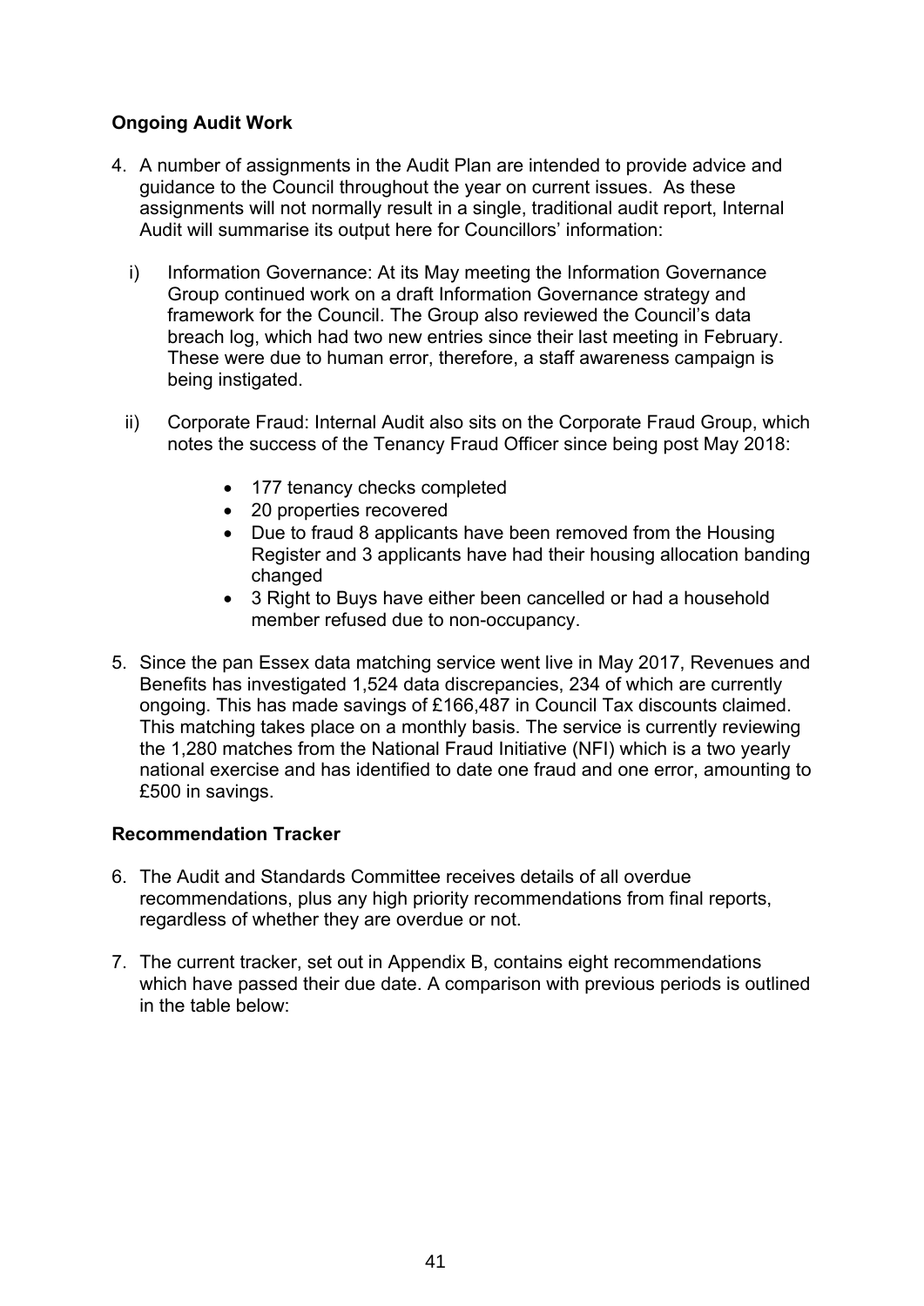**Ongoing Audit Work**

4. A number of assignments in the Audit Plan are intended to provide advice and guidance to the Council throughout the year on current issues. As these assignments will not normally result in a single, traditional audit report, Internal Audit will summarise its output here for Councillors' information:

   i) Information Governance: At its May meeting the Information Governance Group continued work on a draft Information Governance strategy and framework for the Council. The Group also reviewed the Council's data breach log, which had two new entries since their last meeting in February. These were due to human error, therefore, a staff awareness campaign is being instigated.

   ii) Corporate Fraud: Internal Audit also sits on the Corporate Fraud Group, which notes the success of the Tenancy Fraud Officer since being post May 2018:

      - 177 tenancy checks completed
      - 20 properties recovered
      - Due to fraud 8 applicants have been removed from the Housing Register and 3 applicants have had their housing allocation banding changed
      - 3 Right to Buys have either been cancelled or had a household member refused due to non-occupancy.

5. Since the pan Essex data matching service went live in May 2017, Revenues and Benefits has investigated 1,524 data discrepancies, 234 of which are currently ongoing. This has made savings of £166,487 in Council Tax discounts claimed. This matching takes place on a monthly basis. The service is currently reviewing the 1,280 matches from the National Fraud Initiative (NFI) which is a two yearly national exercise and has identified to date one fraud and one error, amounting to £500 in savings.

**Recommendation Tracker**

6. The Audit and Standards Committee receives details of all overdue recommendations, plus any high priority recommendations from final reports, regardless of whether they are overdue or not.

7. The current tracker, set out in Appendix B, contains eight recommendations which have passed their due date. A comparison with previous periods is outlined in the table below: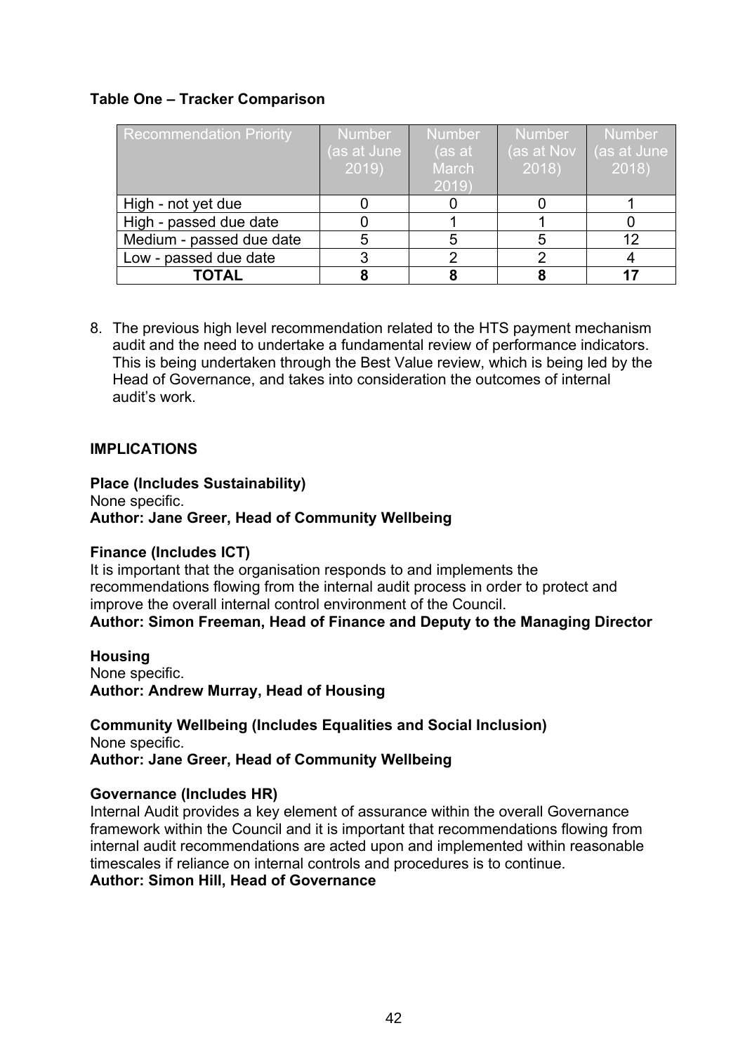**Table One – Tracker Comparison**

| Recommendation Priority | Number (as at June 2019) | Number (as at March 2019) | Number (as at Nov 2018) | Number (as at June 2018) |
|---|---|---|---|---|
| High - not yet due | 0 | 0 | 0 | 1 |
| High - passed due date | 0 | 1 | 1 | 0 |
| Medium - passed due date | 5 | 5 | 5 | 12 |
| Low - passed due date | 3 | 2 | 2 | 4 |
| **TOTAL** | **8** | **8** | **8** | **17** |

8. The previous high level recommendation related to the HTS payment mechanism audit and the need to undertake a fundamental review of performance indicators. This is being undertaken through the Best Value review, which is being led by the Head of Governance, and takes into consideration the outcomes of internal audit's work.

**IMPLICATIONS**

**Place (Includes Sustainability)**
None specific.
**Author: Jane Greer, Head of Community Wellbeing**

**Finance (Includes ICT)**
It is important that the organisation responds to and implements the recommendations flowing from the internal audit process in order to protect and improve the overall internal control environment of the Council.
**Author: Simon Freeman, Head of Finance and Deputy to the Managing Director**

**Housing**
None specific.
**Author: Andrew Murray, Head of Housing**

**Community Wellbeing (Includes Equalities and Social Inclusion)**
None specific.
**Author: Jane Greer, Head of Community Wellbeing**

**Governance (Includes HR)**
Internal Audit provides a key element of assurance within the overall Governance framework within the Council and it is important that recommendations flowing from internal audit recommendations are acted upon and implemented within reasonable timescales if reliance on internal controls and procedures is to continue.
**Author: Simon Hill, Head of Governance**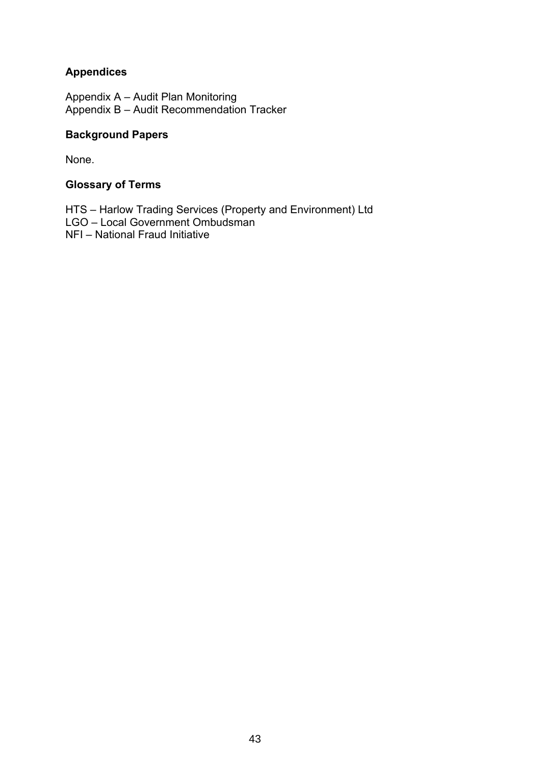**Appendices**

Appendix A – Audit Plan Monitoring
Appendix B – Audit Recommendation Tracker

**Background Papers**

None.

**Glossary of Terms**

HTS – Harlow Trading Services (Property and Environment) Ltd
LGO – Local Government Ombudsman
NFI – National Fraud Initiative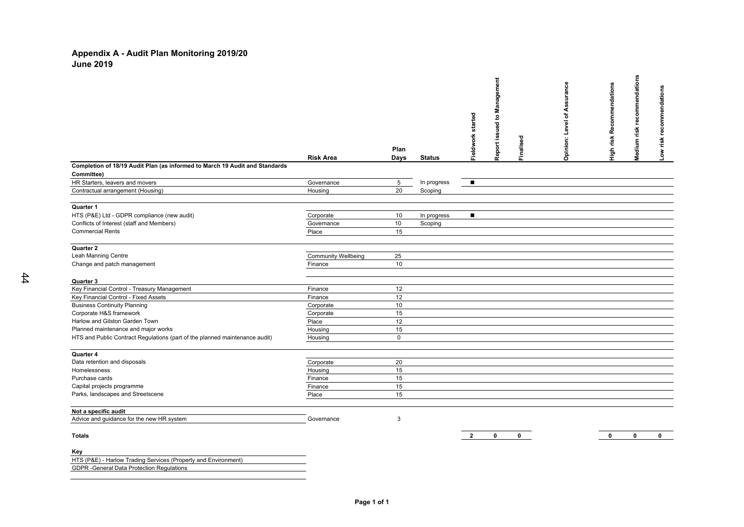# Appendix A - Audit Plan Monitoring 2019/20
## June 2019

| | Risk Area | Plan Days | Status | Fieldwork started | Report issued to Management | Finalised | Opinion: Level of Assurance | High risk Recommendations | Medium risk recommendations | Low risk recommendations |
|---|---|---|---|---|---|---|---|---|---|---|
| **Completion of 18/19 Audit Plan (as informed to March 19 Audit and Standards Committee)** | | | | | | | | | | |
| HR Starters, leavers and movers | Governance | 5 | In progress | ■ | | | | | | |
| Contractual arrangement (Housing) | Housing | 20 | Scoping | | | | | | | |
| **Quarter 1** | | | | | | | | | | |
| HTS (P&E) Ltd - GDPR compliance (new audit) | Corporate | 10 | In progress | ■ | | | | | | |
| Conflicts of Interest (staff and Members) | Governance | 10 | Scoping | | | | | | | |
| Commercial Rents | Place | 15 | | | | | | | | |
| **Quarter 2** | | | | | | | | | | |
| Leah Manning Centre | Community Wellbeing | 25 | | | | | | | | |
| Change and patch management | Finance | 10 | | | | | | | | |
| **Quarter 3** | | | | | | | | | | |
| Key Financial Control - Treasury Management | Finance | 12 | | | | | | | | |
| Key Financial Control - Fixed Assets | Finance | 12 | | | | | | | | |
| Business Continuity Planning | Corporate | 10 | | | | | | | | |
| Corporate H&S framework | Corporate | 15 | | | | | | | | |
| Harlow and Gilston Garden Town | Place | 12 | | | | | | | | |
| Planned maintenance and major works | Housing | 15 | | | | | | | | |
| HTS and Public Contract Regulations (part of the planned maintenance audit) | Housing | 0 | | | | | | | | |
| **Quarter 4** | | | | | | | | | | |
| Data retention and disposals | Corporate | 20 | | | | | | | | |
| Homelessness | Housing | 15 | | | | | | | | |
| Purchase cards | Finance | 15 | | | | | | | | |
| Capital projects programme | Finance | 15 | | | | | | | | |
| Parks, landscapes and Streetscene | Place | 15 | | | | | | | | |
| **Not a specific audit** | | | | | | | | | | |
| Advice and guidance for the new HR system | Governance | 3 | | | | | | | | |
| **Totals** | | | | **2** | **0** | **0** | | **0** | **0** | **0** |

**Key**

HTS (P&E) - Harlow Trading Services (Property and Environment)

GDPR -General Data Protection Regulations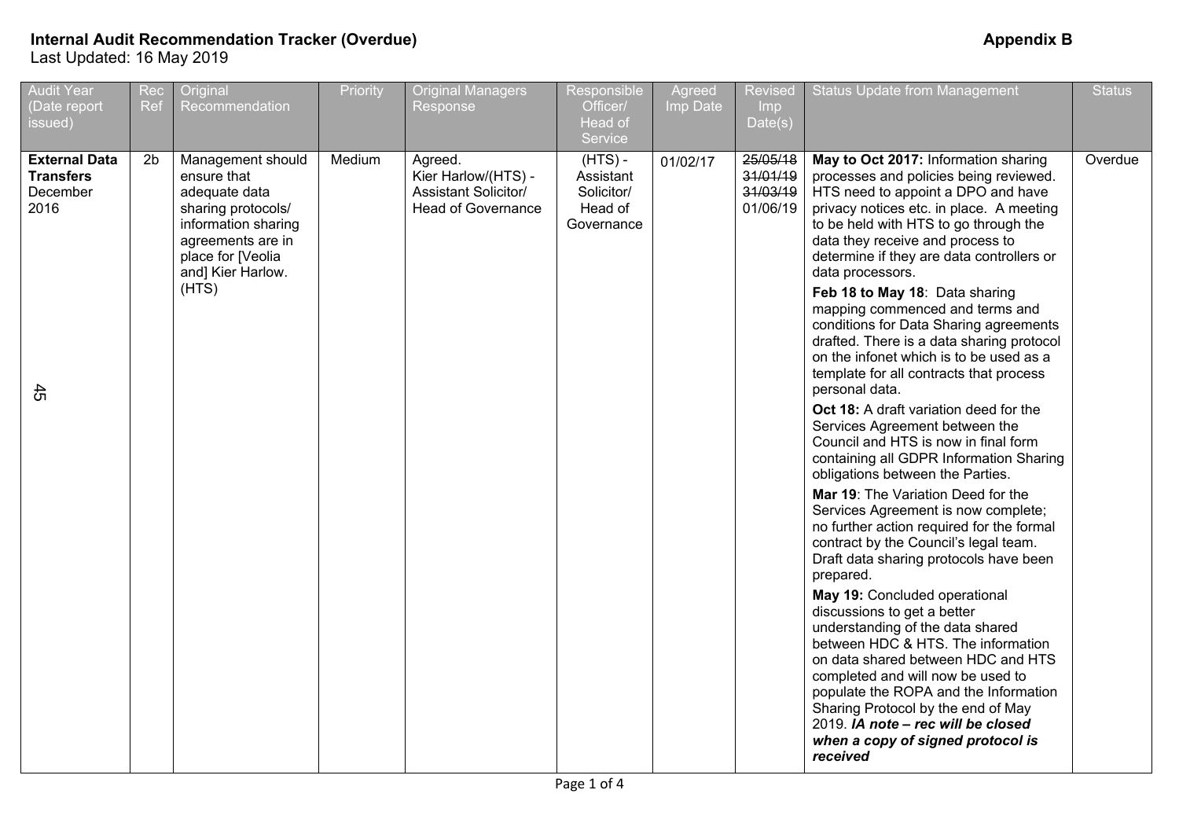**Internal Audit Recommendation Tracker (Overdue)**
Last Updated: 16 May 2019

**Appendix B**

| Audit Year (Date report issued) | Rec Ref | Original Recommendation | Priority | Original Managers Response | Responsible Officer/ Head of Service | Agreed Imp Date | Revised Imp Date(s) | Status Update from Management | Status |
|---|---|---|---|---|---|---|---|---|---|
| **External Data Transfers** December 2016 | 2b | Management should ensure that adequate data sharing protocols/ information sharing agreements are in place for [Veolia and] Kier Harlow. (HTS) | Medium | Agreed. Kier Harlow/(HTS) - Assistant Solicitor/ Head of Governance | (HTS) - Assistant Solicitor/ Head of Governance | 01/02/17 | ~~25/05/18~~ ~~31/01/19~~ ~~31/03/19~~ 01/06/19 | **May to Oct 2017:** Information sharing processes and policies being reviewed. HTS need to appoint a DPO and have privacy notices etc. in place. A meeting to be held with HTS to go through the data they receive and process to determine if they are data controllers or data processors.<br><br>**Feb 18 to May 18**: Data sharing mapping commenced and terms and conditions for Data Sharing agreements drafted. There is a data sharing protocol on the infonet which is to be used as a template for all contracts that process personal data.<br><br>**Oct 18:** A draft variation deed for the Services Agreement between the Council and HTS is now in final form containing all GDPR Information Sharing obligations between the Parties.<br><br>**Mar 19**: The Variation Deed for the Services Agreement is now complete; no further action required for the formal contract by the Council's legal team. Draft data sharing protocols have been prepared.<br><br>**May 19:** Concluded operational discussions to get a better understanding of the data shared between HDC & HTS. The information on data shared between HDC and HTS completed and will now be used to populate the ROPA and the Information Sharing Protocol by the end of May 2019. ***IA note – rec will be closed when a copy of signed protocol is received*** | Overdue |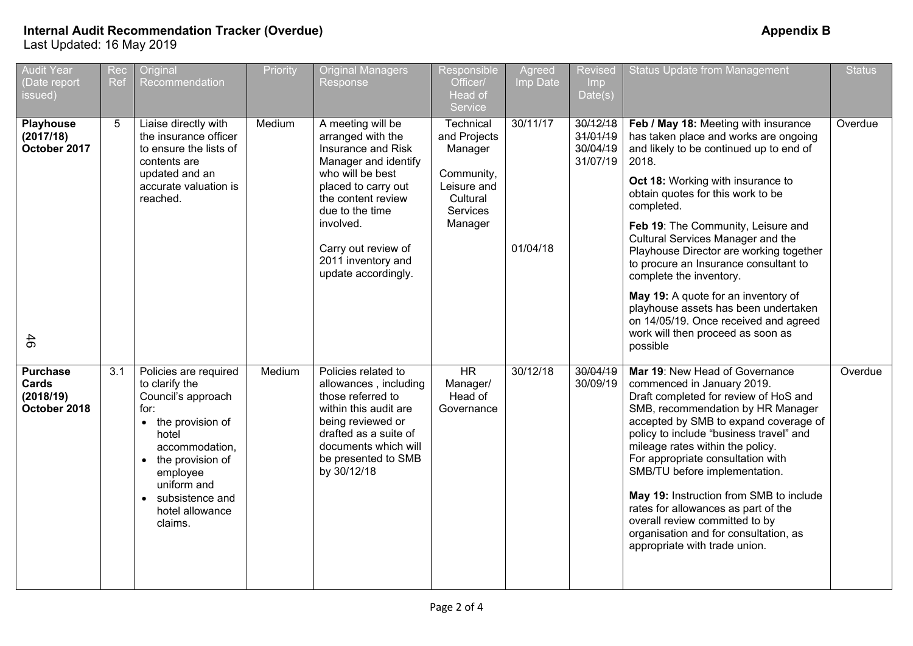**Internal Audit Recommendation Tracker (Overdue)** **Appendix B**

Last Updated: 16 May 2019

| Audit Year (Date report issued) | Rec Ref | Original Recommendation | Priority | Original Managers Response | Responsible Officer/ Head of Service | Agreed Imp Date | Revised Imp Date(s) | Status Update from Management | Status |
|---|---|---|---|---|---|---|---|---|---|
| **Playhouse (2017/18) October 2017** | 5 | Liaise directly with the insurance officer to ensure the lists of contents are updated and an accurate valuation is reached. | Medium | A meeting will be arranged with the Insurance and Risk Manager and identify who will be best placed to carry out the content review due to the time involved.<br><br>Carry out review of 2011 inventory and update accordingly. | Technical and Projects Manager<br><br>Community, Leisure and Cultural Services Manager | 30/11/17<br><br>01/04/18 | ~~30/12/18~~<br>~~31/01/19~~<br>~~30/04/19~~<br>31/07/19 | **Feb / May 18:** Meeting with insurance has taken place and works are ongoing and likely to be continued up to end of 2018.<br><br>**Oct 18:** Working with insurance to obtain quotes for this work to be completed.<br><br>**Feb 19**: The Community, Leisure and Cultural Services Manager and the Playhouse Director are working together to procure an Insurance consultant to complete the inventory.<br><br>**May 19:** A quote for an inventory of playhouse assets has been undertaken on 14/05/19. Once received and agreed work will then proceed as soon as possible | Overdue |
| **Purchase Cards (2018/19) October 2018** | 3.1 | Policies are required to clarify the Council's approach for:<br>• the provision of hotel accommodation,<br>• the provision of employee uniform and<br>• subsistence and hotel allowance claims. | Medium | Policies related to allowances , including those referred to within this audit are being reviewed or drafted as a suite of documents which will be presented to SMB by 30/12/18 | HR Manager/ Head of Governance | 30/12/18 | ~~30/04/19~~<br>30/09/19 | **Mar 19**: New Head of Governance commenced in January 2019.<br>Draft completed for review of HoS and SMB, recommendation by HR Manager accepted by SMB to expand coverage of policy to include "business travel" and mileage rates within the policy.<br>For appropriate consultation with SMB/TU before implementation.<br><br>**May 19:** Instruction from SMB to include rates for allowances as part of the overall review committed to by organisation and for consultation, as appropriate with trade union. | Overdue |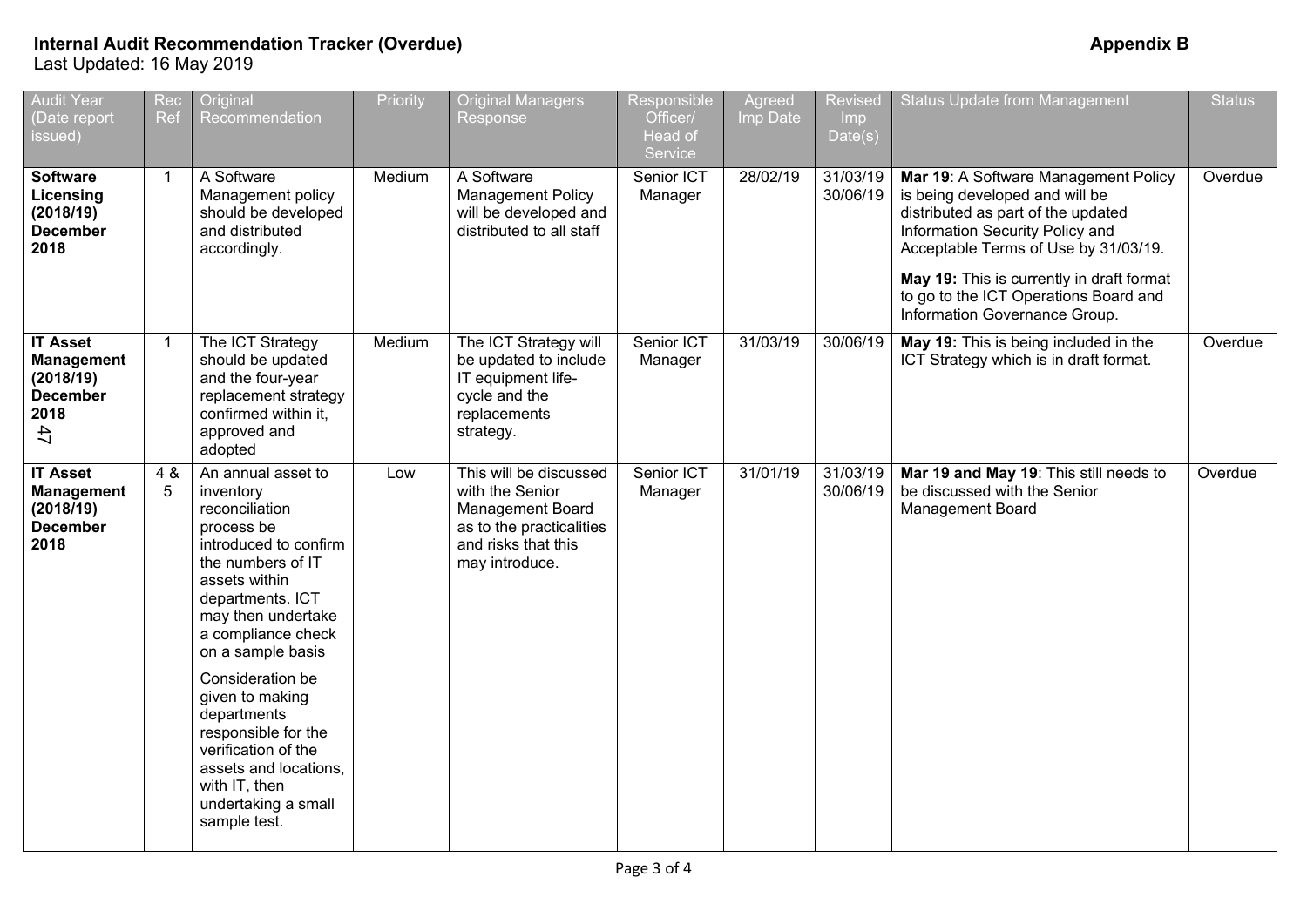**Internal Audit Recommendation Tracker (Overdue)** **Appendix B**

Last Updated: 16 May 2019

| Audit Year (Date report issued) | Rec Ref | Original Recommendation | Priority | Original Managers Response | Responsible Officer/ Head of Service | Agreed Imp Date | Revised Imp Date(s) | Status Update from Management | Status |
|---|---|---|---|---|---|---|---|---|---|
| **Software Licensing (2018/19) December 2018** | 1 | A Software Management policy should be developed and distributed accordingly. | Medium | A Software Management Policy will be developed and distributed to all staff | Senior ICT Manager | 28/02/19 | ~~31/03/19~~ 30/06/19 | **Mar 19**: A Software Management Policy is being developed and will be distributed as part of the updated Information Security Policy and Acceptable Terms of Use by 31/03/19. **May 19:** This is currently in draft format to go to the ICT Operations Board and Information Governance Group. | Overdue |
| **IT Asset Management (2018/19) December 2018** | 1 | The ICT Strategy should be updated and the four-year replacement strategy confirmed within it, approved and adopted | Medium | The ICT Strategy will be updated to include IT equipment life-cycle and the replacements strategy. | Senior ICT Manager | 31/03/19 | 30/06/19 | **May 19:** This is being included in the ICT Strategy which is in draft format. | Overdue |
| **IT Asset Management (2018/19) December 2018** | 4 & 5 | An annual asset to inventory reconciliation process be introduced to confirm the numbers of IT assets within departments. ICT may then undertake a compliance check on a sample basis. Consideration be given to making departments responsible for the verification of the assets and locations, with IT, then undertaking a small sample test. | Low | This will be discussed with the Senior Management Board as to the practicalities and risks that this may introduce. | Senior ICT Manager | 31/01/19 | ~~31/03/19~~ 30/06/19 | **Mar 19 and May 19**: This still needs to be discussed with the Senior Management Board | Overdue |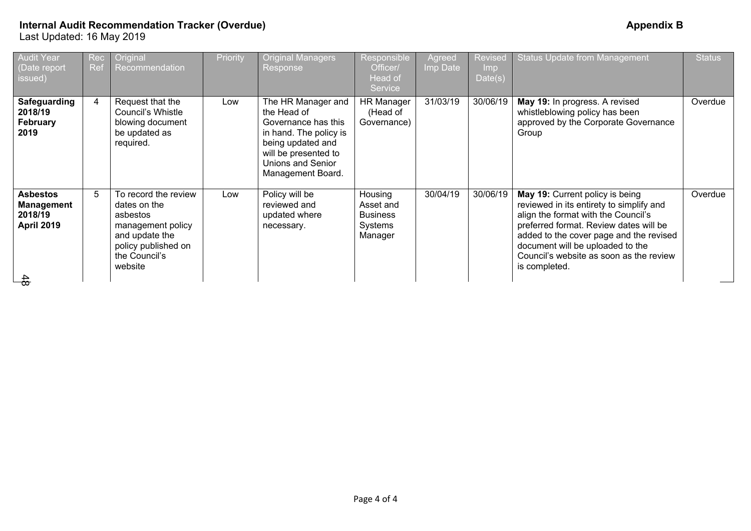**Internal Audit Recommendation Tracker (Overdue)** **Appendix B**

Last Updated: 16 May 2019

| Audit Year (Date report issued) | Rec Ref | Original Recommendation | Priority | Original Managers Response | Responsible Officer/ Head of Service | Agreed Imp Date | Revised Imp Date(s) | Status Update from Management | Status |
|---|---|---|---|---|---|---|---|---|---|
| **Safeguarding 2018/19 February 2019** | 4 | Request that the Council's Whistle blowing document be updated as required. | Low | The HR Manager and the Head of Governance has this in hand. The policy is being updated and will be presented to Unions and Senior Management Board. | HR Manager (Head of Governance) | 31/03/19 | 30/06/19 | **May 19:** In progress. A revised whistleblowing policy has been approved by the Corporate Governance Group | Overdue |
| **Asbestos Management 2018/19 April 2019** | 5 | To record the review dates on the asbestos management policy and update the policy published on the Council's website | Low | Policy will be reviewed and updated where necessary. | Housing Asset and Business Systems Manager | 30/04/19 | 30/06/19 | **May 19:** Current policy is being reviewed in its entirety to simplify and align the format with the Council's preferred format. Review dates will be added to the cover page and the revised document will be uploaded to the Council's website as soon as the review is completed. | Overdue |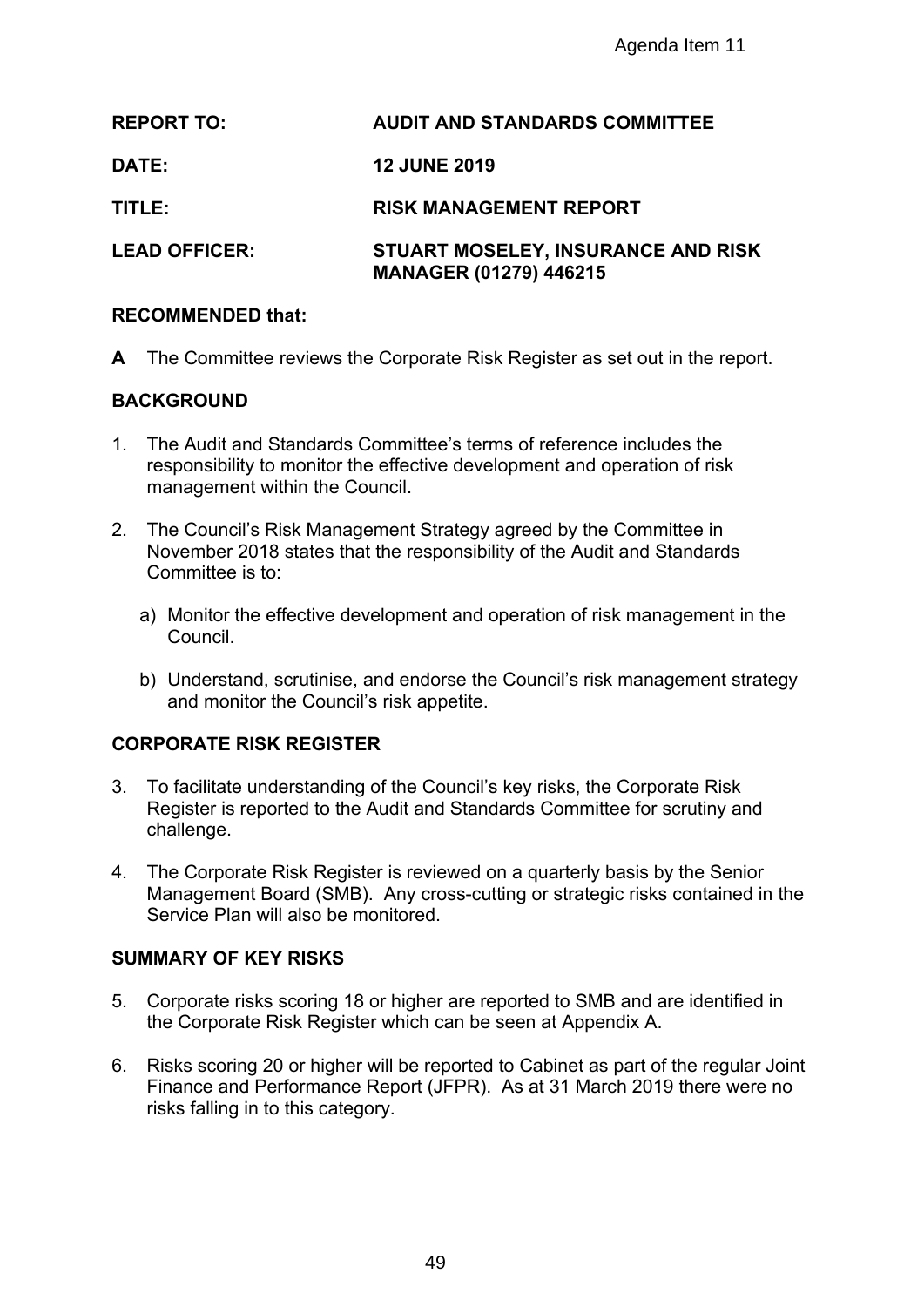Agenda Item 11

**REPORT TO:** **AUDIT AND STANDARDS COMMITTEE**

**DATE:** **12 JUNE 2019**

**TITLE:** **RISK MANAGEMENT REPORT**

**LEAD OFFICER:** **STUART MOSELEY, INSURANCE AND RISK MANAGER (01279) 446215**

**RECOMMENDED that:**

**A** The Committee reviews the Corporate Risk Register as set out in the report.

## BACKGROUND

1. The Audit and Standards Committee's terms of reference includes the responsibility to monitor the effective development and operation of risk management within the Council.

2. The Council's Risk Management Strategy agreed by the Committee in November 2018 states that the responsibility of the Audit and Standards Committee is to:

   a) Monitor the effective development and operation of risk management in the Council.

   b) Understand, scrutinise, and endorse the Council's risk management strategy and monitor the Council's risk appetite.

## CORPORATE RISK REGISTER

3. To facilitate understanding of the Council's key risks, the Corporate Risk Register is reported to the Audit and Standards Committee for scrutiny and challenge.

4. The Corporate Risk Register is reviewed on a quarterly basis by the Senior Management Board (SMB). Any cross-cutting or strategic risks contained in the Service Plan will also be monitored.

## SUMMARY OF KEY RISKS

5. Corporate risks scoring 18 or higher are reported to SMB and are identified in the Corporate Risk Register which can be seen at Appendix A.

6. Risks scoring 20 or higher will be reported to Cabinet as part of the regular Joint Finance and Performance Report (JFPR). As at 31 March 2019 there were no risks falling in to this category.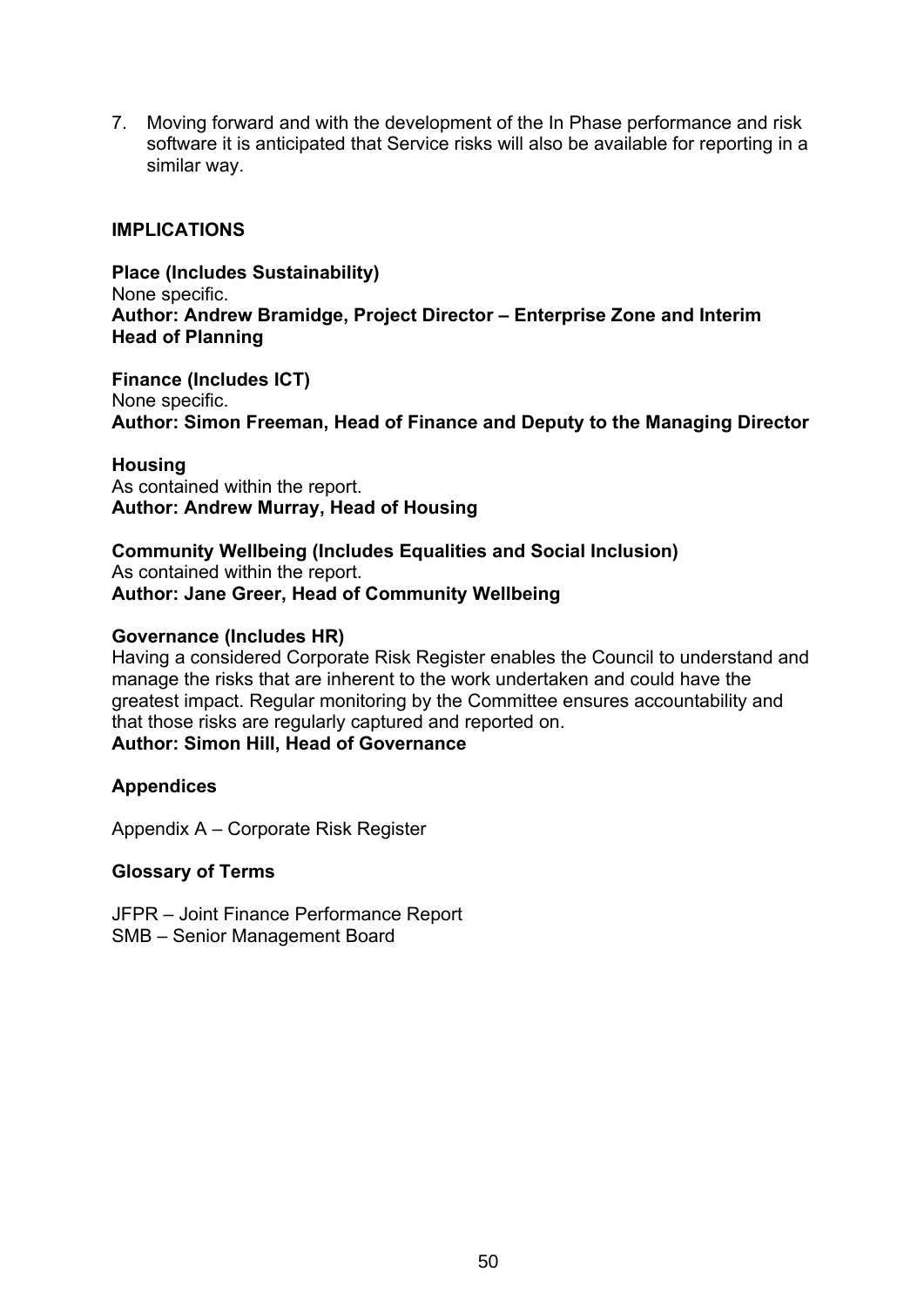7. Moving forward and with the development of the In Phase performance and risk software it is anticipated that Service risks will also be available for reporting in a similar way.

## IMPLICATIONS

**Place (Includes Sustainability)**
None specific.
**Author: Andrew Bramidge, Project Director – Enterprise Zone and Interim Head of Planning**

**Finance (Includes ICT)**
None specific.
**Author: Simon Freeman, Head of Finance and Deputy to the Managing Director**

**Housing**
As contained within the report.
**Author: Andrew Murray, Head of Housing**

**Community Wellbeing (Includes Equalities and Social Inclusion)**
As contained within the report.
**Author: Jane Greer, Head of Community Wellbeing**

**Governance (Includes HR)**
Having a considered Corporate Risk Register enables the Council to understand and manage the risks that are inherent to the work undertaken and could have the greatest impact. Regular monitoring by the Committee ensures accountability and that those risks are regularly captured and reported on.
**Author: Simon Hill, Head of Governance**

## Appendices

Appendix A – Corporate Risk Register

## Glossary of Terms

JFPR – Joint Finance Performance Report
SMB – Senior Management Board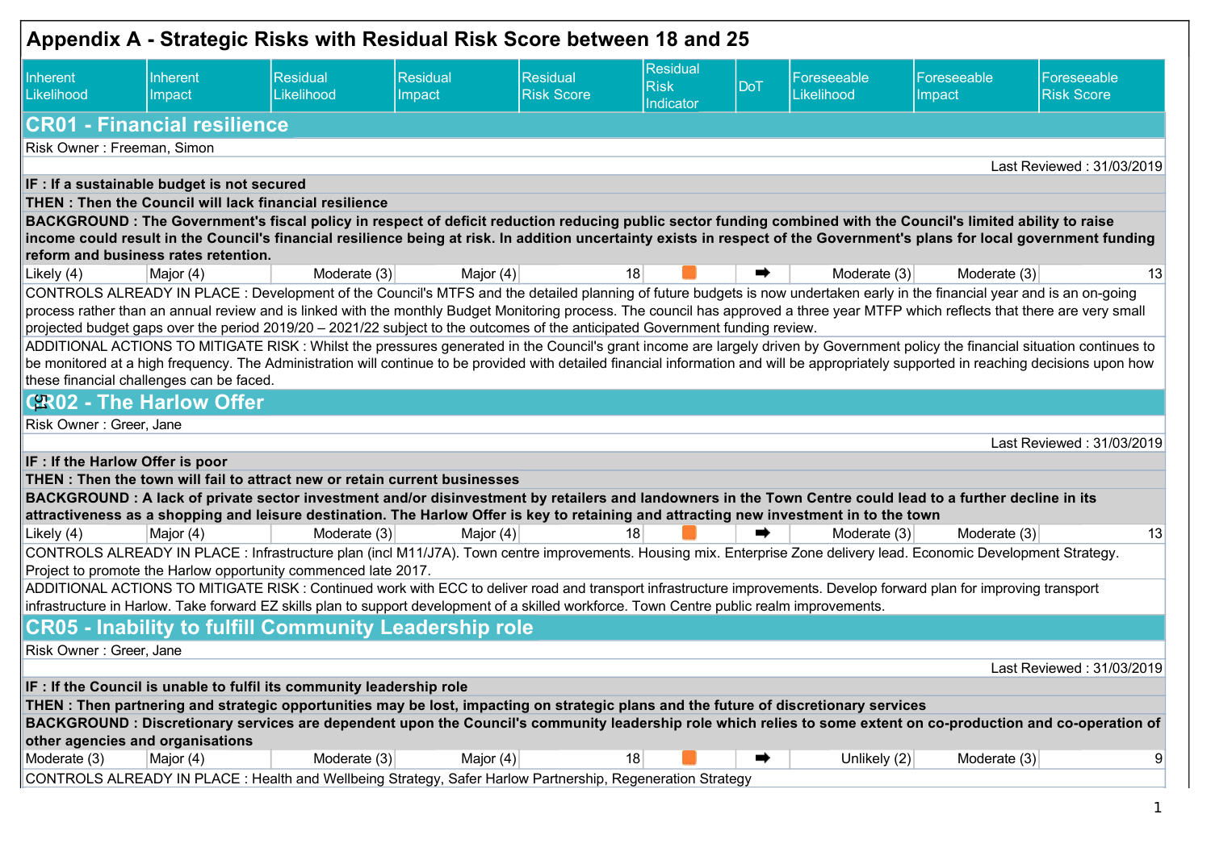# Appendix A - Strategic Risks with Residual Risk Score between 18 and 25

| Inherent Likelihood | Inherent Impact | Residual Likelihood | Residual Impact | Residual Risk Score | Residual Risk Indicator | DoT | Foreseeable Likelihood | Foreseeable Impact | Foreseeable Risk Score |
|---|---|---|---|---|---|---|---|---|---|

## CR01 - Financial resilience

Risk Owner : Freeman, Simon

Last Reviewed : 31/03/2019

**IF : If a sustainable budget is not secured**

**THEN : Then the Council will lack financial resilience**

**BACKGROUND : The Government's fiscal policy in respect of deficit reduction reducing public sector funding combined with the Council's limited ability to raise income could result in the Council's financial resilience being at risk. In addition uncertainty exists in respect of the Government's plans for local government funding reform and business rates retention.**

| Inherent Likelihood | Inherent Impact | Residual Likelihood | Residual Impact | Residual Risk Score | Residual Risk Indicator | DoT | Foreseeable Likelihood | Foreseeable Impact | Foreseeable Risk Score |
|---|---|---|---|---|---|---|---|---|---|
| Likely (4) | Major (4) | Moderate (3) | Major (4) | 18 | | ➡ | Moderate (3) | Moderate (3) | 13 |

CONTROLS ALREADY IN PLACE : Development of the Council's MTFS and the detailed planning of future budgets is now undertaken early in the financial year and is an on-going process rather than an annual review and is linked with the monthly Budget Monitoring process. The council has approved a three year MTFP which reflects that there are very small projected budget gaps over the period 2019/20 – 2021/22 subject to the outcomes of the anticipated Government funding review.

ADDITIONAL ACTIONS TO MITIGATE RISK : Whilst the pressures generated in the Council's grant income are largely driven by Government policy the financial situation continues to be monitored at a high frequency. The Administration will continue to be provided with detailed financial information and will be appropriately supported in reaching decisions upon how these financial challenges can be faced.

## CR02 - The Harlow Offer

Risk Owner : Greer, Jane

Last Reviewed : 31/03/2019

**IF : If the Harlow Offer is poor**

**THEN : Then the town will fail to attract new or retain current businesses**

**BACKGROUND : A lack of private sector investment and/or disinvestment by retailers and landowners in the Town Centre could lead to a further decline in its attractiveness as a shopping and leisure destination. The Harlow Offer is key to retaining and attracting new investment in to the town**

| Inherent Likelihood | Inherent Impact | Residual Likelihood | Residual Impact | Residual Risk Score | Residual Risk Indicator | DoT | Foreseeable Likelihood | Foreseeable Impact | Foreseeable Risk Score |
|---|---|---|---|---|---|---|---|---|---|
| Likely (4) | Major (4) | Moderate (3) | Major (4) | 18 | | ➡ | Moderate (3) | Moderate (3) | 13 |

CONTROLS ALREADY IN PLACE : Infrastructure plan (incl M11/J7A). Town centre improvements. Housing mix. Enterprise Zone delivery lead. Economic Development Strategy. Project to promote the Harlow opportunity commenced late 2017.

ADDITIONAL ACTIONS TO MITIGATE RISK : Continued work with ECC to deliver road and transport infrastructure improvements. Develop forward plan for improving transport infrastructure in Harlow. Take forward EZ skills plan to support development of a skilled workforce. Town Centre public realm improvements.

## CR05 - Inability to fulfill Community Leadership role

Risk Owner : Greer, Jane

Last Reviewed : 31/03/2019

**IF : If the Council is unable to fulfil its community leadership role**

**THEN : Then partnering and strategic opportunities may be lost, impacting on strategic plans and the future of discretionary services**

**BACKGROUND : Discretionary services are dependent upon the Council's community leadership role which relies to some extent on co-production and co-operation of other agencies and organisations**

| Inherent Likelihood | Inherent Impact | Residual Likelihood | Residual Impact | Residual Risk Score | Residual Risk Indicator | DoT | Foreseeable Likelihood | Foreseeable Impact | Foreseeable Risk Score |
|---|---|---|---|---|---|---|---|---|---|
| Moderate (3) | Major (4) | Moderate (3) | Major (4) | 18 | | ➡ | Unlikely (2) | Moderate (3) | 9 |

CONTROLS ALREADY IN PLACE : Health and Wellbeing Strategy, Safer Harlow Partnership, Regeneration Strategy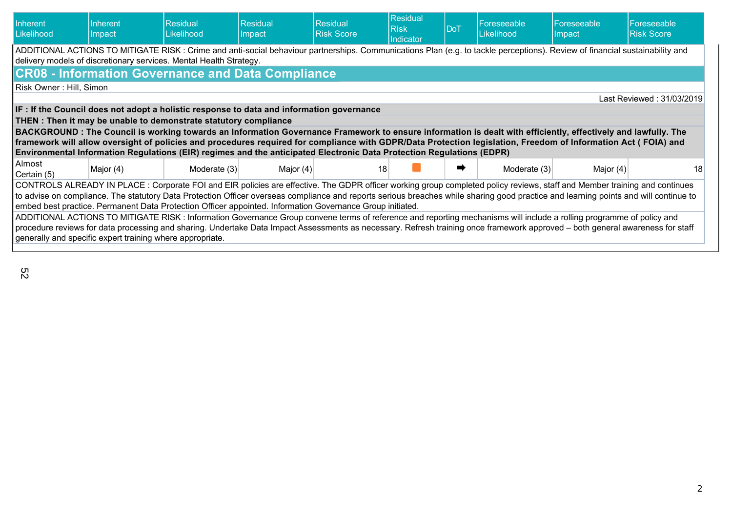| Inherent Likelihood | Inherent Impact | Residual Likelihood | Residual Impact | Residual Risk Score | Residual Risk Indicator | DoT | Foreseeable Likelihood | Foreseeable Impact | Foreseeable Risk Score |
|---|---|---|---|---|---|---|---|---|---|

ADDITIONAL ACTIONS TO MITIGATE RISK : Crime and anti-social behaviour partnerships. Communications Plan (e.g. to tackle perceptions). Review of financial sustainability and delivery models of discretionary services. Mental Health Strategy.

## CR08 - Information Governance and Data Compliance

Risk Owner : Hill, Simon

Last Reviewed : 31/03/2019

**IF : If the Council does not adopt a holistic response to data and information governance**

**THEN : Then it may be unable to demonstrate statutory compliance**

**BACKGROUND : The Council is working towards an Information Governance Framework to ensure information is dealt with efficiently, effectively and lawfully. The framework will allow oversight of policies and procedures required for compliance with GDPR/Data Protection legislation, Freedom of Information Act ( FOIA) and Environmental Information Regulations (EIR) regimes and the anticipated Electronic Data Protection Regulations (EDPR)**

| Inherent Likelihood | Inherent Impact | Residual Likelihood | Residual Impact | Residual Risk Score | Residual Risk Indicator | DoT | Foreseeable Likelihood | Foreseeable Impact | Foreseeable Risk Score |
|---|---|---|---|---|---|---|---|---|---|
| Almost Certain (5) | Major (4) | Moderate (3) | Major (4) | 18 | | ➡ | Moderate (3) | Major (4) | 18 |

CONTROLS ALREADY IN PLACE : Corporate FOI and EIR policies are effective. The GDPR officer working group completed policy reviews, staff and Member training and continues to advise on compliance. The statutory Data Protection Officer overseas compliance and reports serious breaches while sharing good practice and learning points and will continue to embed best practice. Permanent Data Protection Officer appointed. Information Governance Group initiated.

ADDITIONAL ACTIONS TO MITIGATE RISK : Information Governance Group convene terms of reference and reporting mechanisms will include a rolling programme of policy and procedure reviews for data processing and sharing. Undertake Data Impact Assessments as necessary. Refresh training once framework approved – both general awareness for staff generally and specific expert training where appropriate.